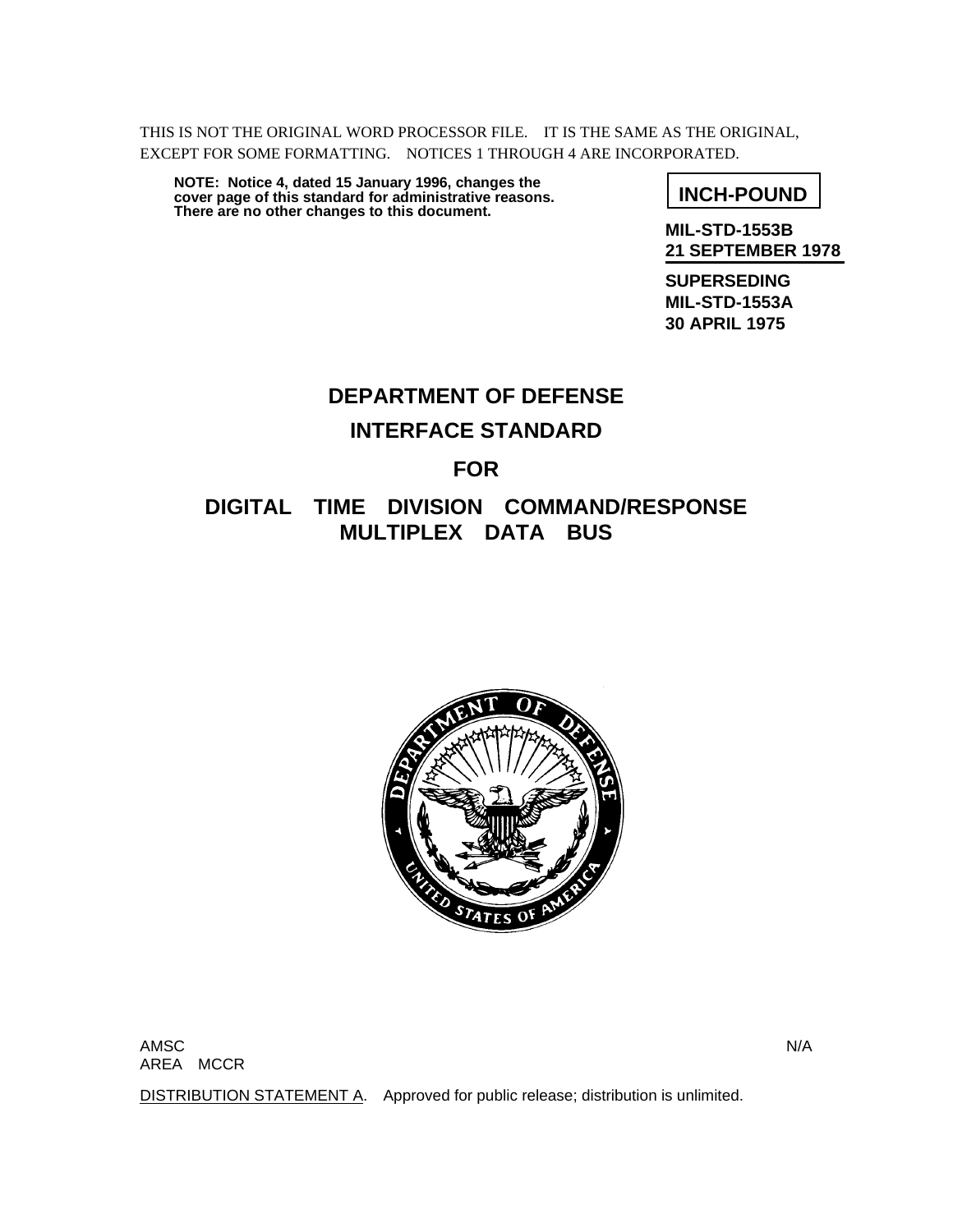THIS IS NOT THE ORIGINAL WORD PROCESSOR FILE. IT IS THE SAME AS THE ORIGINAL, EXCEPT FOR SOME FORMATTING. NOTICES 1 THROUGH 4 ARE INCORPORATED.

**NOTE: Notice 4, dated 15 January 1996, changes the cover page of this standard for administrative reasons. There are no other changes to this document.**

**INCH-POUND**

**MIL-STD-1553B**
**21 SEPTEMBER 1978**

**SUPERSEDING**
**MIL-STD-1553A**
**30 APRIL 1975**

# DEPARTMENT OF DEFENSE

# INTERFACE STANDARD

# FOR

# DIGITAL TIME DIVISION COMMAND/RESPONSE MULTIPLEX DATA BUS

AMSC N/A
AREA MCCR

DISTRIBUTION STATEMENT A. Approved for public release; distribution is unlimited.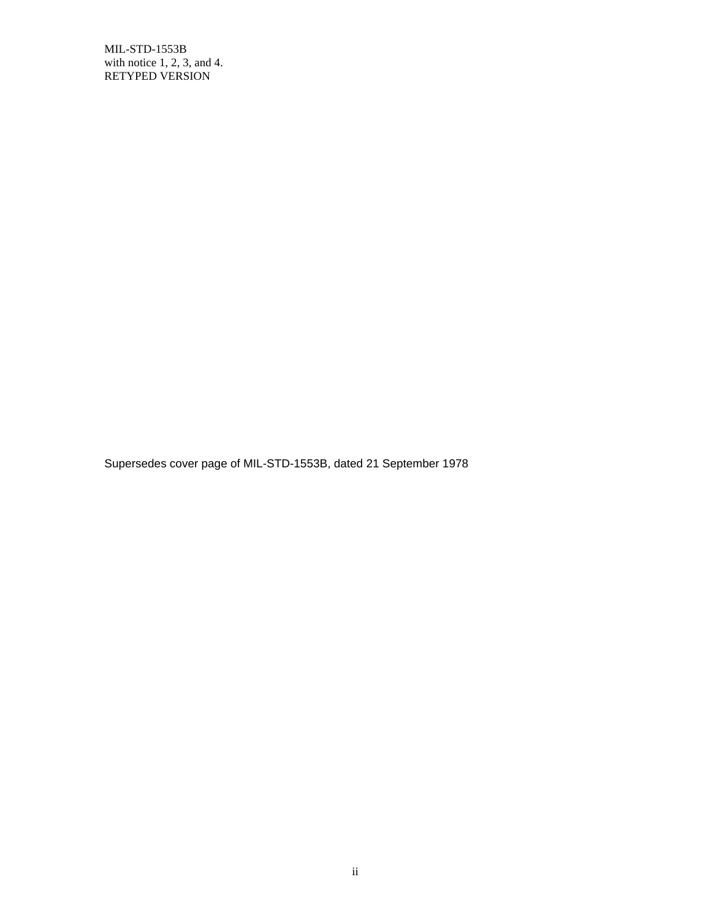Supersedes cover page of MIL-STD-1553B, dated 21 September 1978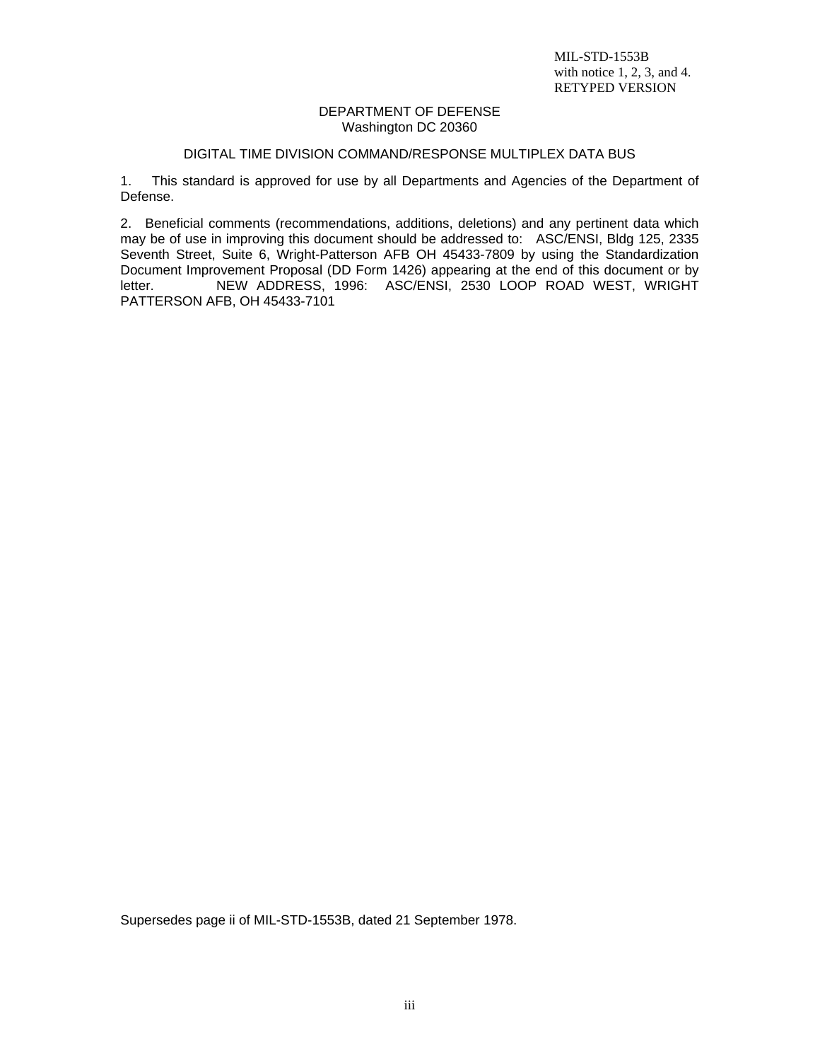MIL-STD-1553B
with notice 1, 2, 3, and 4.
RETYPED VERSION

DEPARTMENT OF DEFENSE
Washington DC 20360

DIGITAL TIME DIVISION COMMAND/RESPONSE MULTIPLEX DATA BUS

1. This standard is approved for use by all Departments and Agencies of the Department of Defense.

2. Beneficial comments (recommendations, additions, deletions) and any pertinent data which may be of use in improving this document should be addressed to: ASC/ENSI, Bldg 125, 2335 Seventh Street, Suite 6, Wright-Patterson AFB OH 45433-7809 by using the Standardization Document Improvement Proposal (DD Form 1426) appearing at the end of this document or by letter. NEW ADDRESS, 1996: ASC/ENSI, 2530 LOOP ROAD WEST, WRIGHT PATTERSON AFB, OH 45433-7101

Supersedes page ii of MIL-STD-1553B, dated 21 September 1978.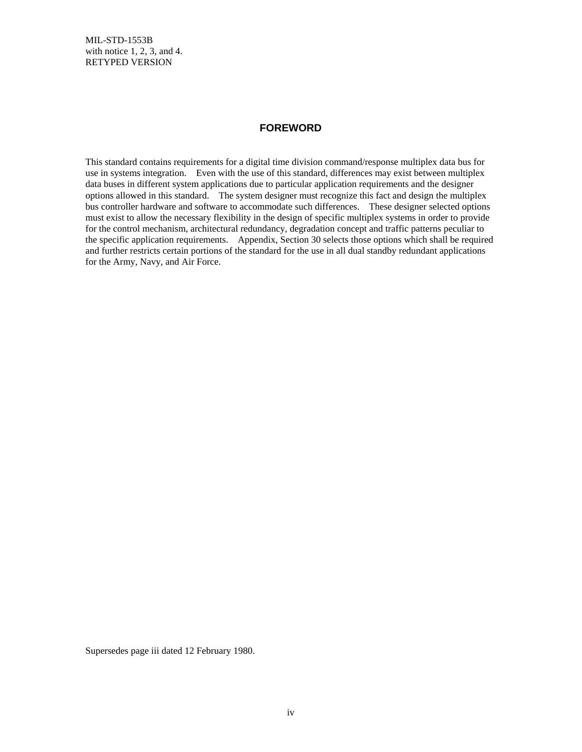# FOREWORD

This standard contains requirements for a digital time division command/response multiplex data bus for use in systems integration. Even with the use of this standard, differences may exist between multiplex data buses in different system applications due to particular application requirements and the designer options allowed in this standard. The system designer must recognize this fact and design the multiplex bus controller hardware and software to accommodate such differences. These designer selected options must exist to allow the necessary flexibility in the design of specific multiplex systems in order to provide for the control mechanism, architectural redundancy, degradation concept and traffic patterns peculiar to the specific application requirements. Appendix, Section 30 selects those options which shall be required and further restricts certain portions of the standard for the use in all dual standby redundant applications for the Army, Navy, and Air Force.

Supersedes page iii dated 12 February 1980.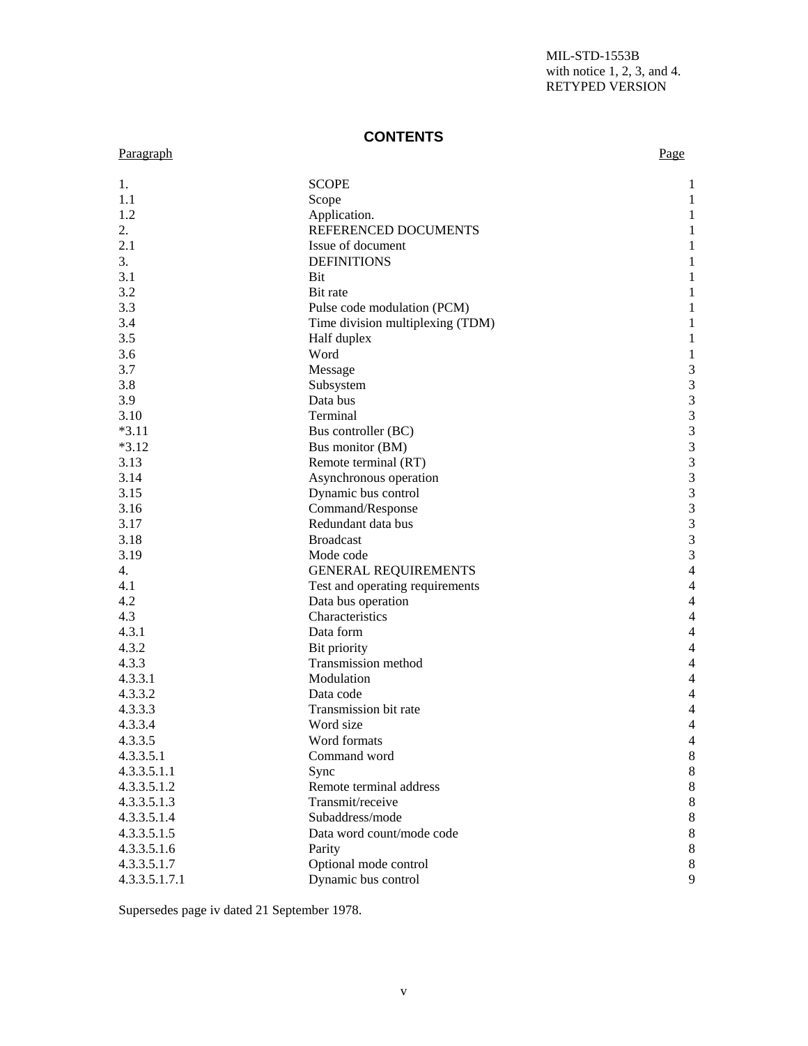# CONTENTS

| Paragraph | | Page |
|---|---|---|
| 1. | SCOPE | 1 |
| 1.1 | Scope | 1 |
| 1.2 | Application. | 1 |
| 2. | REFERENCED DOCUMENTS | 1 |
| 2.1 | Issue of document | 1 |
| 3. | DEFINITIONS | 1 |
| 3.1 | Bit | 1 |
| 3.2 | Bit rate | 1 |
| 3.3 | Pulse code modulation (PCM) | 1 |
| 3.4 | Time division multiplexing (TDM) | 1 |
| 3.5 | Half duplex | 1 |
| 3.6 | Word | 1 |
| 3.7 | Message | 3 |
| 3.8 | Subsystem | 3 |
| 3.9 | Data bus | 3 |
| 3.10 | Terminal | 3 |
| *3.11 | Bus controller (BC) | 3 |
| *3.12 | Bus monitor (BM) | 3 |
| 3.13 | Remote terminal (RT) | 3 |
| 3.14 | Asynchronous operation | 3 |
| 3.15 | Dynamic bus control | 3 |
| 3.16 | Command/Response | 3 |
| 3.17 | Redundant data bus | 3 |
| 3.18 | Broadcast | 3 |
| 3.19 | Mode code | 3 |
| 4. | GENERAL REQUIREMENTS | 4 |
| 4.1 | Test and operating requirements | 4 |
| 4.2 | Data bus operation | 4 |
| 4.3 | Characteristics | 4 |
| 4.3.1 | Data form | 4 |
| 4.3.2 | Bit priority | 4 |
| 4.3.3 | Transmission method | 4 |
| 4.3.3.1 | Modulation | 4 |
| 4.3.3.2 | Data code | 4 |
| 4.3.3.3 | Transmission bit rate | 4 |
| 4.3.3.4 | Word size | 4 |
| 4.3.3.5 | Word formats | 4 |
| 4.3.3.5.1 | Command word | 8 |
| 4.3.3.5.1.1 | Sync | 8 |
| 4.3.3.5.1.2 | Remote terminal address | 8 |
| 4.3.3.5.1.3 | Transmit/receive | 8 |
| 4.3.3.5.1.4 | Subaddress/mode | 8 |
| 4.3.3.5.1.5 | Data word count/mode code | 8 |
| 4.3.3.5.1.6 | Parity | 8 |
| 4.3.3.5.1.7 | Optional mode control | 8 |
| 4.3.3.5.1.7.1 | Dynamic bus control | 9 |

Supersedes page iv dated 21 September 1978.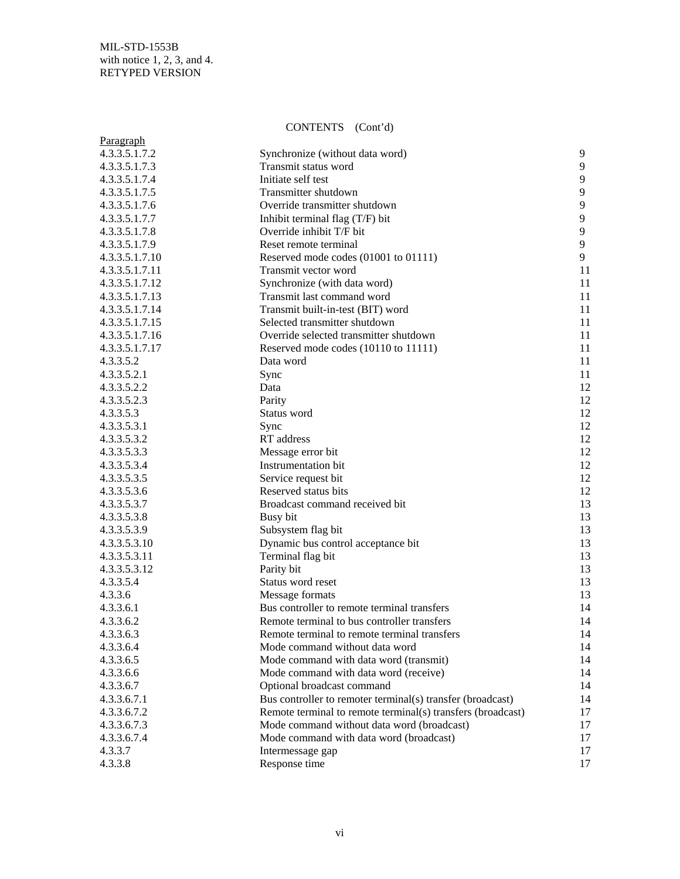CONTENTS (Cont'd)

| Paragraph | | |
|---|---|---|
| 4.3.3.5.1.7.2 | Synchronize (without data word) | 9 |
| 4.3.3.5.1.7.3 | Transmit status word | 9 |
| 4.3.3.5.1.7.4 | Initiate self test | 9 |
| 4.3.3.5.1.7.5 | Transmitter shutdown | 9 |
| 4.3.3.5.1.7.6 | Override transmitter shutdown | 9 |
| 4.3.3.5.1.7.7 | Inhibit terminal flag (T/F) bit | 9 |
| 4.3.3.5.1.7.8 | Override inhibit T/F bit | 9 |
| 4.3.3.5.1.7.9 | Reset remote terminal | 9 |
| 4.3.3.5.1.7.10 | Reserved mode codes (01001 to 01111) | 9 |
| 4.3.3.5.1.7.11 | Transmit vector word | 11 |
| 4.3.3.5.1.7.12 | Synchronize (with data word) | 11 |
| 4.3.3.5.1.7.13 | Transmit last command word | 11 |
| 4.3.3.5.1.7.14 | Transmit built-in-test (BIT) word | 11 |
| 4.3.3.5.1.7.15 | Selected transmitter shutdown | 11 |
| 4.3.3.5.1.7.16 | Override selected transmitter shutdown | 11 |
| 4.3.3.5.1.7.17 | Reserved mode codes (10110 to 11111) | 11 |
| 4.3.3.5.2 | Data word | 11 |
| 4.3.3.5.2.1 | Sync | 11 |
| 4.3.3.5.2.2 | Data | 12 |
| 4.3.3.5.2.3 | Parity | 12 |
| 4.3.3.5.3 | Status word | 12 |
| 4.3.3.5.3.1 | Sync | 12 |
| 4.3.3.5.3.2 | RT address | 12 |
| 4.3.3.5.3.3 | Message error bit | 12 |
| 4.3.3.5.3.4 | Instrumentation bit | 12 |
| 4.3.3.5.3.5 | Service request bit | 12 |
| 4.3.3.5.3.6 | Reserved status bits | 12 |
| 4.3.3.5.3.7 | Broadcast command received bit | 13 |
| 4.3.3.5.3.8 | Busy bit | 13 |
| 4.3.3.5.3.9 | Subsystem flag bit | 13 |
| 4.3.3.5.3.10 | Dynamic bus control acceptance bit | 13 |
| 4.3.3.5.3.11 | Terminal flag bit | 13 |
| 4.3.3.5.3.12 | Parity bit | 13 |
| 4.3.3.5.4 | Status word reset | 13 |
| 4.3.3.6 | Message formats | 13 |
| 4.3.3.6.1 | Bus controller to remote terminal transfers | 14 |
| 4.3.3.6.2 | Remote terminal to bus controller transfers | 14 |
| 4.3.3.6.3 | Remote terminal to remote terminal transfers | 14 |
| 4.3.3.6.4 | Mode command without data word | 14 |
| 4.3.3.6.5 | Mode command with data word (transmit) | 14 |
| 4.3.3.6.6 | Mode command with data word (receive) | 14 |
| 4.3.3.6.7 | Optional broadcast command | 14 |
| 4.3.3.6.7.1 | Bus controller to remoter terminal(s) transfer (broadcast) | 14 |
| 4.3.3.6.7.2 | Remote terminal to remote terminal(s) transfers (broadcast) | 17 |
| 4.3.3.6.7.3 | Mode command without data word (broadcast) | 17 |
| 4.3.3.6.7.4 | Mode command with data word (broadcast) | 17 |
| 4.3.3.7 | Intermessage gap | 17 |
| 4.3.3.8 | Response time | 17 |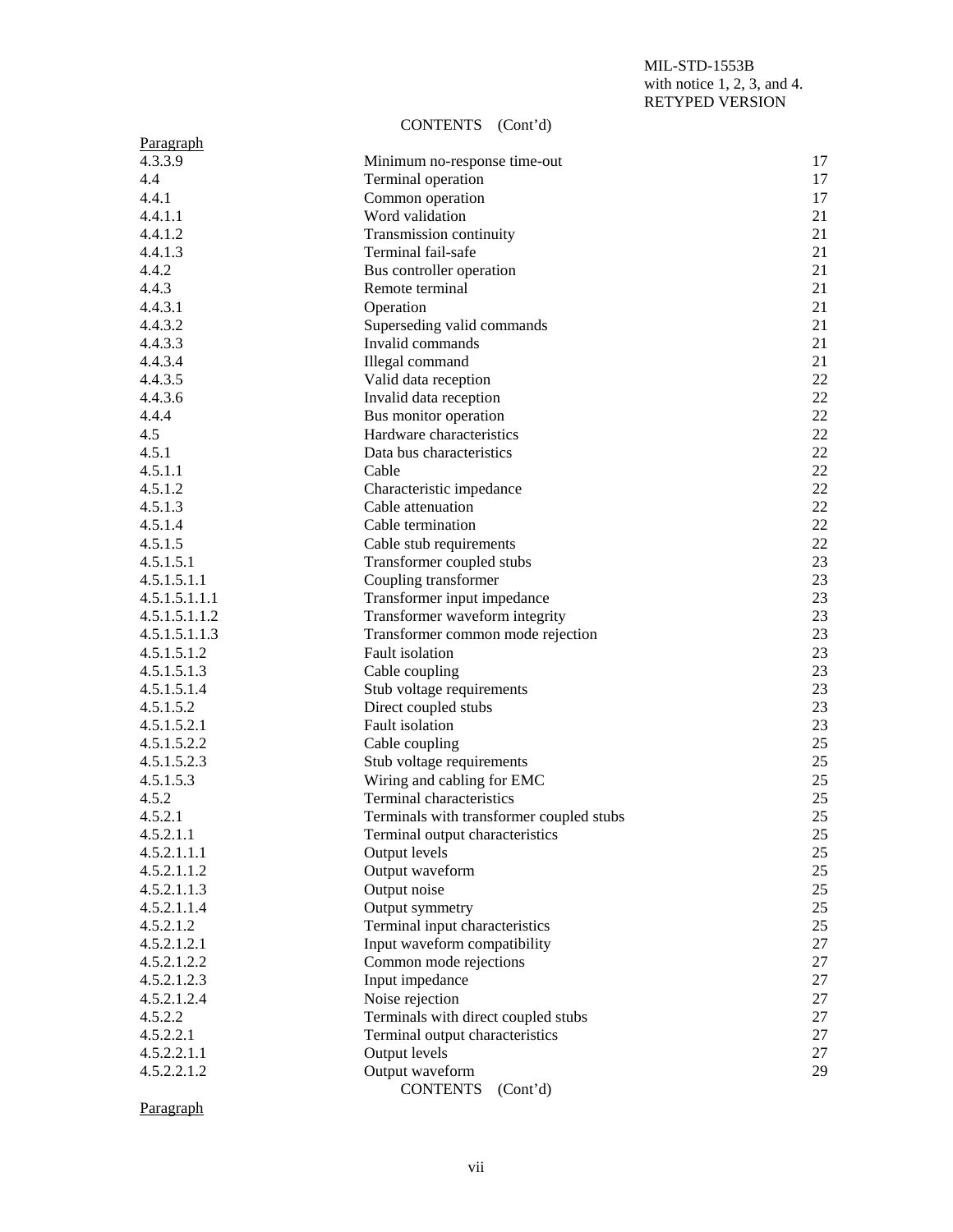CONTENTS (Cont'd)

| Paragraph | | |
|---|---|---|
| 4.3.3.9 | Minimum no-response time-out | 17 |
| 4.4 | Terminal operation | 17 |
| 4.4.1 | Common operation | 17 |
| 4.4.1.1 | Word validation | 21 |
| 4.4.1.2 | Transmission continuity | 21 |
| 4.4.1.3 | Terminal fail-safe | 21 |
| 4.4.2 | Bus controller operation | 21 |
| 4.4.3 | Remote terminal | 21 |
| 4.4.3.1 | Operation | 21 |
| 4.4.3.2 | Superseding valid commands | 21 |
| 4.4.3.3 | Invalid commands | 21 |
| 4.4.3.4 | Illegal command | 21 |
| 4.4.3.5 | Valid data reception | 22 |
| 4.4.3.6 | Invalid data reception | 22 |
| 4.4.4 | Bus monitor operation | 22 |
| 4.5 | Hardware characteristics | 22 |
| 4.5.1 | Data bus characteristics | 22 |
| 4.5.1.1 | Cable | 22 |
| 4.5.1.2 | Characteristic impedance | 22 |
| 4.5.1.3 | Cable attenuation | 22 |
| 4.5.1.4 | Cable termination | 22 |
| 4.5.1.5 | Cable stub requirements | 22 |
| 4.5.1.5.1 | Transformer coupled stubs | 23 |
| 4.5.1.5.1.1 | Coupling transformer | 23 |
| 4.5.1.5.1.1.1 | Transformer input impedance | 23 |
| 4.5.1.5.1.1.2 | Transformer waveform integrity | 23 |
| 4.5.1.5.1.1.3 | Transformer common mode rejection | 23 |
| 4.5.1.5.1.2 | Fault isolation | 23 |
| 4.5.1.5.1.3 | Cable coupling | 23 |
| 4.5.1.5.1.4 | Stub voltage requirements | 23 |
| 4.5.1.5.2 | Direct coupled stubs | 23 |
| 4.5.1.5.2.1 | Fault isolation | 23 |
| 4.5.1.5.2.2 | Cable coupling | 25 |
| 4.5.1.5.2.3 | Stub voltage requirements | 25 |
| 4.5.1.5.3 | Wiring and cabling for EMC | 25 |
| 4.5.2 | Terminal characteristics | 25 |
| 4.5.2.1 | Terminals with transformer coupled stubs | 25 |
| 4.5.2.1.1 | Terminal output characteristics | 25 |
| 4.5.2.1.1.1 | Output levels | 25 |
| 4.5.2.1.1.2 | Output waveform | 25 |
| 4.5.2.1.1.3 | Output noise | 25 |
| 4.5.2.1.1.4 | Output symmetry | 25 |
| 4.5.2.1.2 | Terminal input characteristics | 25 |
| 4.5.2.1.2.1 | Input waveform compatibility | 27 |
| 4.5.2.1.2.2 | Common mode rejections | 27 |
| 4.5.2.1.2.3 | Input impedance | 27 |
| 4.5.2.1.2.4 | Noise rejection | 27 |
| 4.5.2.2 | Terminals with direct coupled stubs | 27 |
| 4.5.2.2.1 | Terminal output characteristics | 27 |
| 4.5.2.2.1.1 | Output levels | 27 |
| 4.5.2.2.1.2 | Output waveform | 29 |

CONTENTS (Cont'd)

Paragraph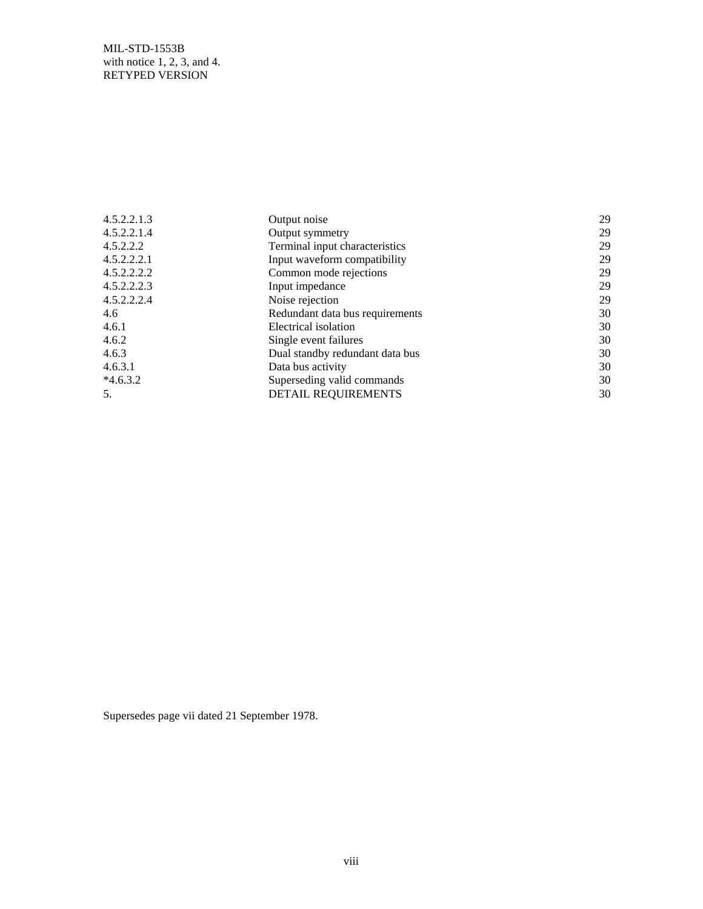| | | |
|---|---|---|
| 4.5.2.2.1.3 | Output noise | 29 |
| 4.5.2.2.1.4 | Output symmetry | 29 |
| 4.5.2.2.2 | Terminal input characteristics | 29 |
| 4.5.2.2.2.1 | Input waveform compatibility | 29 |
| 4.5.2.2.2.2 | Common mode rejections | 29 |
| 4.5.2.2.2.3 | Input impedance | 29 |
| 4.5.2.2.2.4 | Noise rejection | 29 |
| 4.6 | Redundant data bus requirements | 30 |
| 4.6.1 | Electrical isolation | 30 |
| 4.6.2 | Single event failures | 30 |
| 4.6.3 | Dual standby redundant data bus | 30 |
| 4.6.3.1 | Data bus activity | 30 |
| *4.6.3.2 | Superseding valid commands | 30 |
| 5. | DETAIL REQUIREMENTS | 30 |

Supersedes page vii dated 21 September 1978.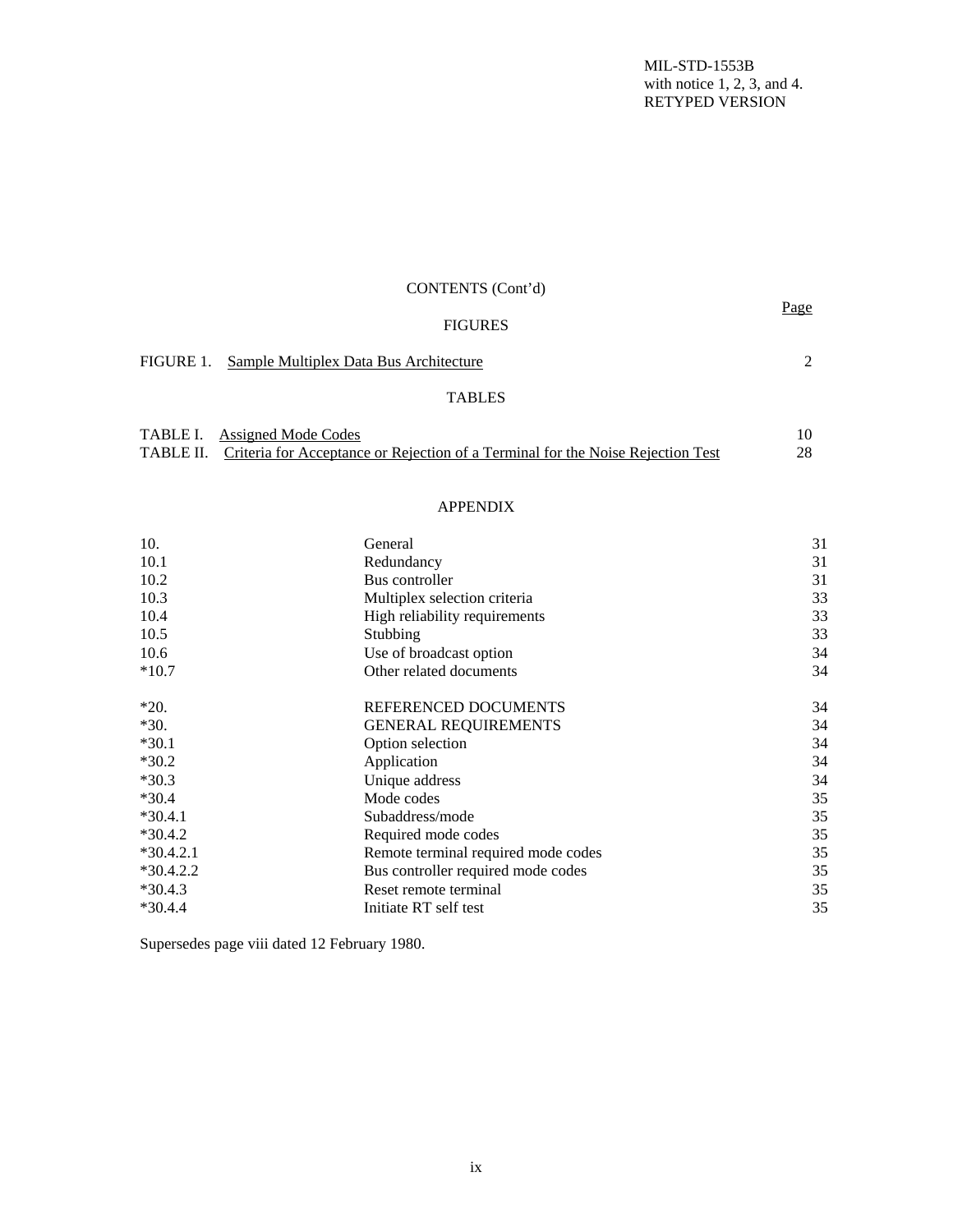CONTENTS (Cont'd)

FIGURES

| | | Page |
|---|---|---|
| FIGURE 1. | Sample Multiplex Data Bus Architecture | 2 |

TABLES

| | | |
|---|---|---|
| TABLE I. | Assigned Mode Codes | 10 |
| TABLE II. | Criteria for Acceptance or Rejection of a Terminal for the Noise Rejection Test | 28 |

APPENDIX

| | | |
|---|---|---|
| 10. | General | 31 |
| 10.1 | Redundancy | 31 |
| 10.2 | Bus controller | 31 |
| 10.3 | Multiplex selection criteria | 33 |
| 10.4 | High reliability requirements | 33 |
| 10.5 | Stubbing | 33 |
| 10.6 | Use of broadcast option | 34 |
| *10.7 | Other related documents | 34 |
| *20. | REFERENCED DOCUMENTS | 34 |
| *30. | GENERAL REQUIREMENTS | 34 |
| *30.1 | Option selection | 34 |
| *30.2 | Application | 34 |
| *30.3 | Unique address | 34 |
| *30.4 | Mode codes | 35 |
| *30.4.1 | Subaddress/mode | 35 |
| *30.4.2 | Required mode codes | 35 |
| *30.4.2.1 | Remote terminal required mode codes | 35 |
| *30.4.2.2 | Bus controller required mode codes | 35 |
| *30.4.3 | Reset remote terminal | 35 |
| *30.4.4 | Initiate RT self test | 35 |

Supersedes page viii dated 12 February 1980.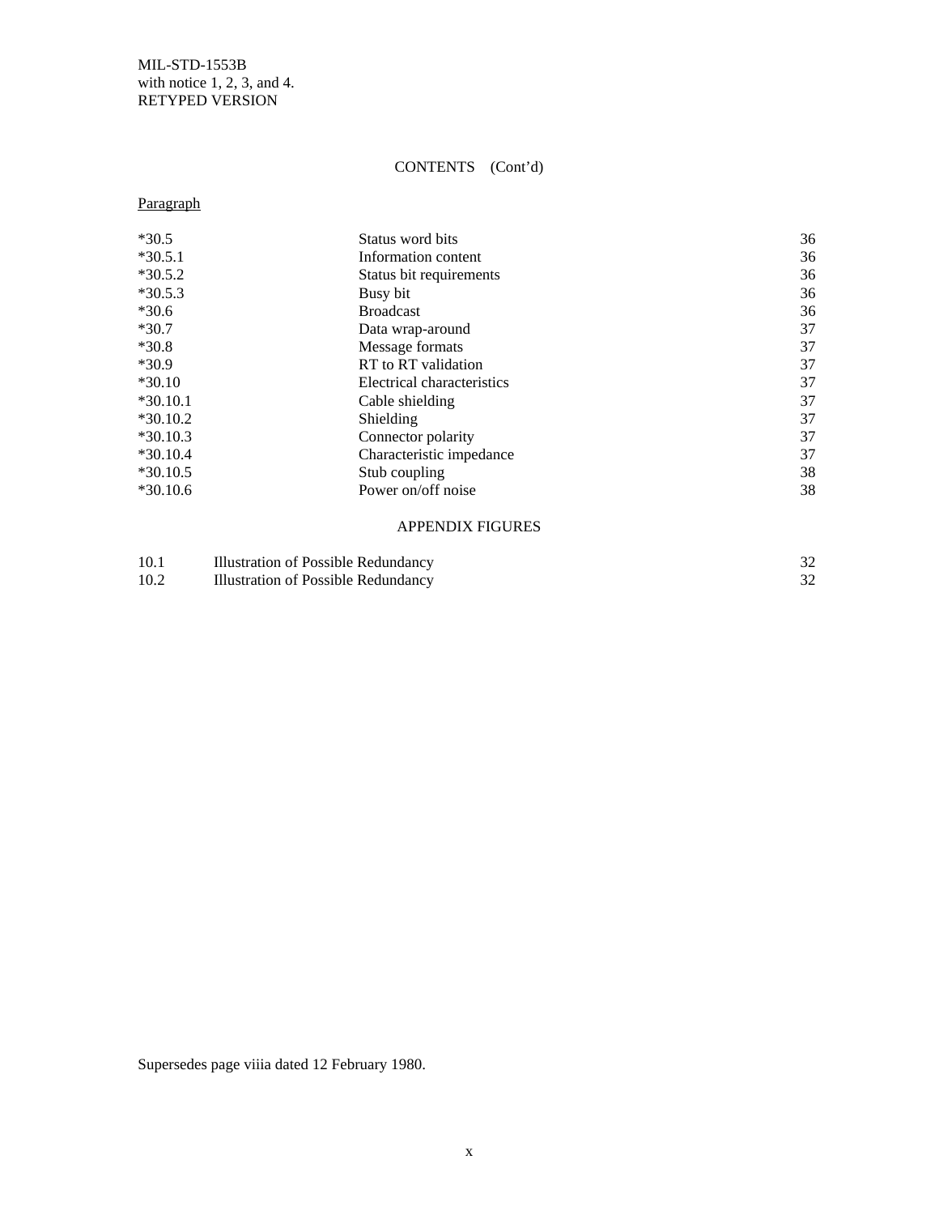CONTENTS (Cont'd)

Paragraph

| | | |
|---|---|---|
| *30.5 | Status word bits | 36 |
| *30.5.1 | Information content | 36 |
| *30.5.2 | Status bit requirements | 36 |
| *30.5.3 | Busy bit | 36 |
| *30.6 | Broadcast | 36 |
| *30.7 | Data wrap-around | 37 |
| *30.8 | Message formats | 37 |
| *30.9 | RT to RT validation | 37 |
| *30.10 | Electrical characteristics | 37 |
| *30.10.1 | Cable shielding | 37 |
| *30.10.2 | Shielding | 37 |
| *30.10.3 | Connector polarity | 37 |
| *30.10.4 | Characteristic impedance | 37 |
| *30.10.5 | Stub coupling | 38 |
| *30.10.6 | Power on/off noise | 38 |

APPENDIX FIGURES

| | | |
|---|---|---|
| 10.1 | Illustration of Possible Redundancy | 32 |
| 10.2 | Illustration of Possible Redundancy | 32 |

Supersedes page viiia dated 12 February 1980.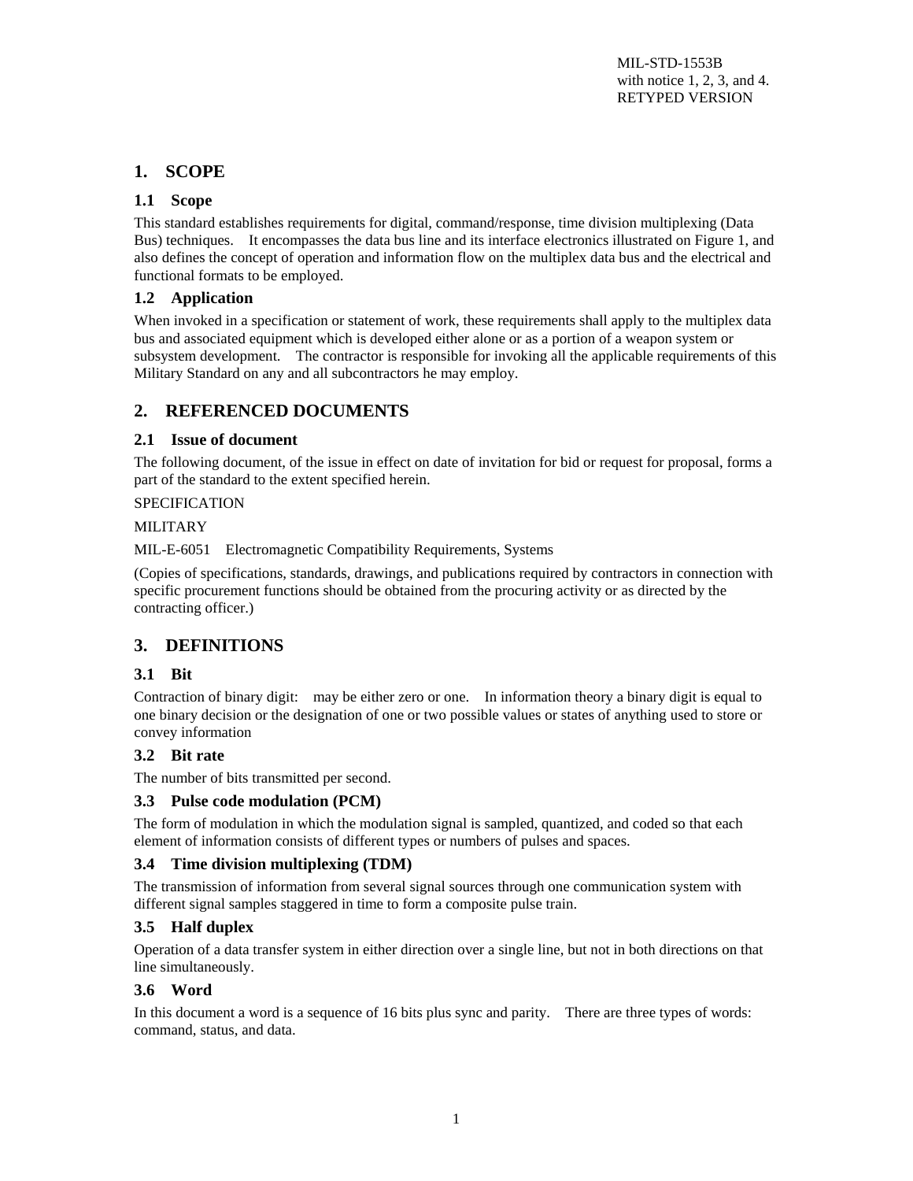# 1. SCOPE

## 1.1 Scope

This standard establishes requirements for digital, command/response, time division multiplexing (Data Bus) techniques. It encompasses the data bus line and its interface electronics illustrated on Figure 1, and also defines the concept of operation and information flow on the multiplex data bus and the electrical and functional formats to be employed.

## 1.2 Application

When invoked in a specification or statement of work, these requirements shall apply to the multiplex data bus and associated equipment which is developed either alone or as a portion of a weapon system or subsystem development. The contractor is responsible for invoking all the applicable requirements of this Military Standard on any and all subcontractors he may employ.

# 2. REFERENCED DOCUMENTS

## 2.1 Issue of document

The following document, of the issue in effect on date of invitation for bid or request for proposal, forms a part of the standard to the extent specified herein.

SPECIFICATION

MILITARY

MIL-E-6051 Electromagnetic Compatibility Requirements, Systems

(Copies of specifications, standards, drawings, and publications required by contractors in connection with specific procurement functions should be obtained from the procuring activity or as directed by the contracting officer.)

# 3. DEFINITIONS

## 3.1 Bit

Contraction of binary digit: may be either zero or one. In information theory a binary digit is equal to one binary decision or the designation of one or two possible values or states of anything used to store or convey information

## 3.2 Bit rate

The number of bits transmitted per second.

## 3.3 Pulse code modulation (PCM)

The form of modulation in which the modulation signal is sampled, quantized, and coded so that each element of information consists of different types or numbers of pulses and spaces.

## 3.4 Time division multiplexing (TDM)

The transmission of information from several signal sources through one communication system with different signal samples staggered in time to form a composite pulse train.

## 3.5 Half duplex

Operation of a data transfer system in either direction over a single line, but not in both directions on that line simultaneously.

## 3.6 Word

In this document a word is a sequence of 16 bits plus sync and parity. There are three types of words: command, status, and data.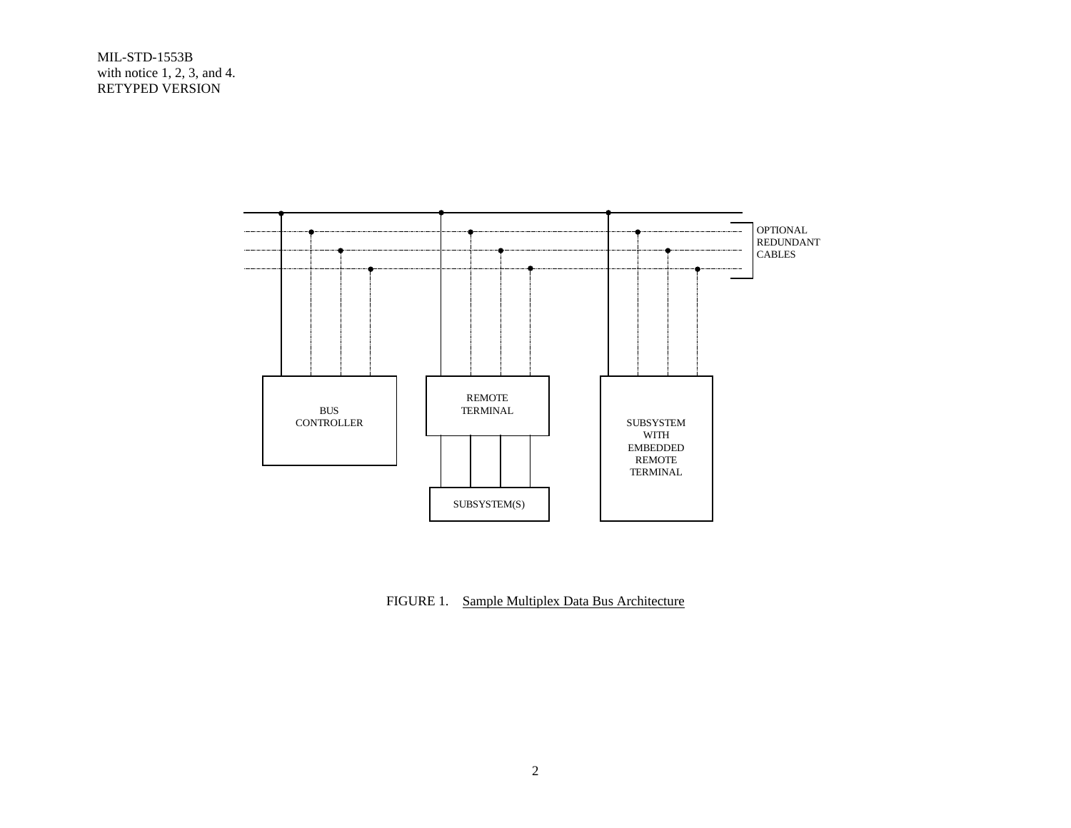OPTIONAL REDUNDANT CABLES

BUS CONTROLLER

REMOTE TERMINAL

SUBSYSTEM(S)

SUBSYSTEM WITH EMBEDDED REMOTE TERMINAL

FIGURE 1. Sample Multiplex Data Bus Architecture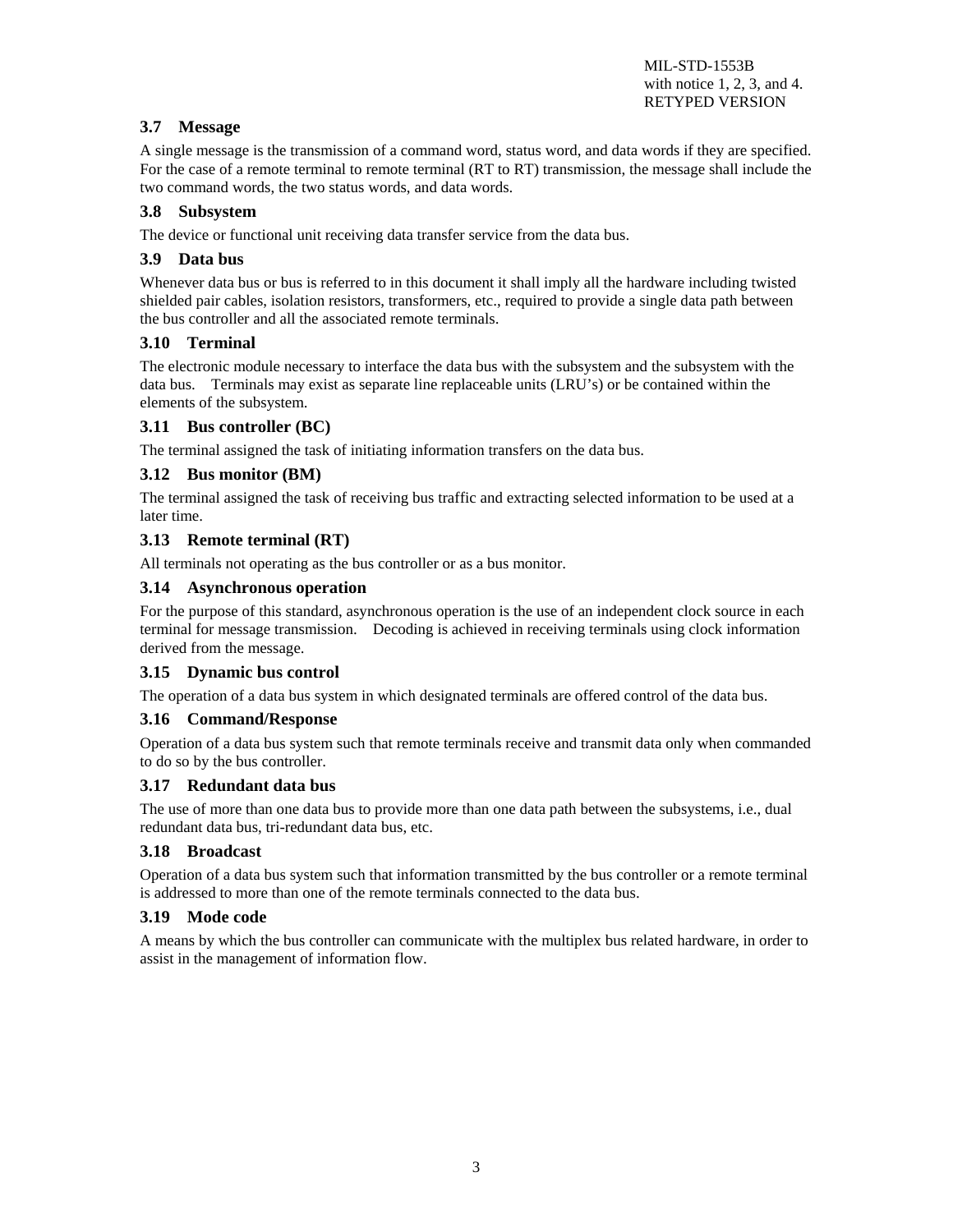### 3.7 Message

A single message is the transmission of a command word, status word, and data words if they are specified. For the case of a remote terminal to remote terminal (RT to RT) transmission, the message shall include the two command words, the two status words, and data words.

### 3.8 Subsystem

The device or functional unit receiving data transfer service from the data bus.

### 3.9 Data bus

Whenever data bus or bus is referred to in this document it shall imply all the hardware including twisted shielded pair cables, isolation resistors, transformers, etc., required to provide a single data path between the bus controller and all the associated remote terminals.

### 3.10 Terminal

The electronic module necessary to interface the data bus with the subsystem and the subsystem with the data bus. Terminals may exist as separate line replaceable units (LRU's) or be contained within the elements of the subsystem.

### 3.11 Bus controller (BC)

The terminal assigned the task of initiating information transfers on the data bus.

### 3.12 Bus monitor (BM)

The terminal assigned the task of receiving bus traffic and extracting selected information to be used at a later time.

### 3.13 Remote terminal (RT)

All terminals not operating as the bus controller or as a bus monitor.

### 3.14 Asynchronous operation

For the purpose of this standard, asynchronous operation is the use of an independent clock source in each terminal for message transmission. Decoding is achieved in receiving terminals using clock information derived from the message.

### 3.15 Dynamic bus control

The operation of a data bus system in which designated terminals are offered control of the data bus.

### 3.16 Command/Response

Operation of a data bus system such that remote terminals receive and transmit data only when commanded to do so by the bus controller.

### 3.17 Redundant data bus

The use of more than one data bus to provide more than one data path between the subsystems, i.e., dual redundant data bus, tri-redundant data bus, etc.

### 3.18 Broadcast

Operation of a data bus system such that information transmitted by the bus controller or a remote terminal is addressed to more than one of the remote terminals connected to the data bus.

### 3.19 Mode code

A means by which the bus controller can communicate with the multiplex bus related hardware, in order to assist in the management of information flow.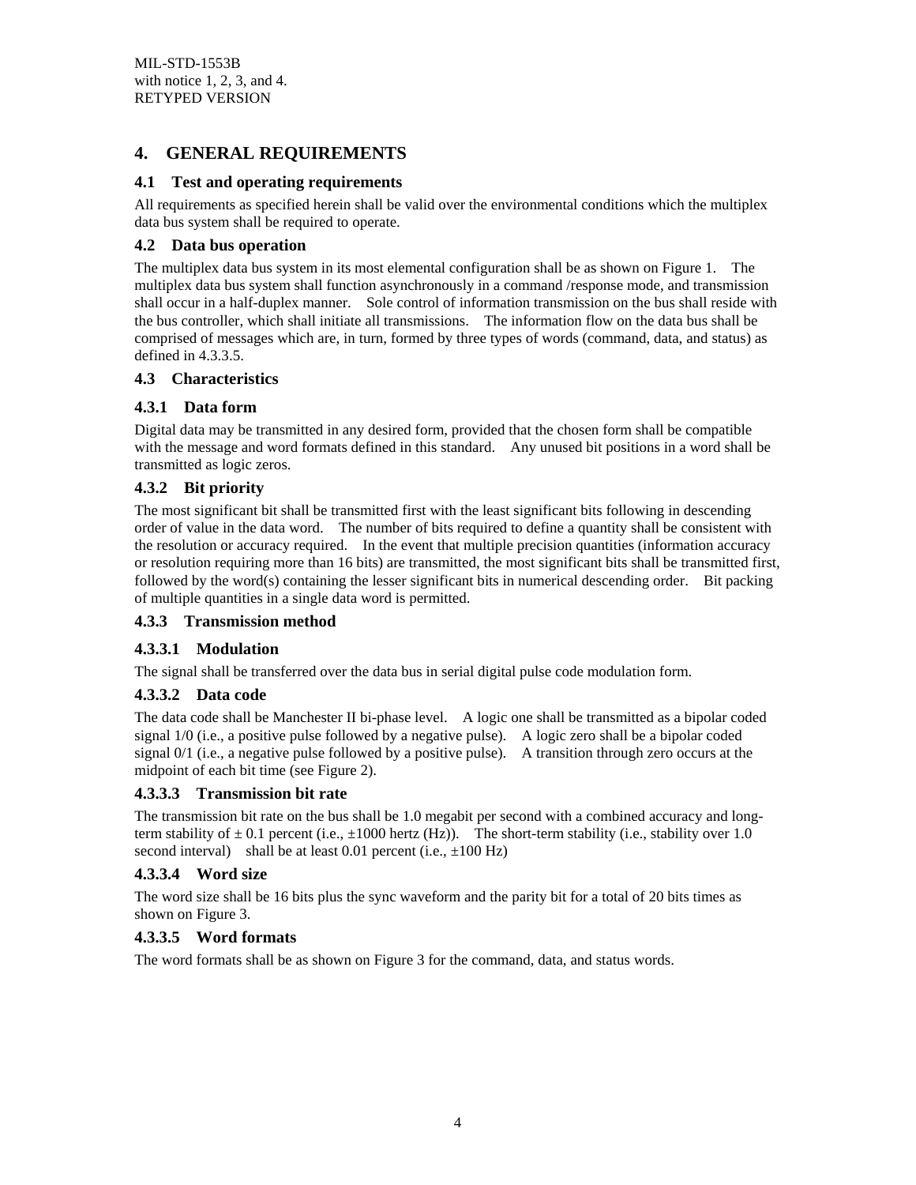# 4. GENERAL REQUIREMENTS

## 4.1 Test and operating requirements

All requirements as specified herein shall be valid over the environmental conditions which the multiplex data bus system shall be required to operate.

## 4.2 Data bus operation

The multiplex data bus system in its most elemental configuration shall be as shown on Figure 1. The multiplex data bus system shall function asynchronously in a command /response mode, and transmission shall occur in a half-duplex manner. Sole control of information transmission on the bus shall reside with the bus controller, which shall initiate all transmissions. The information flow on the data bus shall be comprised of messages which are, in turn, formed by three types of words (command, data, and status) as defined in 4.3.3.5.

## 4.3 Characteristics

### 4.3.1 Data form

Digital data may be transmitted in any desired form, provided that the chosen form shall be compatible with the message and word formats defined in this standard. Any unused bit positions in a word shall be transmitted as logic zeros.

### 4.3.2 Bit priority

The most significant bit shall be transmitted first with the least significant bits following in descending order of value in the data word. The number of bits required to define a quantity shall be consistent with the resolution or accuracy required. In the event that multiple precision quantities (information accuracy or resolution requiring more than 16 bits) are transmitted, the most significant bits shall be transmitted first, followed by the word(s) containing the lesser significant bits in numerical descending order. Bit packing of multiple quantities in a single data word is permitted.

### 4.3.3 Transmission method

#### 4.3.3.1 Modulation

The signal shall be transferred over the data bus in serial digital pulse code modulation form.

#### 4.3.3.2 Data code

The data code shall be Manchester II bi-phase level. A logic one shall be transmitted as a bipolar coded signal 1/0 (i.e., a positive pulse followed by a negative pulse). A logic zero shall be a bipolar coded signal 0/1 (i.e., a negative pulse followed by a positive pulse). A transition through zero occurs at the midpoint of each bit time (see Figure 2).

#### 4.3.3.3 Transmission bit rate

The transmission bit rate on the bus shall be 1.0 megabit per second with a combined accuracy and long-term stability of ± 0.1 percent (i.e., ±1000 hertz (Hz)). The short-term stability (i.e., stability over 1.0 second interval) shall be at least 0.01 percent (i.e., ±100 Hz)

#### 4.3.3.4 Word size

The word size shall be 16 bits plus the sync waveform and the parity bit for a total of 20 bits times as shown on Figure 3.

#### 4.3.3.5 Word formats

The word formats shall be as shown on Figure 3 for the command, data, and status words.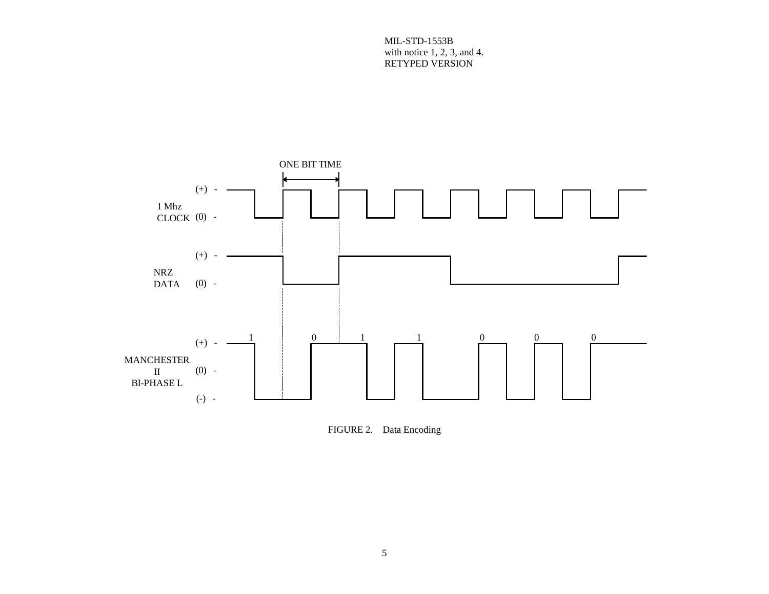ONE BIT TIME

(+)

1 Mhz CLOCK (0)

(+)

NRZ DATA (0)

1 0 1 1 0 0 0

(+)

MANCHESTER II BI-PHASE L (0)

(-)

FIGURE 2. Data Encoding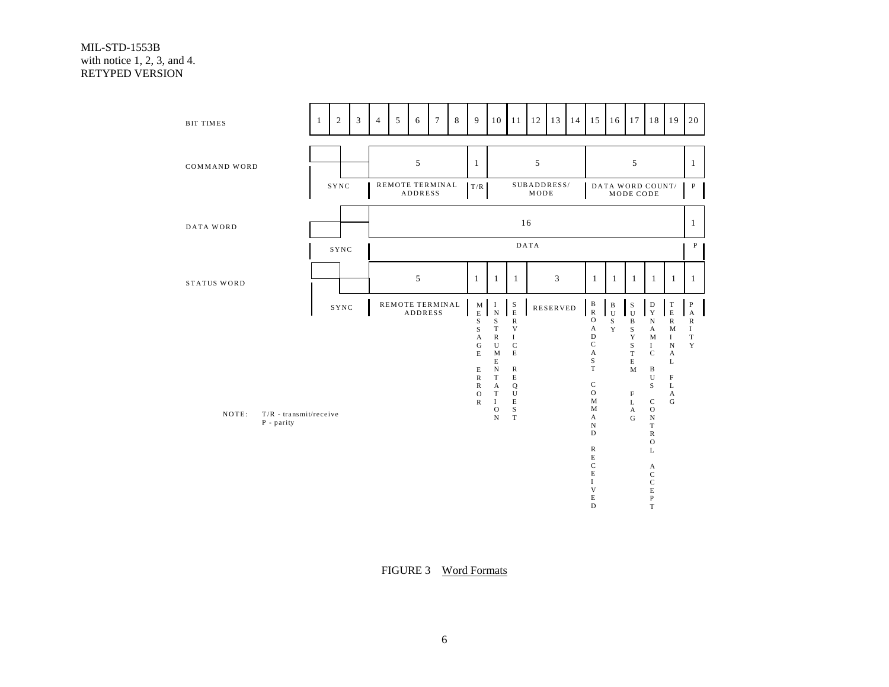| BIT TIMES | 1 | 2 | 3 | 4 | 5 | 6 | 7 | 8 | 9 | 10 | 11 | 12 | 13 | 14 | 15 | 16 | 17 | 18 | 19 | 20 |
|---|---|---|---|---|---|---|---|---|---|---|---|---|---|---|---|---|---|---|---|---|
| COMMAND WORD | SYNC | | | 5 | | | | | 1 | 5 | | | | | 5 | | | | | 1 |
| | SYNC | | | REMOTE TERMINAL ADDRESS | | | | | T/R | SUBADDRESS/ MODE | | | | | DATA WORD COUNT/ MODE CODE | | | | | P |
| DATA WORD | SYNC | | | 16 | | | | | | | | | | | | | | | | 1 |
| | SYNC | | | DATA | | | | | | | | | | | | | | | | P |
| STATUS WORD | SYNC | | | 5 | | | | | 1 | 1 | 1 | 3 | | | 1 | 1 | 1 | 1 | 1 | 1 |
| | SYNC | | | REMOTE TERMINAL ADDRESS | | | | | MESSAGE ERROR | INSTRUMENTATION | SERVICE REQUEST | RESERVED | | | BROADCAST COMMAND RECEIVED | BUSY | SUBSYSTEM FLAG | DYNAMIC BUS CONTROL ACCEPT | TERMINAL FLAG | PARITY |

NOTE: T/R - transmit/receive
P - parity

FIGURE 3 Word Formats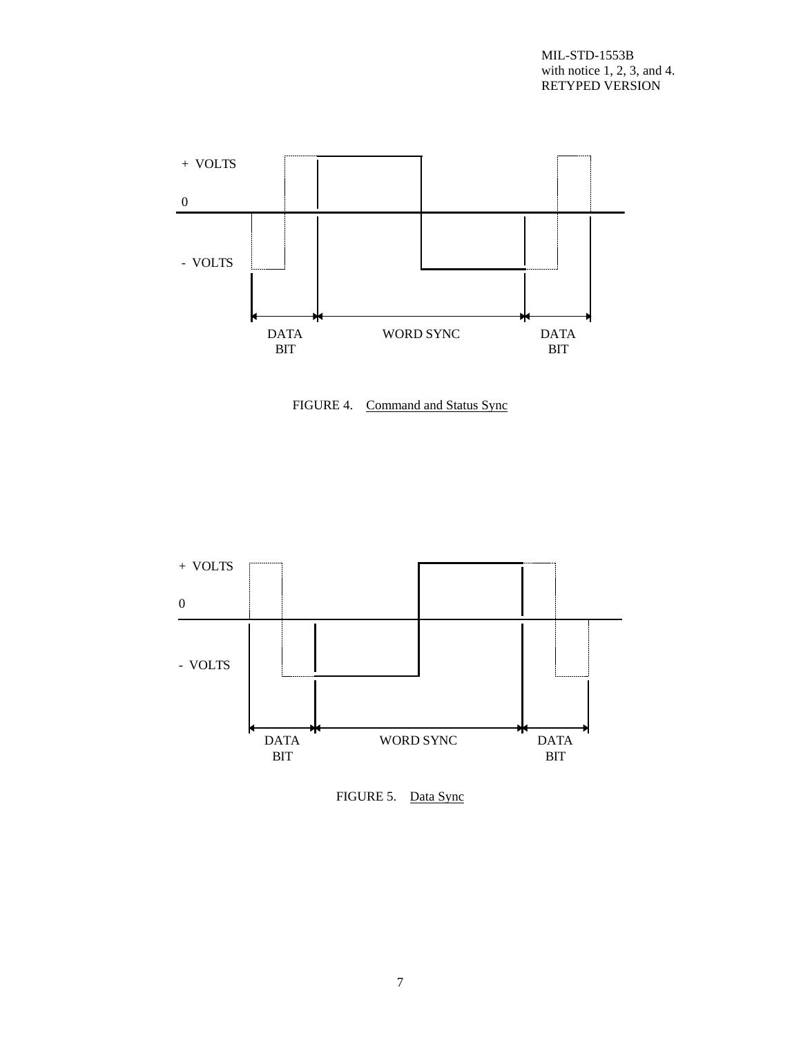+ VOLTS

0

- VOLTS

DATA BIT | WORD SYNC | DATA BIT

FIGURE 4. Command and Status Sync

+ VOLTS

0

- VOLTS

DATA BIT | WORD SYNC | DATA BIT

FIGURE 5. Data Sync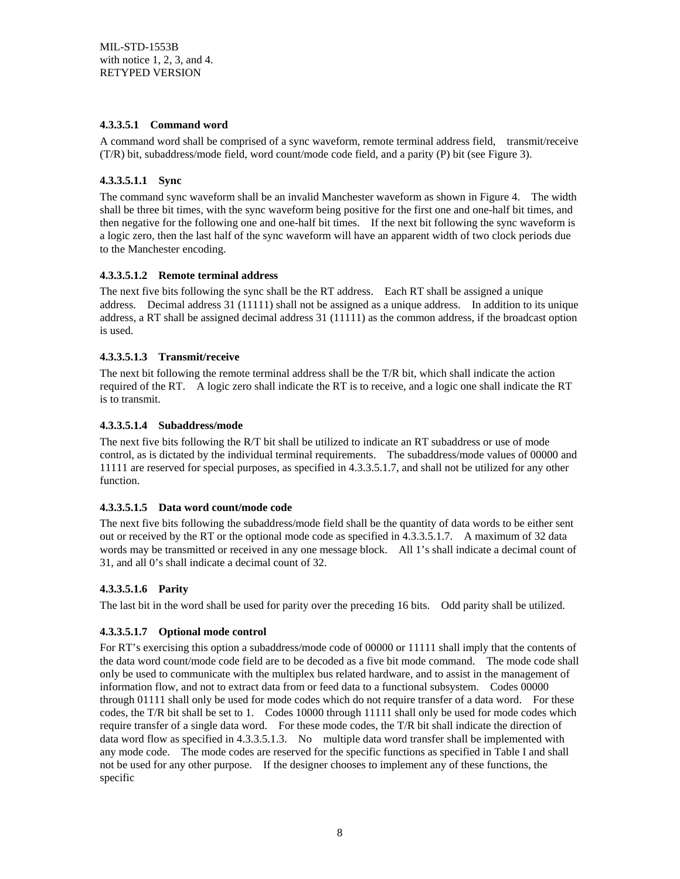#### 4.3.3.5.1 Command word

A command word shall be comprised of a sync waveform, remote terminal address field, transmit/receive (T/R) bit, subaddress/mode field, word count/mode code field, and a parity (P) bit (see Figure 3).

#### 4.3.3.5.1.1 Sync

The command sync waveform shall be an invalid Manchester waveform as shown in Figure 4. The width shall be three bit times, with the sync waveform being positive for the first one and one-half bit times, and then negative for the following one and one-half bit times. If the next bit following the sync waveform is a logic zero, then the last half of the sync waveform will have an apparent width of two clock periods due to the Manchester encoding.

#### 4.3.3.5.1.2 Remote terminal address

The next five bits following the sync shall be the RT address. Each RT shall be assigned a unique address. Decimal address 31 (11111) shall not be assigned as a unique address. In addition to its unique address, a RT shall be assigned decimal address 31 (11111) as the common address, if the broadcast option is used.

#### 4.3.3.5.1.3 Transmit/receive

The next bit following the remote terminal address shall be the T/R bit, which shall indicate the action required of the RT. A logic zero shall indicate the RT is to receive, and a logic one shall indicate the RT is to transmit.

#### 4.3.3.5.1.4 Subaddress/mode

The next five bits following the R/T bit shall be utilized to indicate an RT subaddress or use of mode control, as is dictated by the individual terminal requirements. The subaddress/mode values of 00000 and 11111 are reserved for special purposes, as specified in 4.3.3.5.1.7, and shall not be utilized for any other function.

#### 4.3.3.5.1.5 Data word count/mode code

The next five bits following the subaddress/mode field shall be the quantity of data words to be either sent out or received by the RT or the optional mode code as specified in 4.3.3.5.1.7. A maximum of 32 data words may be transmitted or received in any one message block. All 1's shall indicate a decimal count of 31, and all 0's shall indicate a decimal count of 32.

#### 4.3.3.5.1.6 Parity

The last bit in the word shall be used for parity over the preceding 16 bits. Odd parity shall be utilized.

#### 4.3.3.5.1.7 Optional mode control

For RT's exercising this option a subaddress/mode code of 00000 or 11111 shall imply that the contents of the data word count/mode code field are to be decoded as a five bit mode command. The mode code shall only be used to communicate with the multiplex bus related hardware, and to assist in the management of information flow, and not to extract data from or feed data to a functional subsystem. Codes 00000 through 01111 shall only be used for mode codes which do not require transfer of a data word. For these codes, the T/R bit shall be set to 1. Codes 10000 through 11111 shall only be used for mode codes which require transfer of a single data word. For these mode codes, the T/R bit shall indicate the direction of data word flow as specified in 4.3.3.5.1.3. No multiple data word transfer shall be implemented with any mode code. The mode codes are reserved for the specific functions as specified in Table I and shall not be used for any other purpose. If the designer chooses to implement any of these functions, the specific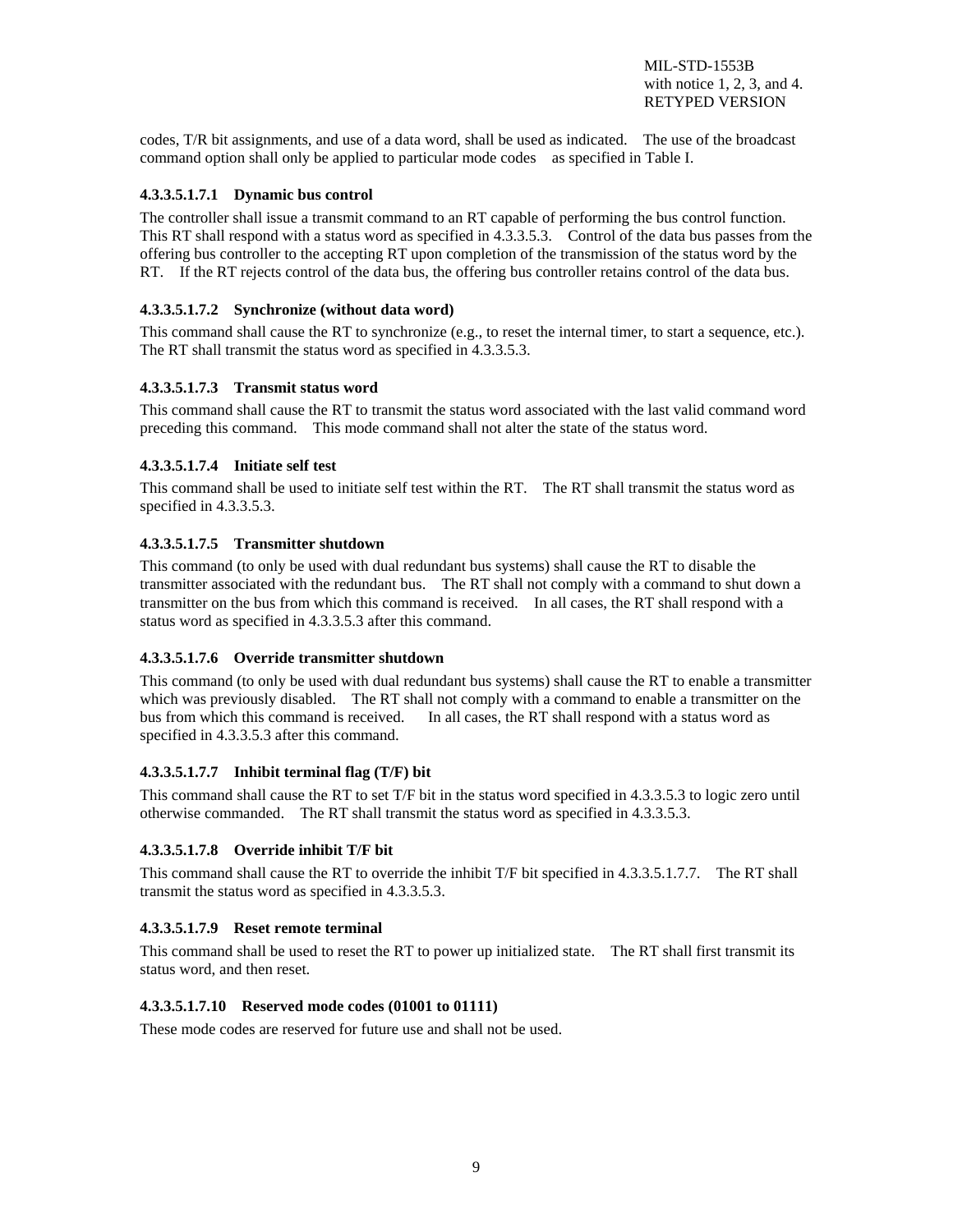codes, T/R bit assignments, and use of a data word, shall be used as indicated. The use of the broadcast command option shall only be applied to particular mode codes as specified in Table I.

#### 4.3.3.5.1.7.1 Dynamic bus control

The controller shall issue a transmit command to an RT capable of performing the bus control function. This RT shall respond with a status word as specified in 4.3.3.5.3. Control of the data bus passes from the offering bus controller to the accepting RT upon completion of the transmission of the status word by the RT. If the RT rejects control of the data bus, the offering bus controller retains control of the data bus.

#### 4.3.3.5.1.7.2 Synchronize (without data word)

This command shall cause the RT to synchronize (e.g., to reset the internal timer, to start a sequence, etc.). The RT shall transmit the status word as specified in 4.3.3.5.3.

#### 4.3.3.5.1.7.3 Transmit status word

This command shall cause the RT to transmit the status word associated with the last valid command word preceding this command. This mode command shall not alter the state of the status word.

#### 4.3.3.5.1.7.4 Initiate self test

This command shall be used to initiate self test within the RT. The RT shall transmit the status word as specified in 4.3.3.5.3.

#### 4.3.3.5.1.7.5 Transmitter shutdown

This command (to only be used with dual redundant bus systems) shall cause the RT to disable the transmitter associated with the redundant bus. The RT shall not comply with a command to shut down a transmitter on the bus from which this command is received. In all cases, the RT shall respond with a status word as specified in 4.3.3.5.3 after this command.

#### 4.3.3.5.1.7.6 Override transmitter shutdown

This command (to only be used with dual redundant bus systems) shall cause the RT to enable a transmitter which was previously disabled. The RT shall not comply with a command to enable a transmitter on the bus from which this command is received. In all cases, the RT shall respond with a status word as specified in 4.3.3.5.3 after this command.

#### 4.3.3.5.1.7.7 Inhibit terminal flag (T/F) bit

This command shall cause the RT to set T/F bit in the status word specified in 4.3.3.5.3 to logic zero until otherwise commanded. The RT shall transmit the status word as specified in 4.3.3.5.3.

#### 4.3.3.5.1.7.8 Override inhibit T/F bit

This command shall cause the RT to override the inhibit T/F bit specified in 4.3.3.5.1.7.7. The RT shall transmit the status word as specified in 4.3.3.5.3.

#### 4.3.3.5.1.7.9 Reset remote terminal

This command shall be used to reset the RT to power up initialized state. The RT shall first transmit its status word, and then reset.

#### 4.3.3.5.1.7.10 Reserved mode codes (01001 to 01111)

These mode codes are reserved for future use and shall not be used.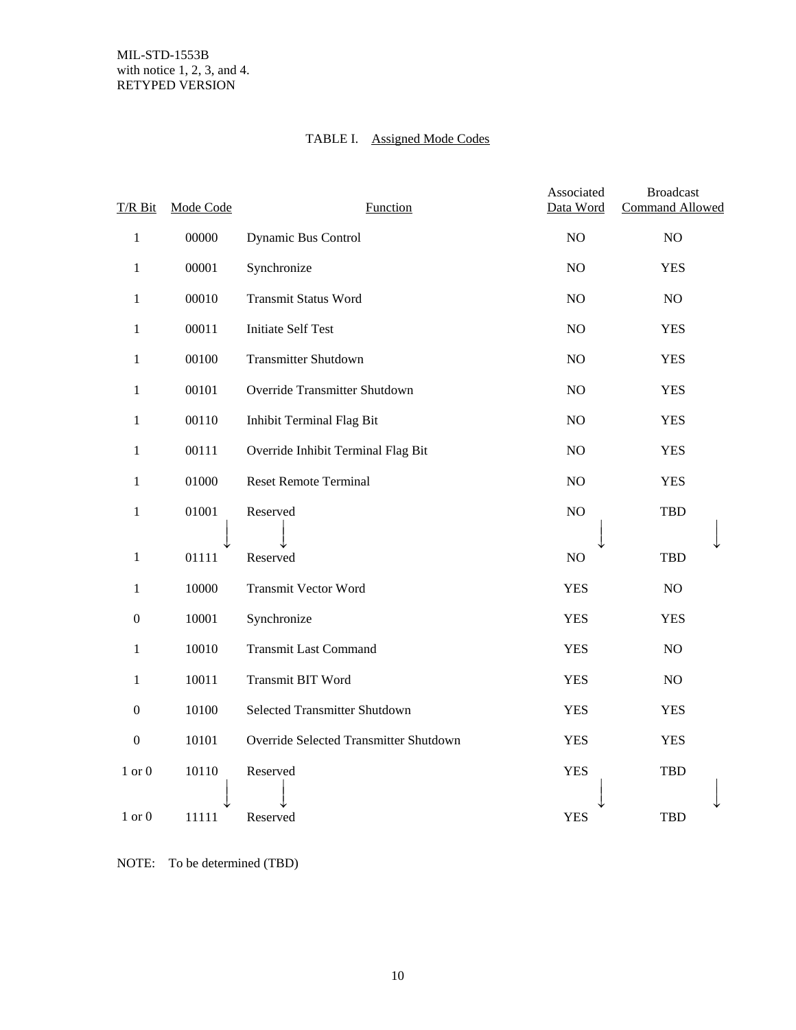TABLE I. Assigned Mode Codes

| T/R Bit | Mode Code | Function | Associated Data Word | Broadcast Command Allowed |
|---|---|---|---|---|
| 1 | 00000 | Dynamic Bus Control | NO | NO |
| 1 | 00001 | Synchronize | NO | YES |
| 1 | 00010 | Transmit Status Word | NO | NO |
| 1 | 00011 | Initiate Self Test | NO | YES |
| 1 | 00100 | Transmitter Shutdown | NO | YES |
| 1 | 00101 | Override Transmitter Shutdown | NO | YES |
| 1 | 00110 | Inhibit Terminal Flag Bit | NO | YES |
| 1 | 00111 | Override Inhibit Terminal Flag Bit | NO | YES |
| 1 | 01000 | Reset Remote Terminal | NO | YES |
| 1 | 01001 | Reserved | NO | TBD |
| ↓ | ↓ | ↓ | ↓ | ↓ |
| 1 | 01111 | Reserved | NO | TBD |
| 1 | 10000 | Transmit Vector Word | YES | NO |
| 0 | 10001 | Synchronize | YES | YES |
| 1 | 10010 | Transmit Last Command | YES | NO |
| 1 | 10011 | Transmit BIT Word | YES | NO |
| 0 | 10100 | Selected Transmitter Shutdown | YES | YES |
| 0 | 10101 | Override Selected Transmitter Shutdown | YES | YES |
| 1 or 0 | 10110 | Reserved | YES | TBD |
| ↓ | ↓ | ↓ | ↓ | ↓ |
| 1 or 0 | 11111 | Reserved | YES | TBD |

NOTE: To be determined (TBD)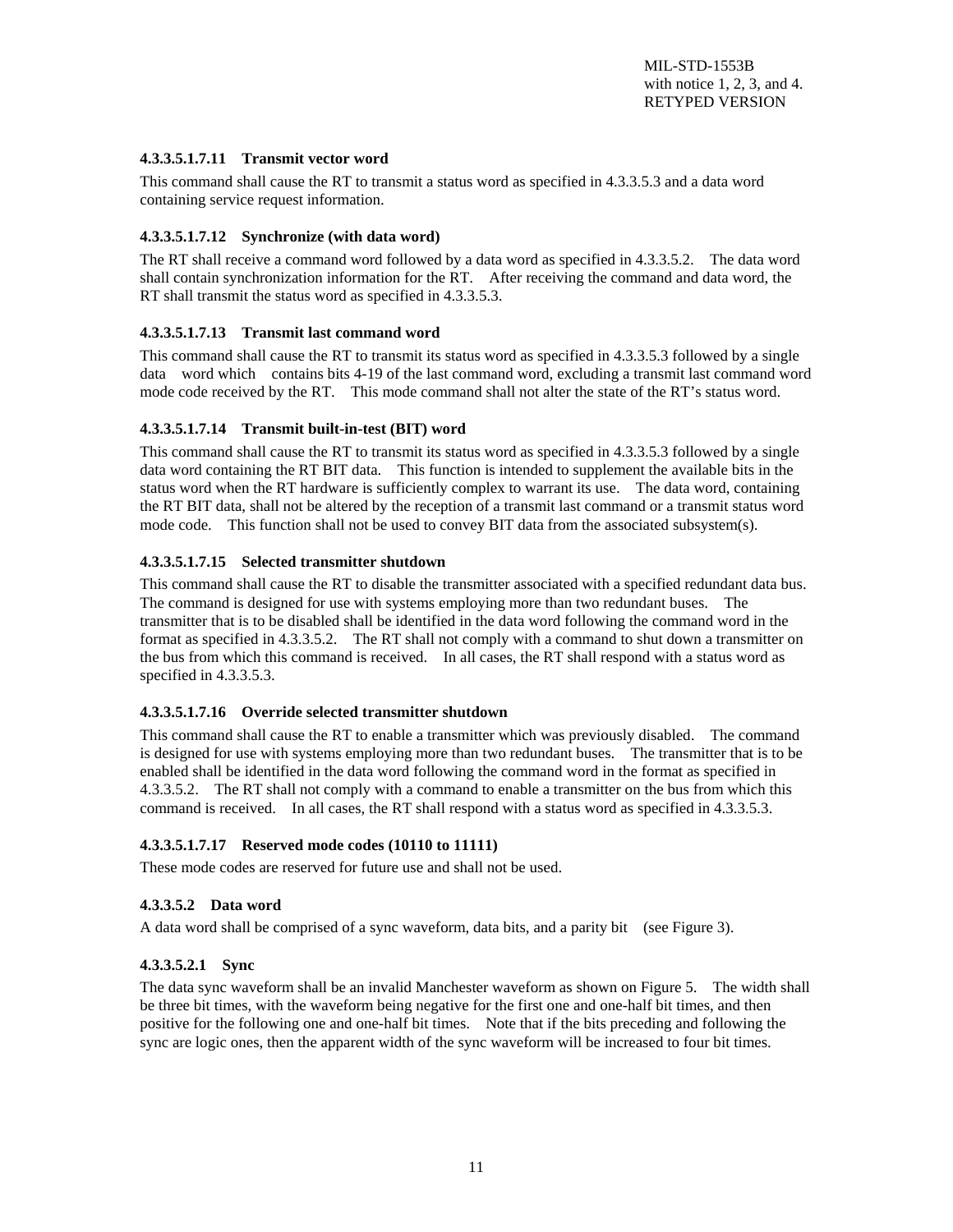#### 4.3.3.5.1.7.11 Transmit vector word

This command shall cause the RT to transmit a status word as specified in 4.3.3.5.3 and a data word containing service request information.

#### 4.3.3.5.1.7.12 Synchronize (with data word)

The RT shall receive a command word followed by a data word as specified in 4.3.3.5.2. The data word shall contain synchronization information for the RT. After receiving the command and data word, the RT shall transmit the status word as specified in 4.3.3.5.3.

#### 4.3.3.5.1.7.13 Transmit last command word

This command shall cause the RT to transmit its status word as specified in 4.3.3.5.3 followed by a single data word which contains bits 4-19 of the last command word, excluding a transmit last command word mode code received by the RT. This mode command shall not alter the state of the RT's status word.

#### 4.3.3.5.1.7.14 Transmit built-in-test (BIT) word

This command shall cause the RT to transmit its status word as specified in 4.3.3.5.3 followed by a single data word containing the RT BIT data. This function is intended to supplement the available bits in the status word when the RT hardware is sufficiently complex to warrant its use. The data word, containing the RT BIT data, shall not be altered by the reception of a transmit last command or a transmit status word mode code. This function shall not be used to convey BIT data from the associated subsystem(s).

#### 4.3.3.5.1.7.15 Selected transmitter shutdown

This command shall cause the RT to disable the transmitter associated with a specified redundant data bus. The command is designed for use with systems employing more than two redundant buses. The transmitter that is to be disabled shall be identified in the data word following the command word in the format as specified in 4.3.3.5.2. The RT shall not comply with a command to shut down a transmitter on the bus from which this command is received. In all cases, the RT shall respond with a status word as specified in 4.3.3.5.3.

#### 4.3.3.5.1.7.16 Override selected transmitter shutdown

This command shall cause the RT to enable a transmitter which was previously disabled. The command is designed for use with systems employing more than two redundant buses. The transmitter that is to be enabled shall be identified in the data word following the command word in the format as specified in 4.3.3.5.2. The RT shall not comply with a command to enable a transmitter on the bus from which this command is received. In all cases, the RT shall respond with a status word as specified in 4.3.3.5.3.

#### 4.3.3.5.1.7.17 Reserved mode codes (10110 to 11111)

These mode codes are reserved for future use and shall not be used.

#### 4.3.3.5.2 Data word

A data word shall be comprised of a sync waveform, data bits, and a parity bit (see Figure 3).

#### 4.3.3.5.2.1 Sync

The data sync waveform shall be an invalid Manchester waveform as shown on Figure 5. The width shall be three bit times, with the waveform being negative for the first one and one-half bit times, and then positive for the following one and one-half bit times. Note that if the bits preceding and following the sync are logic ones, then the apparent width of the sync waveform will be increased to four bit times.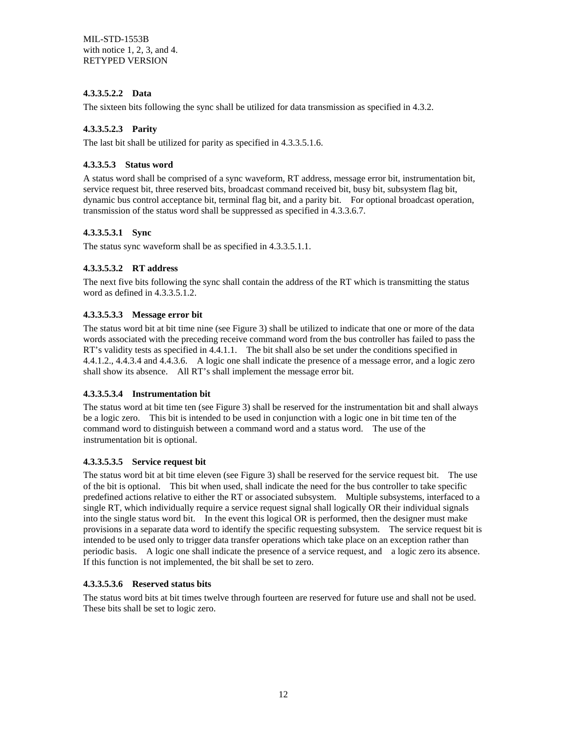#### 4.3.3.5.2.2 Data

The sixteen bits following the sync shall be utilized for data transmission as specified in 4.3.2.

#### 4.3.3.5.2.3 Parity

The last bit shall be utilized for parity as specified in 4.3.3.5.1.6.

#### 4.3.3.5.3 Status word

A status word shall be comprised of a sync waveform, RT address, message error bit, instrumentation bit, service request bit, three reserved bits, broadcast command received bit, busy bit, subsystem flag bit, dynamic bus control acceptance bit, terminal flag bit, and a parity bit. For optional broadcast operation, transmission of the status word shall be suppressed as specified in 4.3.3.6.7.

#### 4.3.3.5.3.1 Sync

The status sync waveform shall be as specified in 4.3.3.5.1.1.

#### 4.3.3.5.3.2 RT address

The next five bits following the sync shall contain the address of the RT which is transmitting the status word as defined in 4.3.3.5.1.2.

#### 4.3.3.5.3.3 Message error bit

The status word bit at bit time nine (see Figure 3) shall be utilized to indicate that one or more of the data words associated with the preceding receive command word from the bus controller has failed to pass the RT's validity tests as specified in 4.4.1.1. The bit shall also be set under the conditions specified in 4.4.1.2., 4.4.3.4 and 4.4.3.6. A logic one shall indicate the presence of a message error, and a logic zero shall show its absence. All RT's shall implement the message error bit.

#### 4.3.3.5.3.4 Instrumentation bit

The status word at bit time ten (see Figure 3) shall be reserved for the instrumentation bit and shall always be a logic zero. This bit is intended to be used in conjunction with a logic one in bit time ten of the command word to distinguish between a command word and a status word. The use of the instrumentation bit is optional.

#### 4.3.3.5.3.5 Service request bit

The status word bit at bit time eleven (see Figure 3) shall be reserved for the service request bit. The use of the bit is optional. This bit when used, shall indicate the need for the bus controller to take specific predefined actions relative to either the RT or associated subsystem. Multiple subsystems, interfaced to a single RT, which individually require a service request signal shall logically OR their individual signals into the single status word bit. In the event this logical OR is performed, then the designer must make provisions in a separate data word to identify the specific requesting subsystem. The service request bit is intended to be used only to trigger data transfer operations which take place on an exception rather than periodic basis. A logic one shall indicate the presence of a service request, and a logic zero its absence. If this function is not implemented, the bit shall be set to zero.

#### 4.3.3.5.3.6 Reserved status bits

The status word bits at bit times twelve through fourteen are reserved for future use and shall not be used. These bits shall be set to logic zero.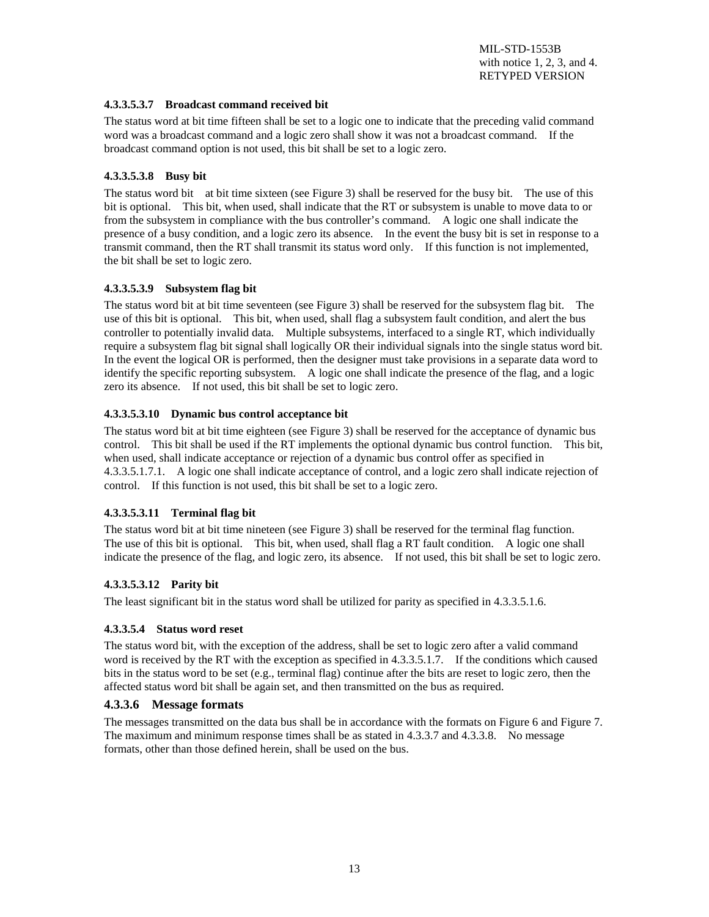#### 4.3.3.5.3.7 Broadcast command received bit

The status word at bit time fifteen shall be set to a logic one to indicate that the preceding valid command word was a broadcast command and a logic zero shall show it was not a broadcast command. If the broadcast command option is not used, this bit shall be set to a logic zero.

#### 4.3.3.5.3.8 Busy bit

The status word bit at bit time sixteen (see Figure 3) shall be reserved for the busy bit. The use of this bit is optional. This bit, when used, shall indicate that the RT or subsystem is unable to move data to or from the subsystem in compliance with the bus controller's command. A logic one shall indicate the presence of a busy condition, and a logic zero its absence. In the event the busy bit is set in response to a transmit command, then the RT shall transmit its status word only. If this function is not implemented, the bit shall be set to logic zero.

#### 4.3.3.5.3.9 Subsystem flag bit

The status word bit at bit time seventeen (see Figure 3) shall be reserved for the subsystem flag bit. The use of this bit is optional. This bit, when used, shall flag a subsystem fault condition, and alert the bus controller to potentially invalid data. Multiple subsystems, interfaced to a single RT, which individually require a subsystem flag bit signal shall logically OR their individual signals into the single status word bit. In the event the logical OR is performed, then the designer must take provisions in a separate data word to identify the specific reporting subsystem. A logic one shall indicate the presence of the flag, and a logic zero its absence. If not used, this bit shall be set to logic zero.

#### 4.3.3.5.3.10 Dynamic bus control acceptance bit

The status word bit at bit time eighteen (see Figure 3) shall be reserved for the acceptance of dynamic bus control. This bit shall be used if the RT implements the optional dynamic bus control function. This bit, when used, shall indicate acceptance or rejection of a dynamic bus control offer as specified in 4.3.3.5.1.7.1. A logic one shall indicate acceptance of control, and a logic zero shall indicate rejection of control. If this function is not used, this bit shall be set to a logic zero.

#### 4.3.3.5.3.11 Terminal flag bit

The status word bit at bit time nineteen (see Figure 3) shall be reserved for the terminal flag function. The use of this bit is optional. This bit, when used, shall flag a RT fault condition. A logic one shall indicate the presence of the flag, and logic zero, its absence. If not used, this bit shall be set to logic zero.

#### 4.3.3.5.3.12 Parity bit

The least significant bit in the status word shall be utilized for parity as specified in 4.3.3.5.1.6.

#### 4.3.3.5.4 Status word reset

The status word bit, with the exception of the address, shall be set to logic zero after a valid command word is received by the RT with the exception as specified in 4.3.3.5.1.7. If the conditions which caused bits in the status word to be set (e.g., terminal flag) continue after the bits are reset to logic zero, then the affected status word bit shall be again set, and then transmitted on the bus as required.

### 4.3.3.6 Message formats

The messages transmitted on the data bus shall be in accordance with the formats on Figure 6 and Figure 7. The maximum and minimum response times shall be as stated in 4.3.3.7 and 4.3.3.8. No message formats, other than those defined herein, shall be used on the bus.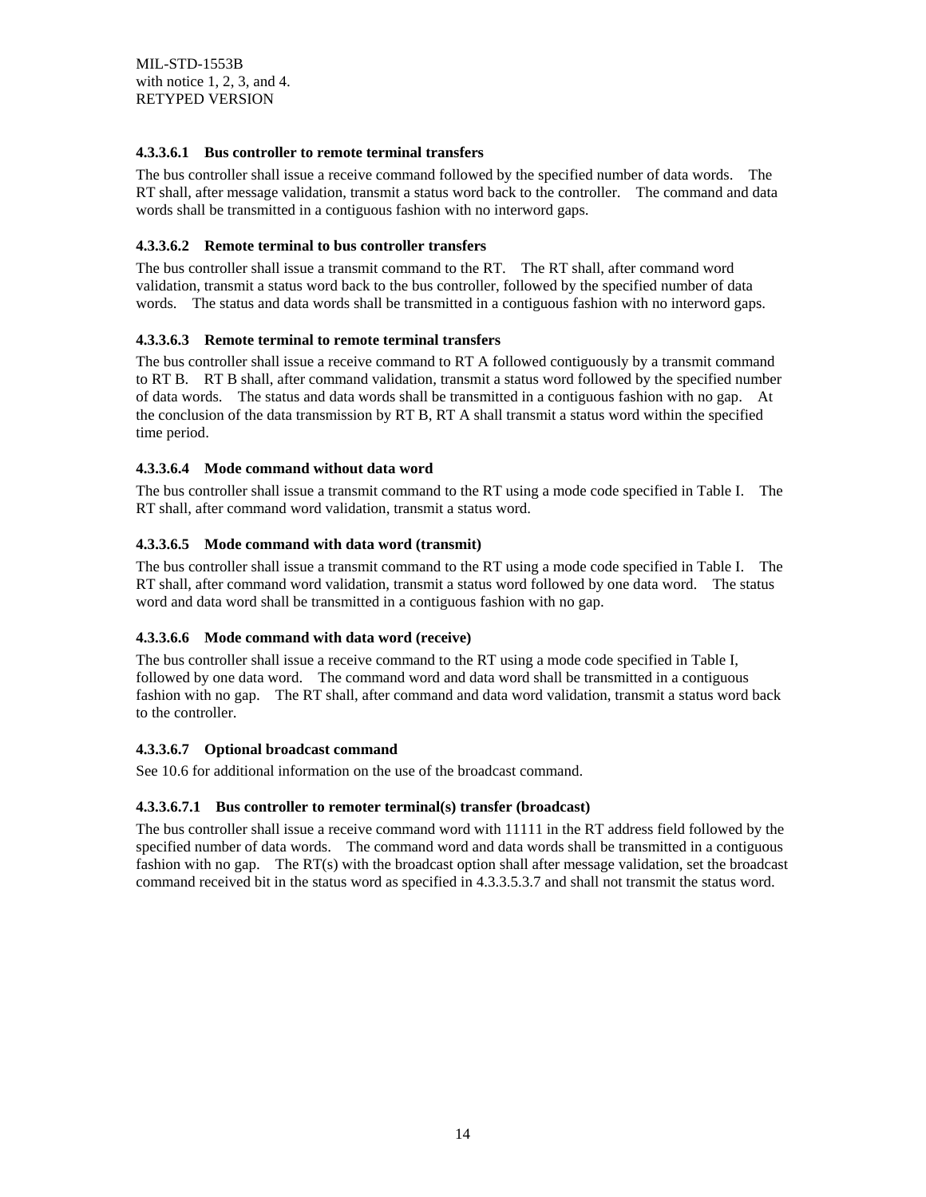#### 4.3.3.6.1 Bus controller to remote terminal transfers

The bus controller shall issue a receive command followed by the specified number of data words. The RT shall, after message validation, transmit a status word back to the controller. The command and data words shall be transmitted in a contiguous fashion with no interword gaps.

#### 4.3.3.6.2 Remote terminal to bus controller transfers

The bus controller shall issue a transmit command to the RT. The RT shall, after command word validation, transmit a status word back to the bus controller, followed by the specified number of data words. The status and data words shall be transmitted in a contiguous fashion with no interword gaps.

#### 4.3.3.6.3 Remote terminal to remote terminal transfers

The bus controller shall issue a receive command to RT A followed contiguously by a transmit command to RT B. RT B shall, after command validation, transmit a status word followed by the specified number of data words. The status and data words shall be transmitted in a contiguous fashion with no gap. At the conclusion of the data transmission by RT B, RT A shall transmit a status word within the specified time period.

#### 4.3.3.6.4 Mode command without data word

The bus controller shall issue a transmit command to the RT using a mode code specified in Table I. The RT shall, after command word validation, transmit a status word.

#### 4.3.3.6.5 Mode command with data word (transmit)

The bus controller shall issue a transmit command to the RT using a mode code specified in Table I. The RT shall, after command word validation, transmit a status word followed by one data word. The status word and data word shall be transmitted in a contiguous fashion with no gap.

#### 4.3.3.6.6 Mode command with data word (receive)

The bus controller shall issue a receive command to the RT using a mode code specified in Table I, followed by one data word. The command word and data word shall be transmitted in a contiguous fashion with no gap. The RT shall, after command and data word validation, transmit a status word back to the controller.

#### 4.3.3.6.7 Optional broadcast command

See 10.6 for additional information on the use of the broadcast command.

##### 4.3.3.6.7.1 Bus controller to remoter terminal(s) transfer (broadcast)

The bus controller shall issue a receive command word with 11111 in the RT address field followed by the specified number of data words. The command word and data words shall be transmitted in a contiguous fashion with no gap. The RT(s) with the broadcast option shall after message validation, set the broadcast command received bit in the status word as specified in 4.3.3.5.3.7 and shall not transmit the status word.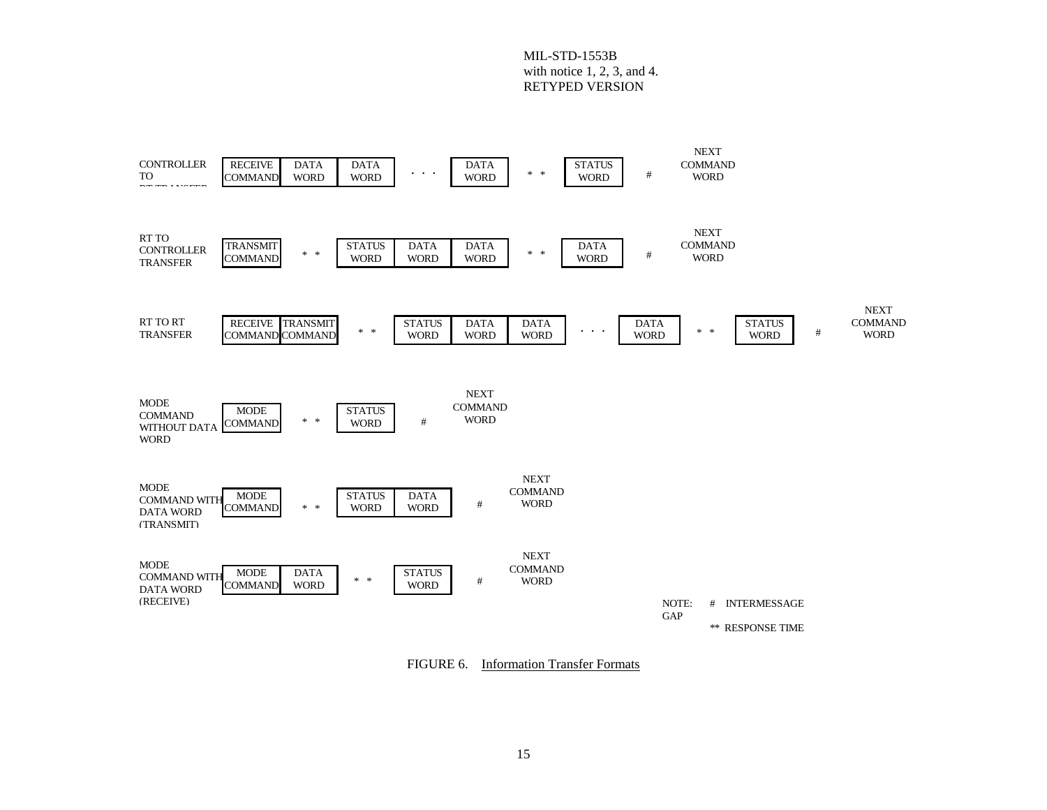CONTROLLER TO RT TRANSFER

| RECEIVE COMMAND | DATA WORD | DATA WORD | . . . | DATA WORD | * * | STATUS WORD | # | NEXT COMMAND WORD |
|---|---|---|---|---|---|---|---|---|

RT TO CONTROLLER TRANSFER

| TRANSMIT COMMAND | * * | STATUS WORD | DATA WORD | DATA WORD | * * | DATA WORD | # | NEXT COMMAND WORD |
|---|---|---|---|---|---|---|---|---|

RT TO RT TRANSFER

| RECEIVE COMMAND | TRANSMIT COMMAND | * * | STATUS WORD | DATA WORD | DATA WORD | . . . | DATA WORD | * * | STATUS WORD | # | NEXT COMMAND WORD |
|---|---|---|---|---|---|---|---|---|---|---|---|

MODE COMMAND WITHOUT DATA WORD

| MODE COMMAND | * * | STATUS WORD | # | NEXT COMMAND WORD |
|---|---|---|---|---|

MODE COMMAND WITH DATA WORD (TRANSMIT)

| MODE COMMAND | * * | STATUS WORD | DATA WORD | # | NEXT COMMAND WORD |
|---|---|---|---|---|---|

MODE COMMAND WITH DATA WORD (RECEIVE)

| MODE COMMAND | DATA WORD | * * | STATUS WORD | # | NEXT COMMAND WORD |
|---|---|---|---|---|---|

NOTE: # INTERMESSAGE GAP
** RESPONSE TIME

FIGURE 6. Information Transfer Formats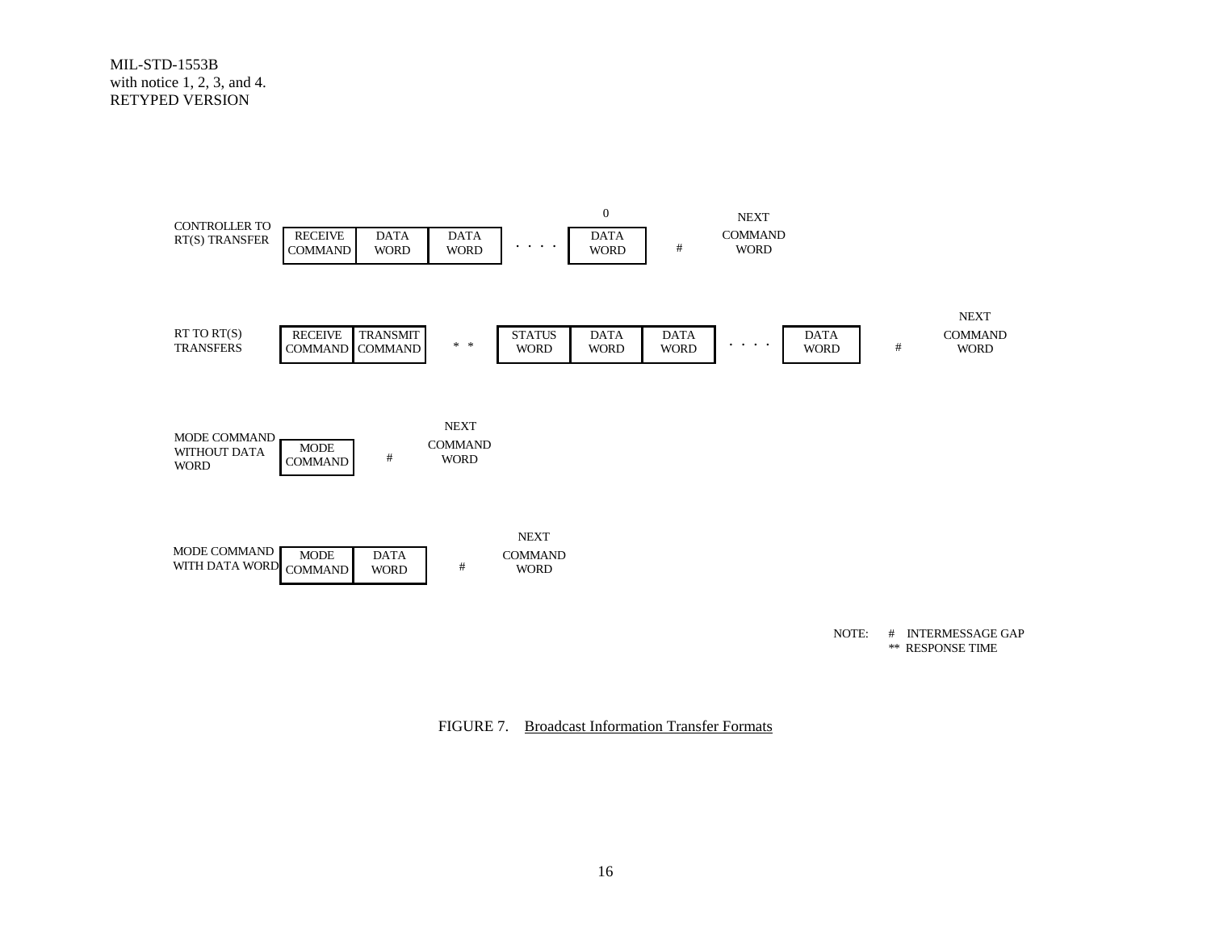CONTROLLER TO RT(S) TRANSFER

| RECEIVE COMMAND | DATA WORD | DATA WORD | . . . . | DATA WORD | # | NEXT COMMAND WORD |
|---|---|---|---|---|---|---|

RT TO RT(S) TRANSFERS

| RECEIVE COMMAND | TRANSMIT COMMAND | * * | STATUS WORD | DATA WORD | DATA WORD | . . . . | DATA WORD | # | NEXT COMMAND WORD |
|---|---|---|---|---|---|---|---|---|---|

MODE COMMAND WITHOUT DATA WORD

| MODE COMMAND | # | NEXT COMMAND WORD |
|---|---|---|

MODE COMMAND WITH DATA WORD

| MODE COMMAND | DATA WORD | # | NEXT COMMAND WORD |
|---|---|---|---|

NOTE: # INTERMESSAGE GAP
** RESPONSE TIME

FIGURE 7. Broadcast Information Transfer Formats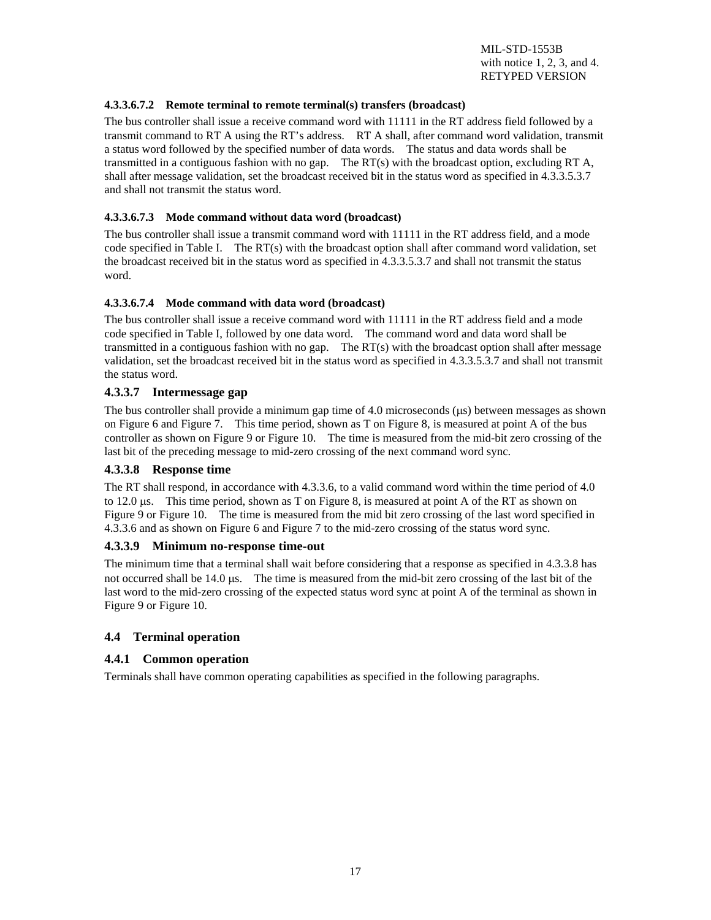#### 4.3.3.6.7.2 Remote terminal to remote terminal(s) transfers (broadcast)

The bus controller shall issue a receive command word with 11111 in the RT address field followed by a transmit command to RT A using the RT's address. RT A shall, after command word validation, transmit a status word followed by the specified number of data words. The status and data words shall be transmitted in a contiguous fashion with no gap. The RT(s) with the broadcast option, excluding RT A, shall after message validation, set the broadcast received bit in the status word as specified in 4.3.3.5.3.7 and shall not transmit the status word.

#### 4.3.3.6.7.3 Mode command without data word (broadcast)

The bus controller shall issue a transmit command word with 11111 in the RT address field, and a mode code specified in Table I. The RT(s) with the broadcast option shall after command word validation, set the broadcast received bit in the status word as specified in 4.3.3.5.3.7 and shall not transmit the status word.

#### 4.3.3.6.7.4 Mode command with data word (broadcast)

The bus controller shall issue a receive command word with 11111 in the RT address field and a mode code specified in Table I, followed by one data word. The command word and data word shall be transmitted in a contiguous fashion with no gap. The RT(s) with the broadcast option shall after message validation, set the broadcast received bit in the status word as specified in 4.3.3.5.3.7 and shall not transmit the status word.

### 4.3.3.7 Intermessage gap

The bus controller shall provide a minimum gap time of 4.0 microseconds (μs) between messages as shown on Figure 6 and Figure 7. This time period, shown as T on Figure 8, is measured at point A of the bus controller as shown on Figure 9 or Figure 10. The time is measured from the mid-bit zero crossing of the last bit of the preceding message to mid-zero crossing of the next command word sync.

### 4.3.3.8 Response time

The RT shall respond, in accordance with 4.3.3.6, to a valid command word within the time period of 4.0 to 12.0 μs. This time period, shown as T on Figure 8, is measured at point A of the RT as shown on Figure 9 or Figure 10. The time is measured from the mid bit zero crossing of the last word specified in 4.3.3.6 and as shown on Figure 6 and Figure 7 to the mid-zero crossing of the status word sync.

### 4.3.3.9 Minimum no-response time-out

The minimum time that a terminal shall wait before considering that a response as specified in 4.3.3.8 has not occurred shall be 14.0 μs. The time is measured from the mid-bit zero crossing of the last bit of the last word to the mid-zero crossing of the expected status word sync at point A of the terminal as shown in Figure 9 or Figure 10.

## 4.4 Terminal operation

### 4.4.1 Common operation

Terminals shall have common operating capabilities as specified in the following paragraphs.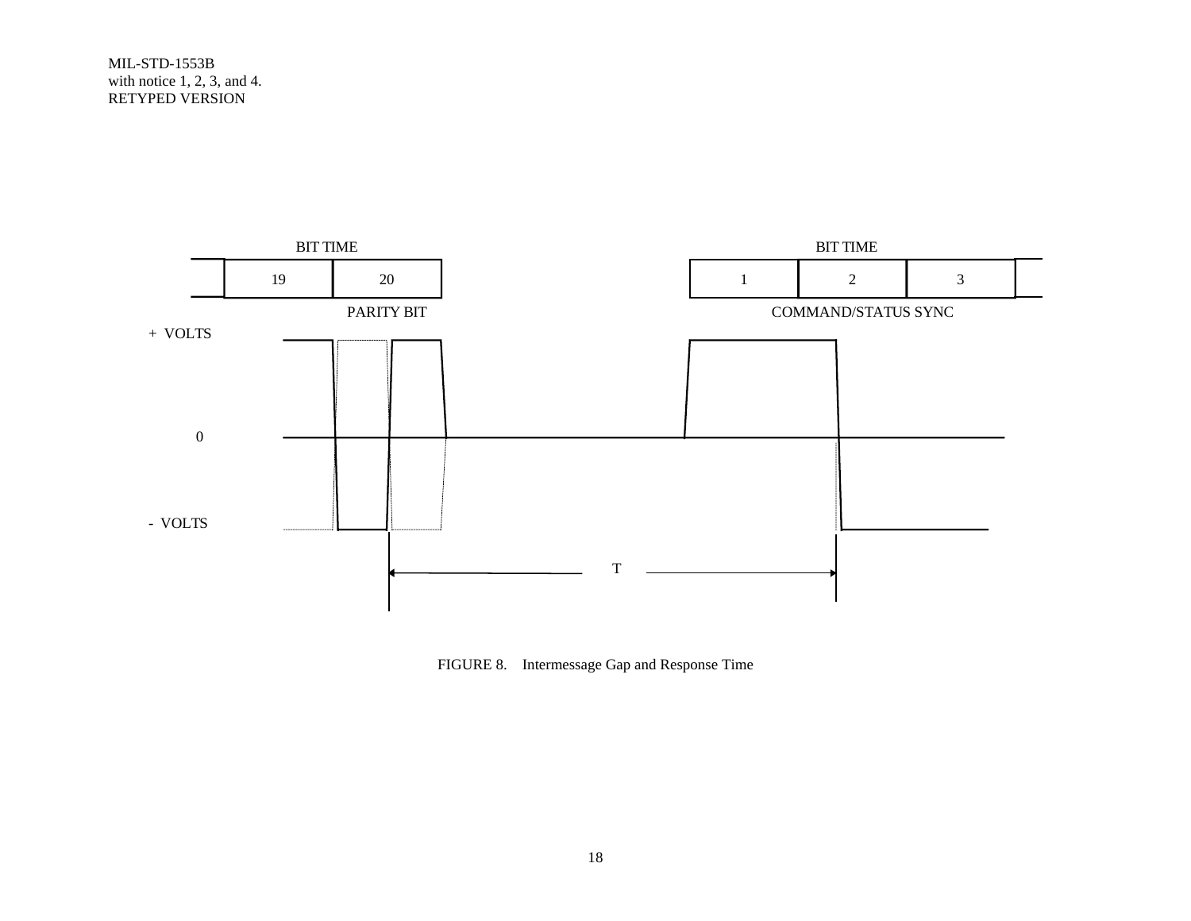BIT TIME

| 19 | 20 |
|---|---|

PARITY BIT

BIT TIME

| 1 | 2 | 3 |
|---|---|---|

COMMAND/STATUS SYNC

+ VOLTS

0

- VOLTS

T

FIGURE 8. Intermessage Gap and Response Time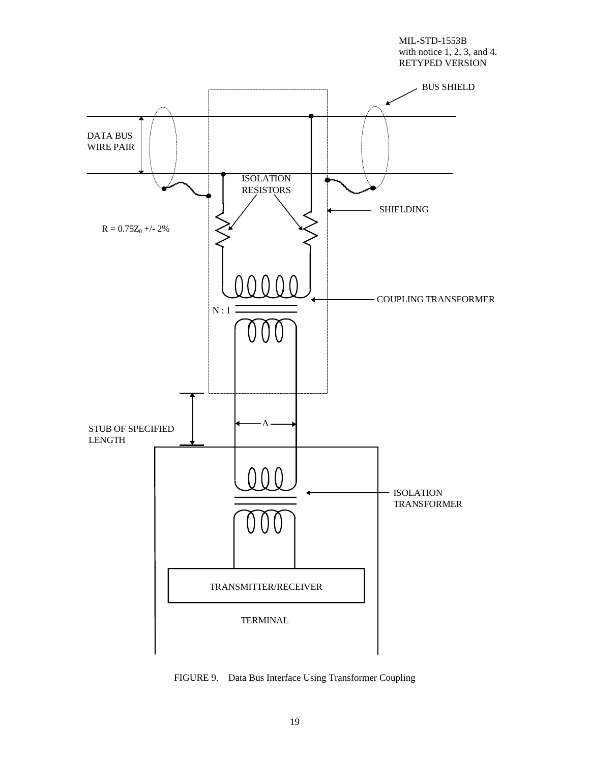BUS SHIELD

DATA BUS WIRE PAIR

ISOLATION RESISTORS

SHIELDING

$R = 0.75Z_0$ +/- 2%

COUPLING TRANSFORMER

N : 1

STUB OF SPECIFIED LENGTH

A

ISOLATION TRANSFORMER

TRANSMITTER/RECEIVER

TERMINAL

FIGURE 9. Data Bus Interface Using Transformer Coupling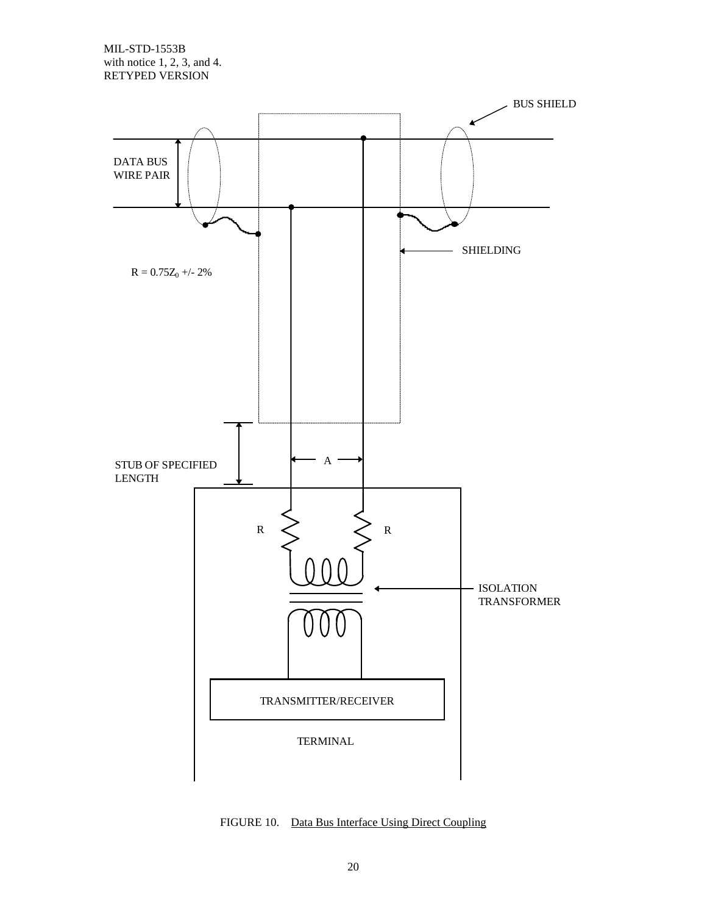DATA BUS WIRE PAIR

BUS SHIELD

SHIELDING

$R = 0.75Z_0$ +/- 2%

STUB OF SPECIFIED LENGTH

A

R

R

ISOLATION TRANSFORMER

TRANSMITTER/RECEIVER

TERMINAL

FIGURE 10. Data Bus Interface Using Direct Coupling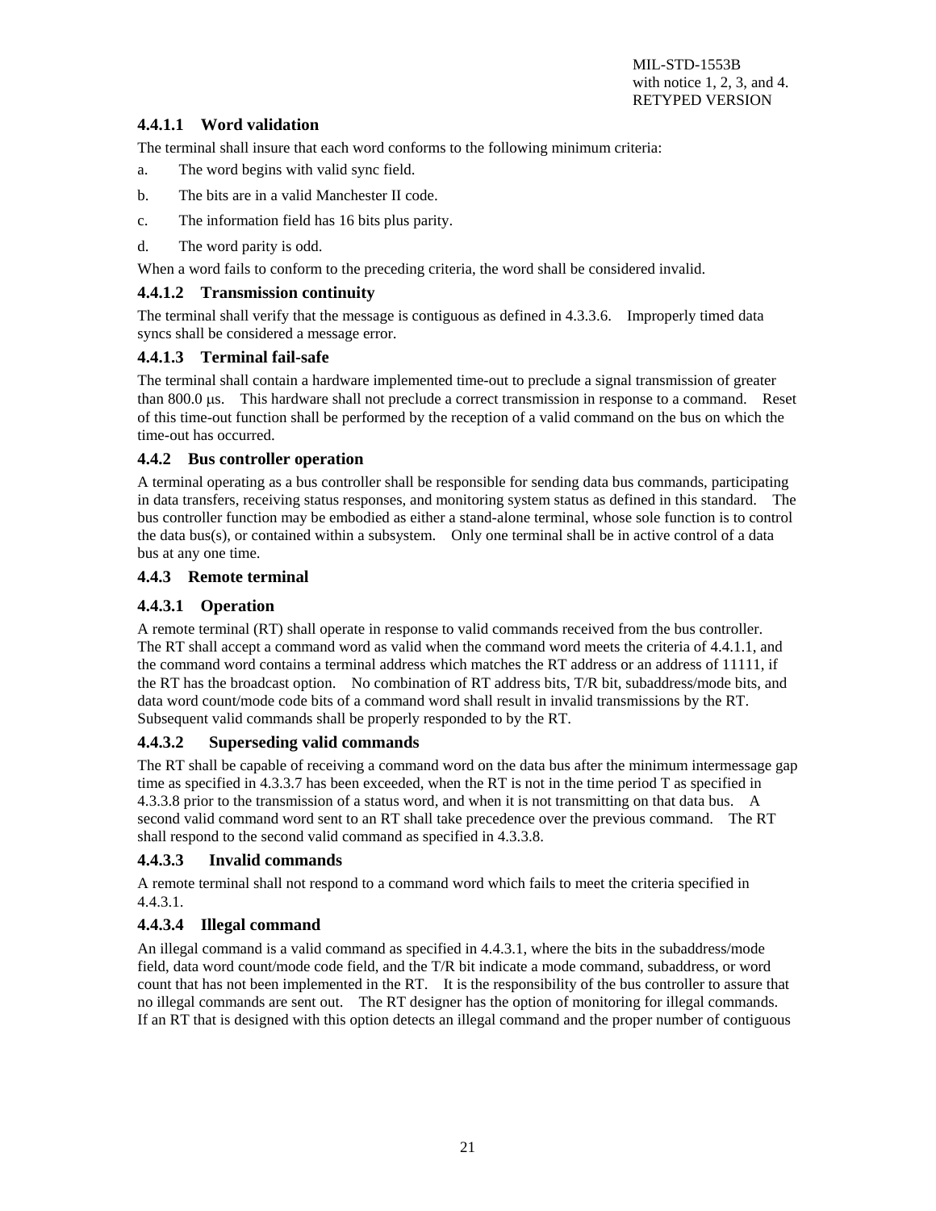#### 4.4.1.1 Word validation

The terminal shall insure that each word conforms to the following minimum criteria:

a. The word begins with valid sync field.

b. The bits are in a valid Manchester II code.

c. The information field has 16 bits plus parity.

d. The word parity is odd.

When a word fails to conform to the preceding criteria, the word shall be considered invalid.

#### 4.4.1.2 Transmission continuity

The terminal shall verify that the message is contiguous as defined in 4.3.3.6. Improperly timed data syncs shall be considered a message error.

#### 4.4.1.3 Terminal fail-safe

The terminal shall contain a hardware implemented time-out to preclude a signal transmission of greater than 800.0 μs. This hardware shall not preclude a correct transmission in response to a command. Reset of this time-out function shall be performed by the reception of a valid command on the bus on which the time-out has occurred.

### 4.4.2 Bus controller operation

A terminal operating as a bus controller shall be responsible for sending data bus commands, participating in data transfers, receiving status responses, and monitoring system status as defined in this standard. The bus controller function may be embodied as either a stand-alone terminal, whose sole function is to control the data bus(s), or contained within a subsystem. Only one terminal shall be in active control of a data bus at any one time.

### 4.4.3 Remote terminal

#### 4.4.3.1 Operation

A remote terminal (RT) shall operate in response to valid commands received from the bus controller. The RT shall accept a command word as valid when the command word meets the criteria of 4.4.1.1, and the command word contains a terminal address which matches the RT address or an address of 11111, if the RT has the broadcast option. No combination of RT address bits, T/R bit, subaddress/mode bits, and data word count/mode code bits of a command word shall result in invalid transmissions by the RT. Subsequent valid commands shall be properly responded to by the RT.

#### 4.4.3.2 Superseding valid commands

The RT shall be capable of receiving a command word on the data bus after the minimum intermessage gap time as specified in 4.3.3.7 has been exceeded, when the RT is not in the time period T as specified in 4.3.3.8 prior to the transmission of a status word, and when it is not transmitting on that data bus. A second valid command word sent to an RT shall take precedence over the previous command. The RT shall respond to the second valid command as specified in 4.3.3.8.

#### 4.4.3.3 Invalid commands

A remote terminal shall not respond to a command word which fails to meet the criteria specified in 4.4.3.1.

#### 4.4.3.4 Illegal command

An illegal command is a valid command as specified in 4.4.3.1, where the bits in the subaddress/mode field, data word count/mode code field, and the T/R bit indicate a mode command, subaddress, or word count that has not been implemented in the RT. It is the responsibility of the bus controller to assure that no illegal commands are sent out. The RT designer has the option of monitoring for illegal commands. If an RT that is designed with this option detects an illegal command and the proper number of contiguous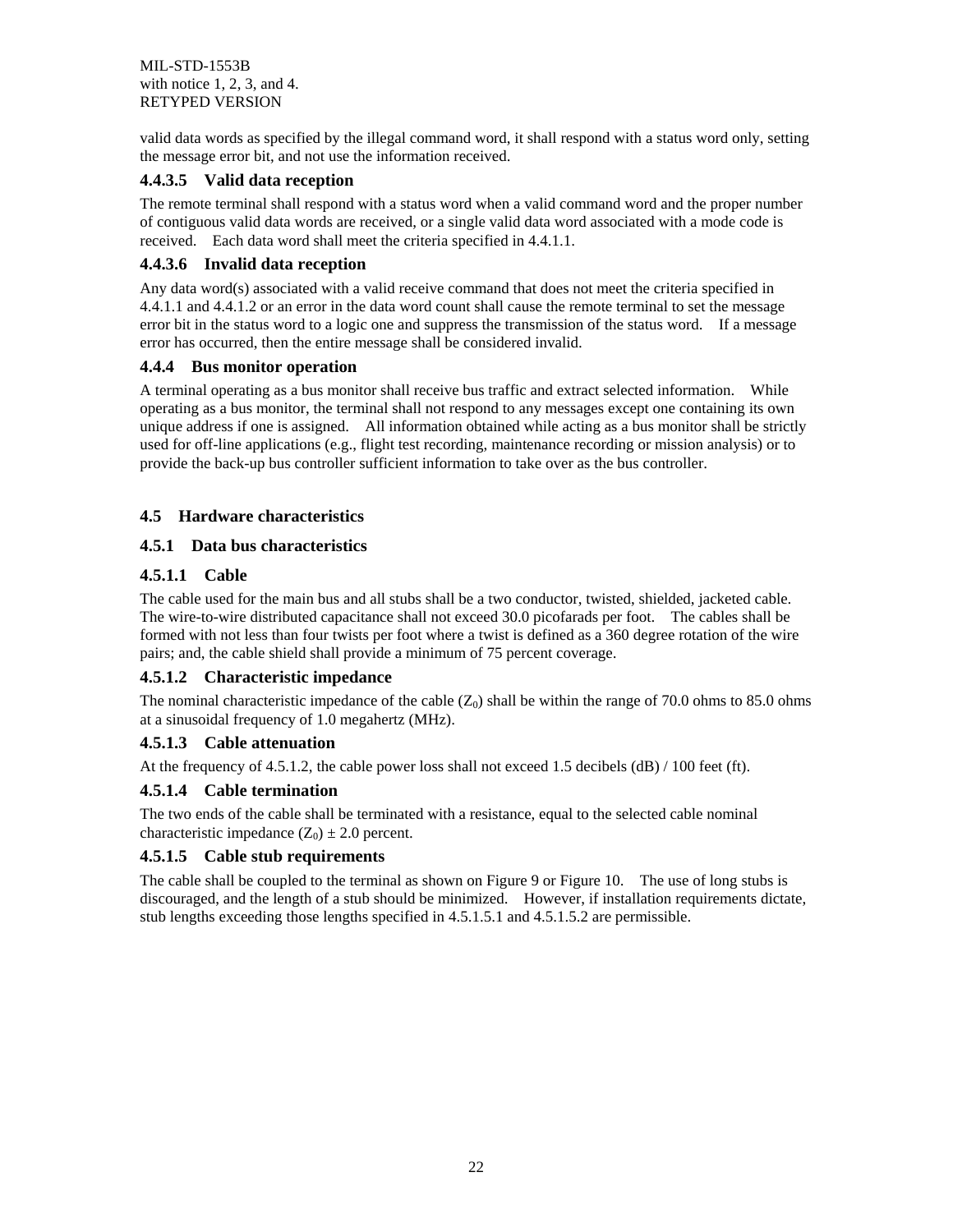valid data words as specified by the illegal command word, it shall respond with a status word only, setting the message error bit, and not use the information received.

#### 4.4.3.5 Valid data reception

The remote terminal shall respond with a status word when a valid command word and the proper number of contiguous valid data words are received, or a single valid data word associated with a mode code is received. Each data word shall meet the criteria specified in 4.4.1.1.

#### 4.4.3.6 Invalid data reception

Any data word(s) associated with a valid receive command that does not meet the criteria specified in 4.4.1.1 and 4.4.1.2 or an error in the data word count shall cause the remote terminal to set the message error bit in the status word to a logic one and suppress the transmission of the status word. If a message error has occurred, then the entire message shall be considered invalid.

### 4.4.4 Bus monitor operation

A terminal operating as a bus monitor shall receive bus traffic and extract selected information. While operating as a bus monitor, the terminal shall not respond to any messages except one containing its own unique address if one is assigned. All information obtained while acting as a bus monitor shall be strictly used for off-line applications (e.g., flight test recording, maintenance recording or mission analysis) or to provide the back-up bus controller sufficient information to take over as the bus controller.

## 4.5 Hardware characteristics

### 4.5.1 Data bus characteristics

#### 4.5.1.1 Cable

The cable used for the main bus and all stubs shall be a two conductor, twisted, shielded, jacketed cable. The wire-to-wire distributed capacitance shall not exceed 30.0 picofarads per foot. The cables shall be formed with not less than four twists per foot where a twist is defined as a 360 degree rotation of the wire pairs; and, the cable shield shall provide a minimum of 75 percent coverage.

#### 4.5.1.2 Characteristic impedance

The nominal characteristic impedance of the cable ($Z_0$) shall be within the range of 70.0 ohms to 85.0 ohms at a sinusoidal frequency of 1.0 megahertz (MHz).

#### 4.5.1.3 Cable attenuation

At the frequency of 4.5.1.2, the cable power loss shall not exceed 1.5 decibels (dB) / 100 feet (ft).

#### 4.5.1.4 Cable termination

The two ends of the cable shall be terminated with a resistance, equal to the selected cable nominal characteristic impedance ($Z_0$) ± 2.0 percent.

#### 4.5.1.5 Cable stub requirements

The cable shall be coupled to the terminal as shown on Figure 9 or Figure 10. The use of long stubs is discouraged, and the length of a stub should be minimized. However, if installation requirements dictate, stub lengths exceeding those lengths specified in 4.5.1.5.1 and 4.5.1.5.2 are permissible.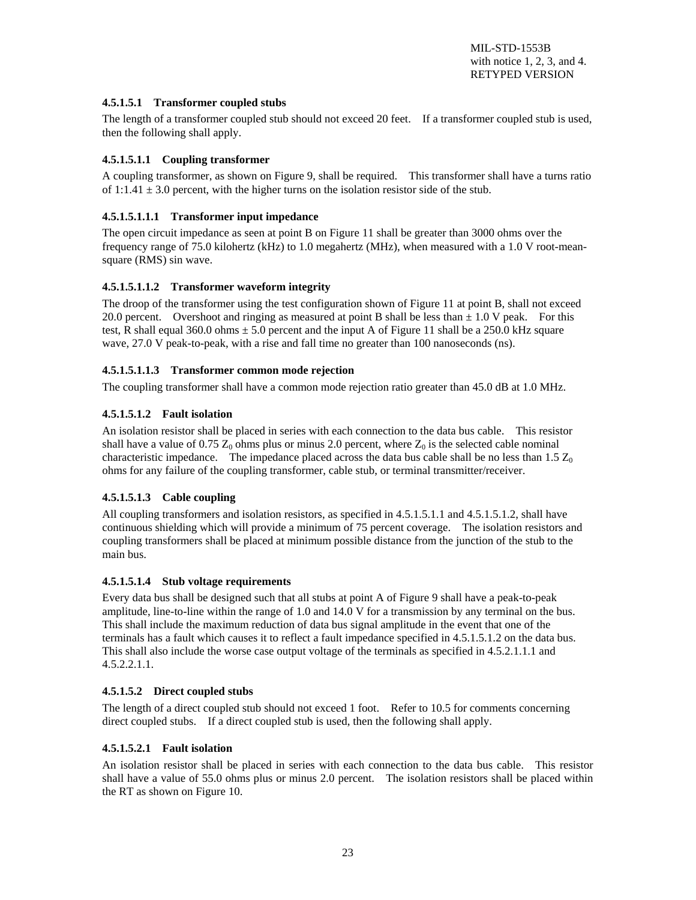#### 4.5.1.5.1 Transformer coupled stubs

The length of a transformer coupled stub should not exceed 20 feet. If a transformer coupled stub is used, then the following shall apply.

#### 4.5.1.5.1.1 Coupling transformer

A coupling transformer, as shown on Figure 9, shall be required. This transformer shall have a turns ratio of 1:1.41 ± 3.0 percent, with the higher turns on the isolation resistor side of the stub.

#### 4.5.1.5.1.1.1 Transformer input impedance

The open circuit impedance as seen at point B on Figure 11 shall be greater than 3000 ohms over the frequency range of 75.0 kilohertz (kHz) to 1.0 megahertz (MHz), when measured with a 1.0 V root-mean-square (RMS) sin wave.

#### 4.5.1.5.1.1.2 Transformer waveform integrity

The droop of the transformer using the test configuration shown of Figure 11 at point B, shall not exceed 20.0 percent. Overshoot and ringing as measured at point B shall be less than ± 1.0 V peak. For this test, R shall equal 360.0 ohms ± 5.0 percent and the input A of Figure 11 shall be a 250.0 kHz square wave, 27.0 V peak-to-peak, with a rise and fall time no greater than 100 nanoseconds (ns).

#### 4.5.1.5.1.1.3 Transformer common mode rejection

The coupling transformer shall have a common mode rejection ratio greater than 45.0 dB at 1.0 MHz.

#### 4.5.1.5.1.2 Fault isolation

An isolation resistor shall be placed in series with each connection to the data bus cable. This resistor shall have a value of 0.75 $Z_0$ ohms plus or minus 2.0 percent, where $Z_0$ is the selected cable nominal characteristic impedance. The impedance placed across the data bus cable shall be no less than 1.5 $Z_0$ ohms for any failure of the coupling transformer, cable stub, or terminal transmitter/receiver.

#### 4.5.1.5.1.3 Cable coupling

All coupling transformers and isolation resistors, as specified in 4.5.1.5.1.1 and 4.5.1.5.1.2, shall have continuous shielding which will provide a minimum of 75 percent coverage. The isolation resistors and coupling transformers shall be placed at minimum possible distance from the junction of the stub to the main bus.

#### 4.5.1.5.1.4 Stub voltage requirements

Every data bus shall be designed such that all stubs at point A of Figure 9 shall have a peak-to-peak amplitude, line-to-line within the range of 1.0 and 14.0 V for a transmission by any terminal on the bus. This shall include the maximum reduction of data bus signal amplitude in the event that one of the terminals has a fault which causes it to reflect a fault impedance specified in 4.5.1.5.1.2 on the data bus. This shall also include the worse case output voltage of the terminals as specified in 4.5.2.1.1.1 and 4.5.2.2.1.1.

#### 4.5.1.5.2 Direct coupled stubs

The length of a direct coupled stub should not exceed 1 foot. Refer to 10.5 for comments concerning direct coupled stubs. If a direct coupled stub is used, then the following shall apply.

#### 4.5.1.5.2.1 Fault isolation

An isolation resistor shall be placed in series with each connection to the data bus cable. This resistor shall have a value of 55.0 ohms plus or minus 2.0 percent. The isolation resistors shall be placed within the RT as shown on Figure 10.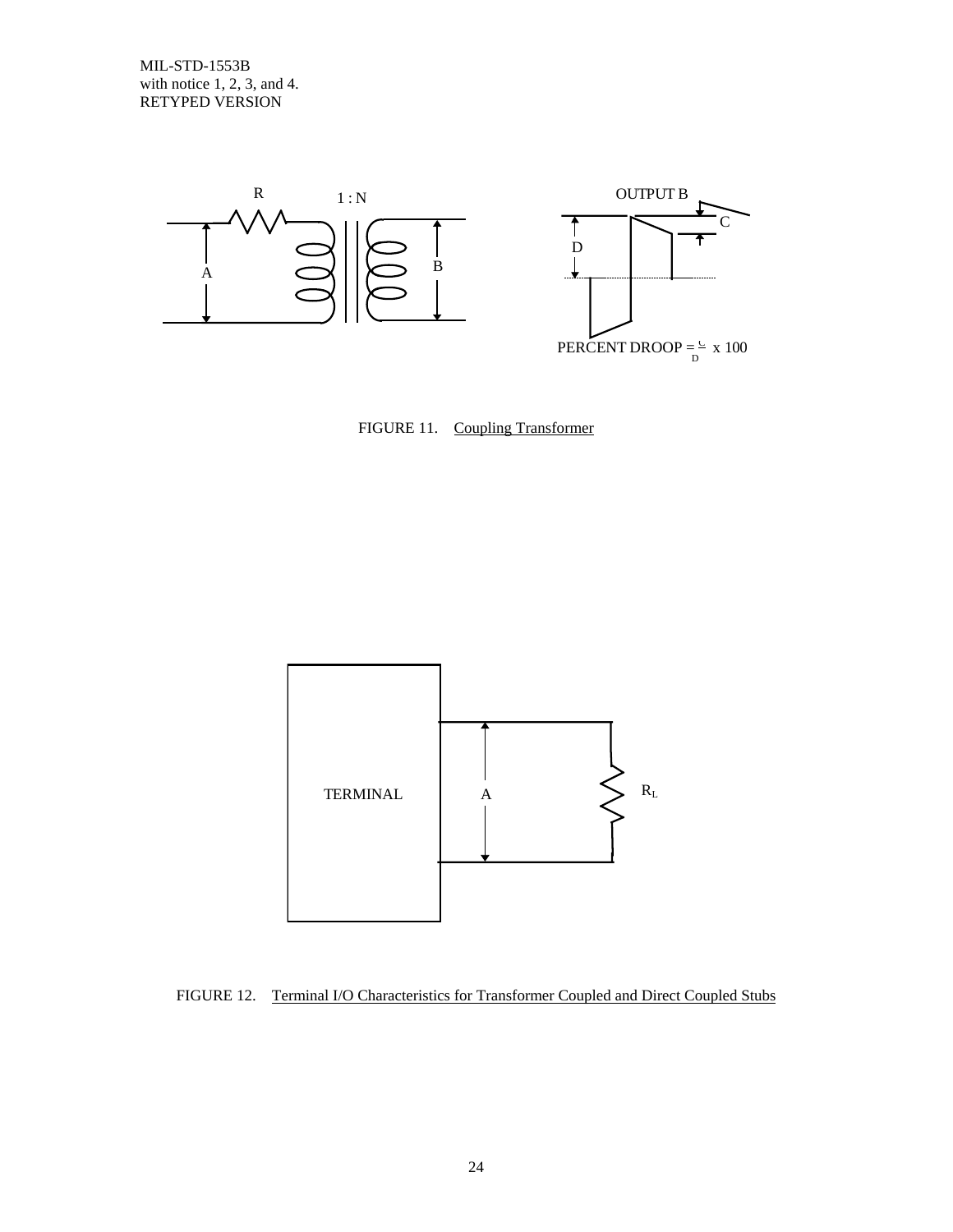R 1 : N

A B

OUTPUT B

C

D

PERCENT DROOP = $\frac{C}{D}$ x 100

FIGURE 11. Coupling Transformer

TERMINAL A $R_L$

FIGURE 12. Terminal I/O Characteristics for Transformer Coupled and Direct Coupled Stubs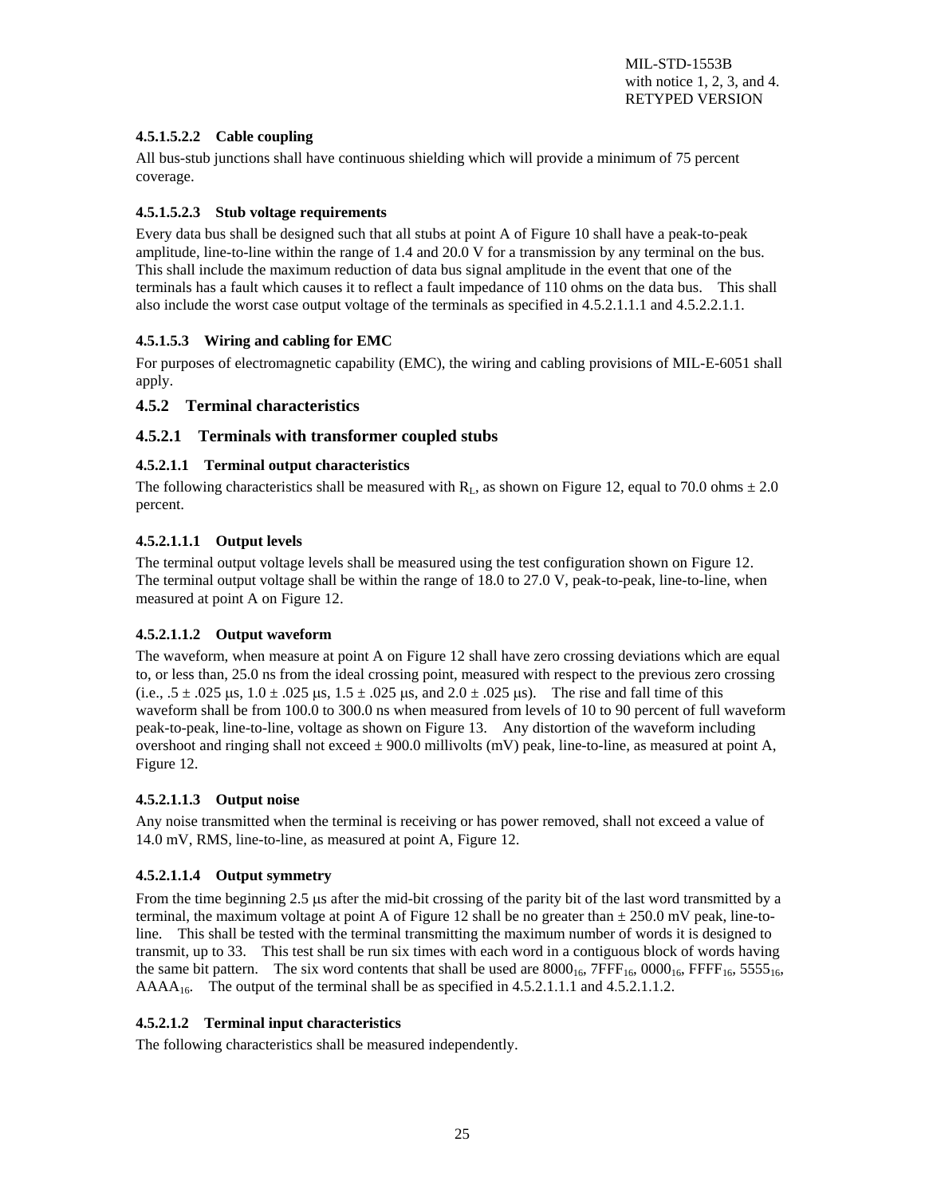#### 4.5.1.5.2.2 Cable coupling

All bus-stub junctions shall have continuous shielding which will provide a minimum of 75 percent coverage.

#### 4.5.1.5.2.3 Stub voltage requirements

Every data bus shall be designed such that all stubs at point A of Figure 10 shall have a peak-to-peak amplitude, line-to-line within the range of 1.4 and 20.0 V for a transmission by any terminal on the bus. This shall include the maximum reduction of data bus signal amplitude in the event that one of the terminals has a fault which causes it to reflect a fault impedance of 110 ohms on the data bus. This shall also include the worst case output voltage of the terminals as specified in 4.5.2.1.1.1 and 4.5.2.2.1.1.

#### 4.5.1.5.3 Wiring and cabling for EMC

For purposes of electromagnetic capability (EMC), the wiring and cabling provisions of MIL-E-6051 shall apply.

## 4.5.2 Terminal characteristics

## 4.5.2.1 Terminals with transformer coupled stubs

#### 4.5.2.1.1 Terminal output characteristics

The following characteristics shall be measured with $R_L$, as shown on Figure 12, equal to 70.0 ohms ± 2.0 percent.

#### 4.5.2.1.1.1 Output levels

The terminal output voltage levels shall be measured using the test configuration shown on Figure 12. The terminal output voltage shall be within the range of 18.0 to 27.0 V, peak-to-peak, line-to-line, when measured at point A on Figure 12.

#### 4.5.2.1.1.2 Output waveform

The waveform, when measure at point A on Figure 12 shall have zero crossing deviations which are equal to, or less than, 25.0 ns from the ideal crossing point, measured with respect to the previous zero crossing (i.e., .5 ± .025 μs, 1.0 ± .025 μs, 1.5 ± .025 μs, and 2.0 ± .025 μs). The rise and fall time of this waveform shall be from 100.0 to 300.0 ns when measured from levels of 10 to 90 percent of full waveform peak-to-peak, line-to-line, voltage as shown on Figure 13. Any distortion of the waveform including overshoot and ringing shall not exceed ± 900.0 millivolts (mV) peak, line-to-line, as measured at point A, Figure 12.

#### 4.5.2.1.1.3 Output noise

Any noise transmitted when the terminal is receiving or has power removed, shall not exceed a value of 14.0 mV, RMS, line-to-line, as measured at point A, Figure 12.

#### 4.5.2.1.1.4 Output symmetry

From the time beginning 2.5 μs after the mid-bit crossing of the parity bit of the last word transmitted by a terminal, the maximum voltage at point A of Figure 12 shall be no greater than ± 250.0 mV peak, line-to-line. This shall be tested with the terminal transmitting the maximum number of words it is designed to transmit, up to 33. This test shall be run six times with each word in a contiguous block of words having the same bit pattern. The six word contents that shall be used are $8000_{16}$, $7FFF_{16}$, $0000_{16}$, $FFFF_{16}$, $5555_{16}$, $AAAA_{16}$. The output of the terminal shall be as specified in 4.5.2.1.1.1 and 4.5.2.1.1.2.

#### 4.5.2.1.2 Terminal input characteristics

The following characteristics shall be measured independently.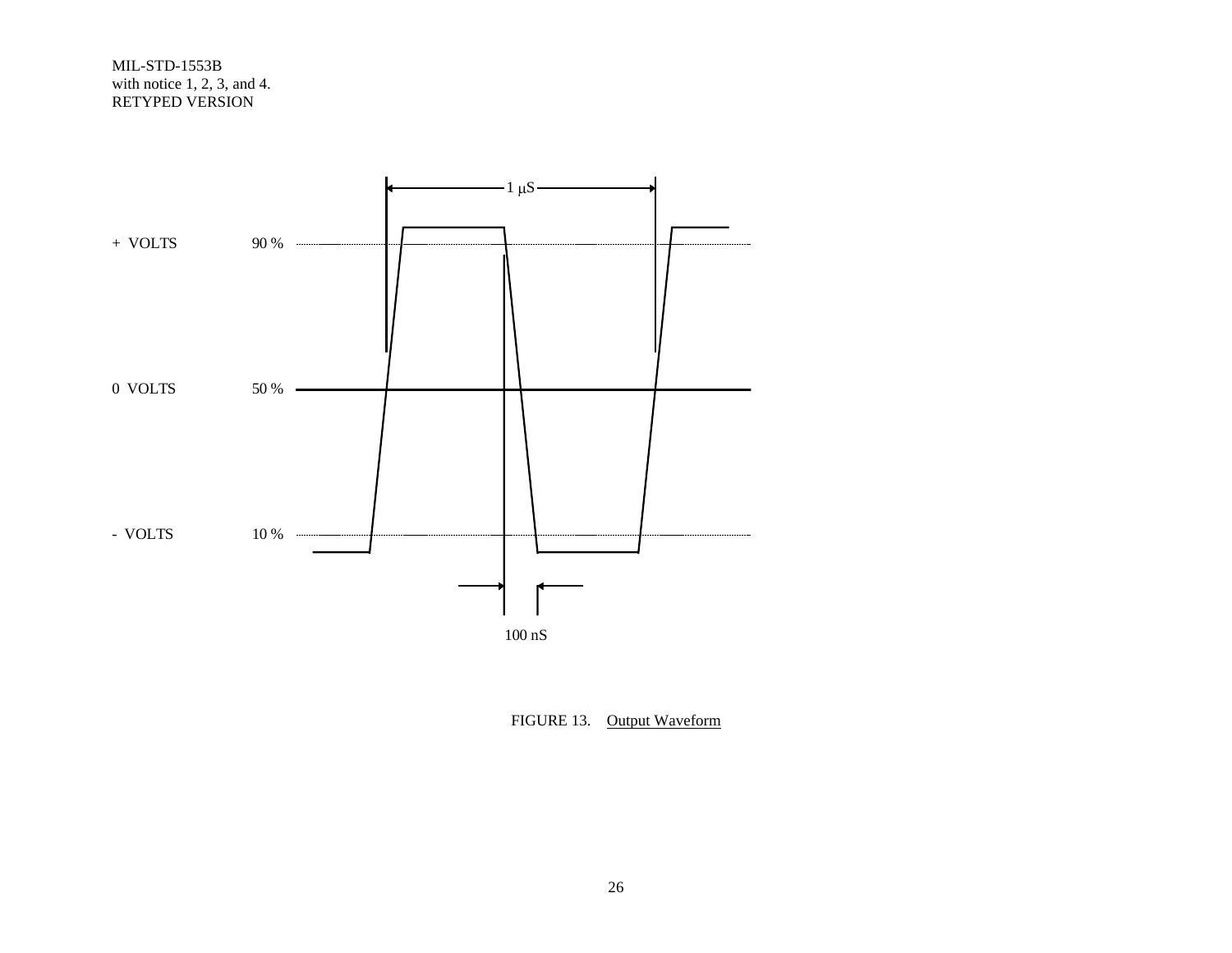+ VOLTS 90 %

0 VOLTS 50 %

- VOLTS 10 %

1 μS

100 nS

FIGURE 13. Output Waveform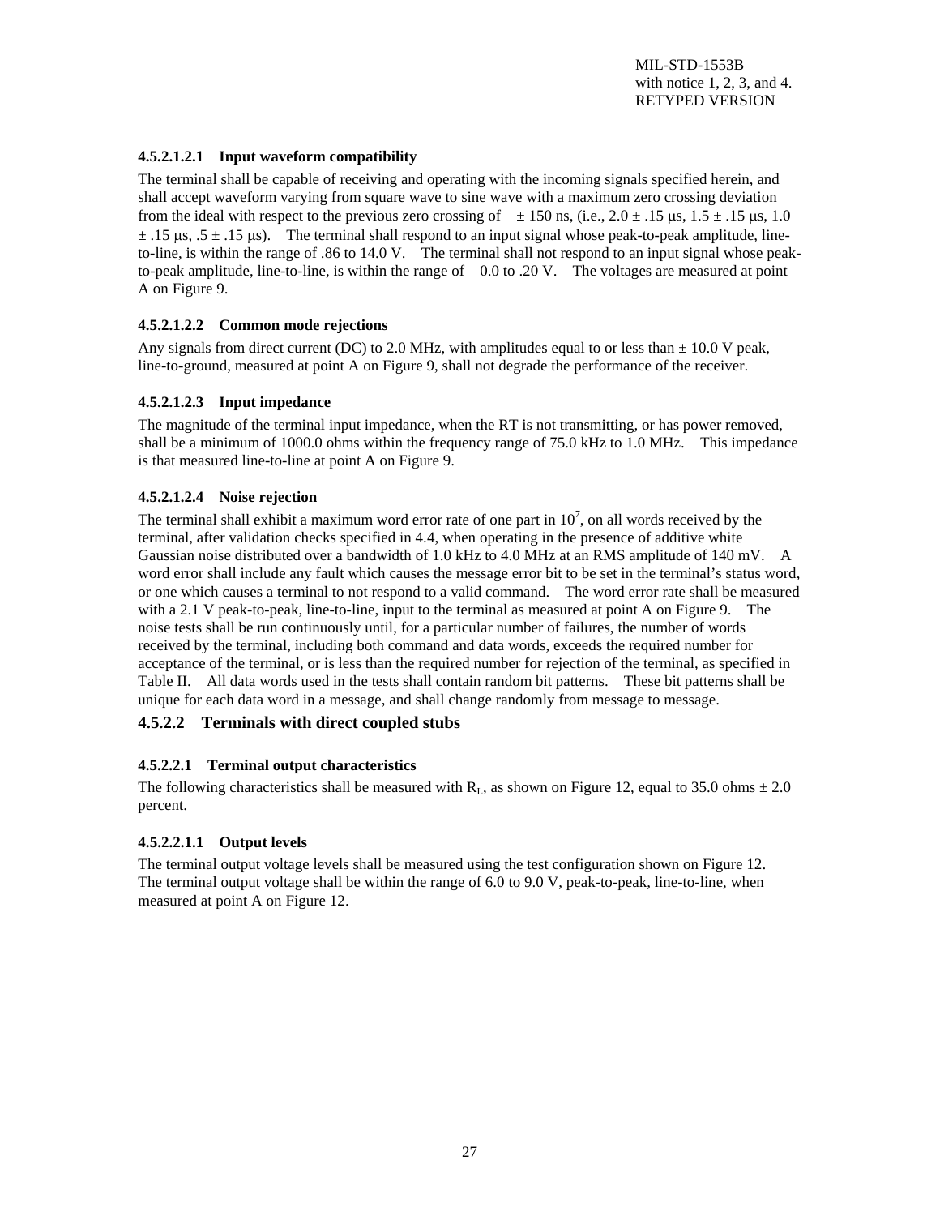#### 4.5.2.1.2.1 Input waveform compatibility

The terminal shall be capable of receiving and operating with the incoming signals specified herein, and shall accept waveform varying from square wave to sine wave with a maximum zero crossing deviation from the ideal with respect to the previous zero crossing of ± 150 ns, (i.e., 2.0 ± .15 μs, 1.5 ± .15 μs, 1.0 ± .15 μs, .5 ± .15 μs). The terminal shall respond to an input signal whose peak-to-peak amplitude, line-to-line, is within the range of .86 to 14.0 V. The terminal shall not respond to an input signal whose peak-to-peak amplitude, line-to-line, is within the range of 0.0 to .20 V. The voltages are measured at point A on Figure 9.

#### 4.5.2.1.2.2 Common mode rejections

Any signals from direct current (DC) to 2.0 MHz, with amplitudes equal to or less than ± 10.0 V peak, line-to-ground, measured at point A on Figure 9, shall not degrade the performance of the receiver.

#### 4.5.2.1.2.3 Input impedance

The magnitude of the terminal input impedance, when the RT is not transmitting, or has power removed, shall be a minimum of 1000.0 ohms within the frequency range of 75.0 kHz to 1.0 MHz. This impedance is that measured line-to-line at point A on Figure 9.

#### 4.5.2.1.2.4 Noise rejection

The terminal shall exhibit a maximum word error rate of one part in $10^7$, on all words received by the terminal, after validation checks specified in 4.4, when operating in the presence of additive white Gaussian noise distributed over a bandwidth of 1.0 kHz to 4.0 MHz at an RMS amplitude of 140 mV. A word error shall include any fault which causes the message error bit to be set in the terminal's status word, or one which causes a terminal to not respond to a valid command. The word error rate shall be measured with a 2.1 V peak-to-peak, line-to-line, input to the terminal as measured at point A on Figure 9. The noise tests shall be run continuously until, for a particular number of failures, the number of words received by the terminal, including both command and data words, exceeds the required number for acceptance of the terminal, or is less than the required number for rejection of the terminal, as specified in Table II. All data words used in the tests shall contain random bit patterns. These bit patterns shall be unique for each data word in a message, and shall change randomly from message to message.

### 4.5.2.2 Terminals with direct coupled stubs

#### 4.5.2.2.1 Terminal output characteristics

The following characteristics shall be measured with $R_L$, as shown on Figure 12, equal to 35.0 ohms ± 2.0 percent.

#### 4.5.2.2.1.1 Output levels

The terminal output voltage levels shall be measured using the test configuration shown on Figure 12. The terminal output voltage shall be within the range of 6.0 to 9.0 V, peak-to-peak, line-to-line, when measured at point A on Figure 12.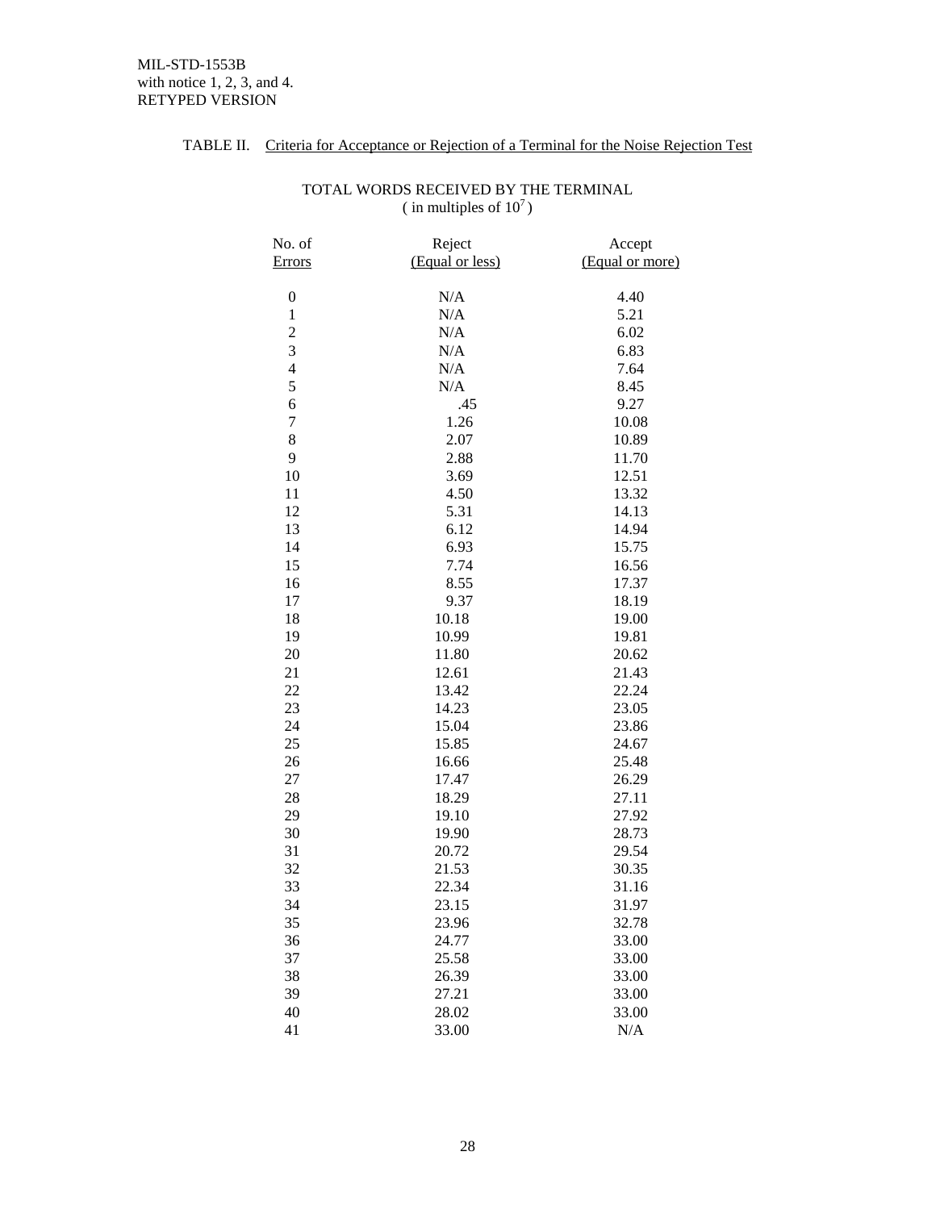TABLE II. Criteria for Acceptance or Rejection of a Terminal for the Noise Rejection Test

TOTAL WORDS RECEIVED BY THE TERMINAL
( in multiples of $10^7$ )

| No. of Errors | Reject (Equal or less) | Accept (Equal or more) |
|---|---|---|
| 0 | N/A | 4.40 |
| 1 | N/A | 5.21 |
| 2 | N/A | 6.02 |
| 3 | N/A | 6.83 |
| 4 | N/A | 7.64 |
| 5 | N/A | 8.45 |
| 6 | .45 | 9.27 |
| 7 | 1.26 | 10.08 |
| 8 | 2.07 | 10.89 |
| 9 | 2.88 | 11.70 |
| 10 | 3.69 | 12.51 |
| 11 | 4.50 | 13.32 |
| 12 | 5.31 | 14.13 |
| 13 | 6.12 | 14.94 |
| 14 | 6.93 | 15.75 |
| 15 | 7.74 | 16.56 |
| 16 | 8.55 | 17.37 |
| 17 | 9.37 | 18.19 |
| 18 | 10.18 | 19.00 |
| 19 | 10.99 | 19.81 |
| 20 | 11.80 | 20.62 |
| 21 | 12.61 | 21.43 |
| 22 | 13.42 | 22.24 |
| 23 | 14.23 | 23.05 |
| 24 | 15.04 | 23.86 |
| 25 | 15.85 | 24.67 |
| 26 | 16.66 | 25.48 |
| 27 | 17.47 | 26.29 |
| 28 | 18.29 | 27.11 |
| 29 | 19.10 | 27.92 |
| 30 | 19.90 | 28.73 |
| 31 | 20.72 | 29.54 |
| 32 | 21.53 | 30.35 |
| 33 | 22.34 | 31.16 |
| 34 | 23.15 | 31.97 |
| 35 | 23.96 | 32.78 |
| 36 | 24.77 | 33.00 |
| 37 | 25.58 | 33.00 |
| 38 | 26.39 | 33.00 |
| 39 | 27.21 | 33.00 |
| 40 | 28.02 | 33.00 |
| 41 | 33.00 | N/A |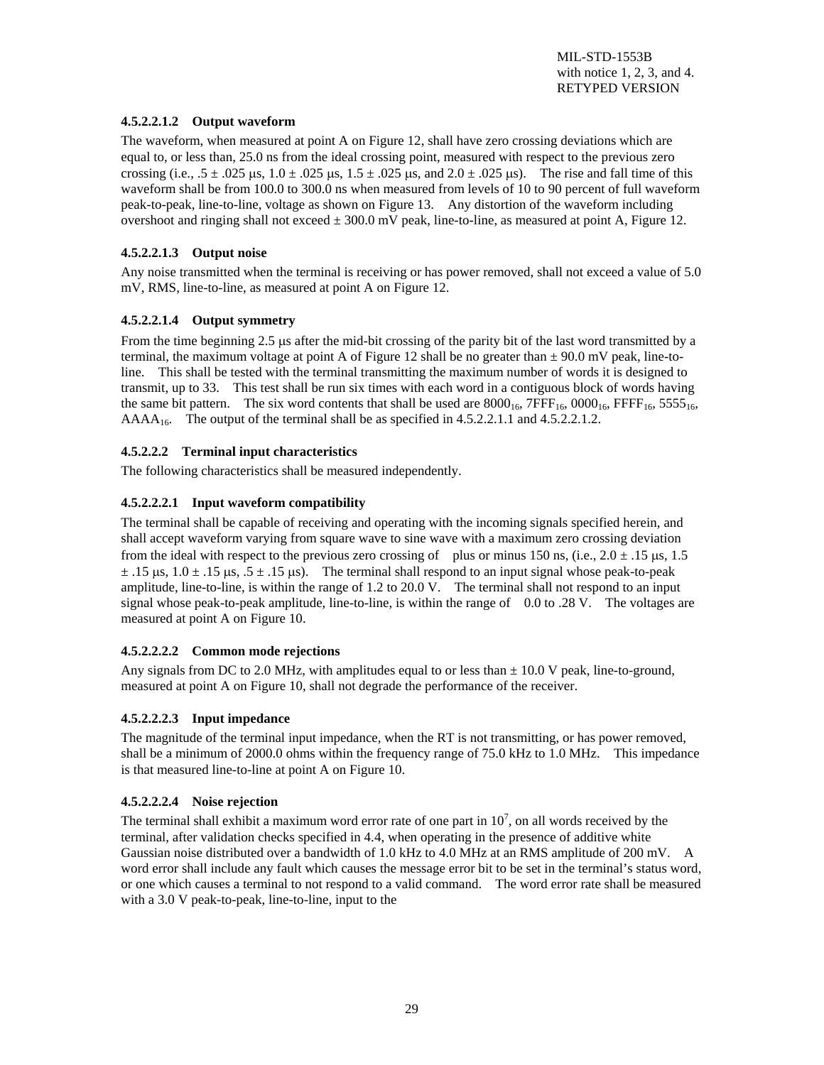#### 4.5.2.2.1.2 Output waveform

The waveform, when measured at point A on Figure 12, shall have zero crossing deviations which are equal to, or less than, 25.0 ns from the ideal crossing point, measured with respect to the previous zero crossing (i.e., .5 ± .025 μs, 1.0 ± .025 μs, 1.5 ± .025 μs, and 2.0 ± .025 μs). The rise and fall time of this waveform shall be from 100.0 to 300.0 ns when measured from levels of 10 to 90 percent of full waveform peak-to-peak, line-to-line, voltage as shown on Figure 13. Any distortion of the waveform including overshoot and ringing shall not exceed ± 300.0 mV peak, line-to-line, as measured at point A, Figure 12.

#### 4.5.2.2.1.3 Output noise

Any noise transmitted when the terminal is receiving or has power removed, shall not exceed a value of 5.0 mV, RMS, line-to-line, as measured at point A on Figure 12.

#### 4.5.2.2.1.4 Output symmetry

From the time beginning 2.5 μs after the mid-bit crossing of the parity bit of the last word transmitted by a terminal, the maximum voltage at point A of Figure 12 shall be no greater than ± 90.0 mV peak, line-to-line. This shall be tested with the terminal transmitting the maximum number of words it is designed to transmit, up to 33. This test shall be run six times with each word in a contiguous block of words having the same bit pattern. The six word contents that shall be used are $8000_{16}$, $7FFF_{16}$, $0000_{16}$, $FFFF_{16}$, $5555_{16}$, $AAAA_{16}$. The output of the terminal shall be as specified in 4.5.2.2.1.1 and 4.5.2.2.1.2.

#### 4.5.2.2.2 Terminal input characteristics

The following characteristics shall be measured independently.

#### 4.5.2.2.2.1 Input waveform compatibility

The terminal shall be capable of receiving and operating with the incoming signals specified herein, and shall accept waveform varying from square wave to sine wave with a maximum zero crossing deviation from the ideal with respect to the previous zero crossing of plus or minus 150 ns, (i.e., 2.0 ± .15 μs, 1.5 ± .15 μs, 1.0 ± .15 μs, .5 ± .15 μs). The terminal shall respond to an input signal whose peak-to-peak amplitude, line-to-line, is within the range of 1.2 to 20.0 V. The terminal shall not respond to an input signal whose peak-to-peak amplitude, line-to-line, is within the range of 0.0 to .28 V. The voltages are measured at point A on Figure 10.

#### 4.5.2.2.2.2 Common mode rejections

Any signals from DC to 2.0 MHz, with amplitudes equal to or less than ± 10.0 V peak, line-to-ground, measured at point A on Figure 10, shall not degrade the performance of the receiver.

#### 4.5.2.2.2.3 Input impedance

The magnitude of the terminal input impedance, when the RT is not transmitting, or has power removed, shall be a minimum of 2000.0 ohms within the frequency range of 75.0 kHz to 1.0 MHz. This impedance is that measured line-to-line at point A on Figure 10.

#### 4.5.2.2.2.4 Noise rejection

The terminal shall exhibit a maximum word error rate of one part in $10^7$, on all words received by the terminal, after validation checks specified in 4.4, when operating in the presence of additive white Gaussian noise distributed over a bandwidth of 1.0 kHz to 4.0 MHz at an RMS amplitude of 200 mV. A word error shall include any fault which causes the message error bit to be set in the terminal's status word, or one which causes a terminal to not respond to a valid command. The word error rate shall be measured with a 3.0 V peak-to-peak, line-to-line, input to the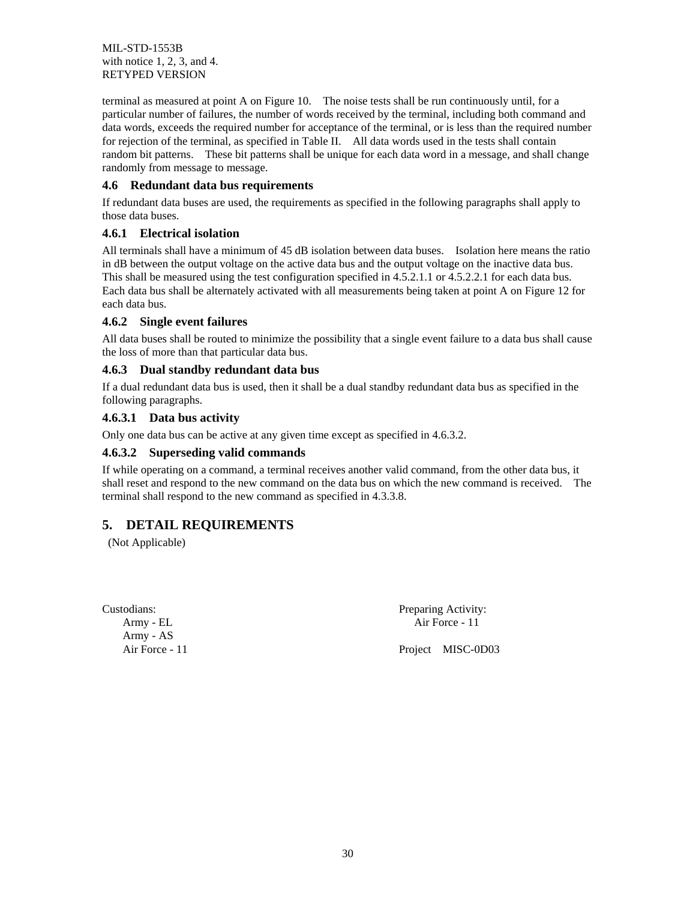terminal as measured at point A on Figure 10. The noise tests shall be run continuously until, for a particular number of failures, the number of words received by the terminal, including both command and data words, exceeds the required number for acceptance of the terminal, or is less than the required number for rejection of the terminal, as specified in Table II. All data words used in the tests shall contain random bit patterns. These bit patterns shall be unique for each data word in a message, and shall change randomly from message to message.

### 4.6 Redundant data bus requirements

If redundant data buses are used, the requirements as specified in the following paragraphs shall apply to those data buses.

### 4.6.1 Electrical isolation

All terminals shall have a minimum of 45 dB isolation between data buses. Isolation here means the ratio in dB between the output voltage on the active data bus and the output voltage on the inactive data bus. This shall be measured using the test configuration specified in 4.5.2.1.1 or 4.5.2.2.1 for each data bus. Each data bus shall be alternately activated with all measurements being taken at point A on Figure 12 for each data bus.

### 4.6.2 Single event failures

All data buses shall be routed to minimize the possibility that a single event failure to a data bus shall cause the loss of more than that particular data bus.

### 4.6.3 Dual standby redundant data bus

If a dual redundant data bus is used, then it shall be a dual standby redundant data bus as specified in the following paragraphs.

#### 4.6.3.1 Data bus activity

Only one data bus can be active at any given time except as specified in 4.6.3.2.

#### 4.6.3.2 Superseding valid commands

If while operating on a command, a terminal receives another valid command, from the other data bus, it shall reset and respond to the new command on the data bus on which the new command is received. The terminal shall respond to the new command as specified in 4.3.3.8.

## 5. DETAIL REQUIREMENTS

(Not Applicable)

Custodians:
Army - EL
Army - AS
Air Force - 11

Preparing Activity:
Air Force - 11

Project MISC-0D03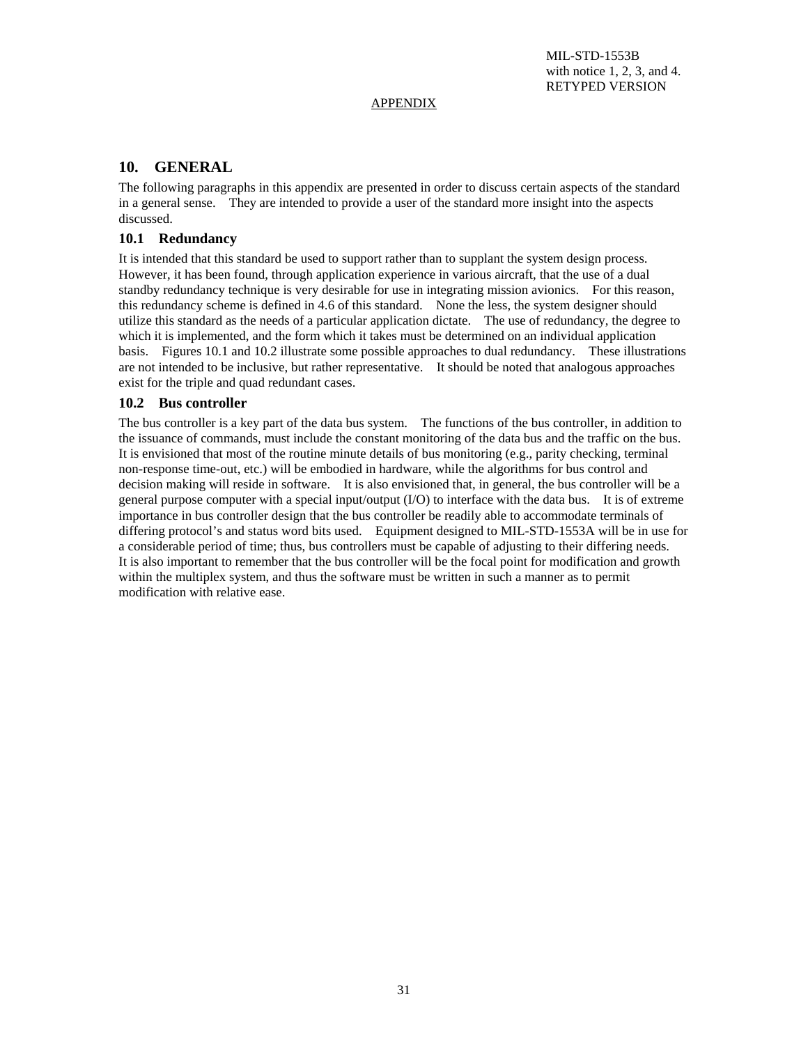APPENDIX

## 10. GENERAL

The following paragraphs in this appendix are presented in order to discuss certain aspects of the standard in a general sense. They are intended to provide a user of the standard more insight into the aspects discussed.

### 10.1 Redundancy

It is intended that this standard be used to support rather than to supplant the system design process. However, it has been found, through application experience in various aircraft, that the use of a dual standby redundancy technique is very desirable for use in integrating mission avionics. For this reason, this redundancy scheme is defined in 4.6 of this standard. None the less, the system designer should utilize this standard as the needs of a particular application dictate. The use of redundancy, the degree to which it is implemented, and the form which it takes must be determined on an individual application basis. Figures 10.1 and 10.2 illustrate some possible approaches to dual redundancy. These illustrations are not intended to be inclusive, but rather representative. It should be noted that analogous approaches exist for the triple and quad redundant cases.

### 10.2 Bus controller

The bus controller is a key part of the data bus system. The functions of the bus controller, in addition to the issuance of commands, must include the constant monitoring of the data bus and the traffic on the bus. It is envisioned that most of the routine minute details of bus monitoring (e.g., parity checking, terminal non-response time-out, etc.) will be embodied in hardware, while the algorithms for bus control and decision making will reside in software. It is also envisioned that, in general, the bus controller will be a general purpose computer with a special input/output (I/O) to interface with the data bus. It is of extreme importance in bus controller design that the bus controller be readily able to accommodate terminals of differing protocol's and status word bits used. Equipment designed to MIL-STD-1553A will be in use for a considerable period of time; thus, bus controllers must be capable of adjusting to their differing needs. It is also important to remember that the bus controller will be the focal point for modification and growth within the multiplex system, and thus the software must be written in such a manner as to permit modification with relative ease.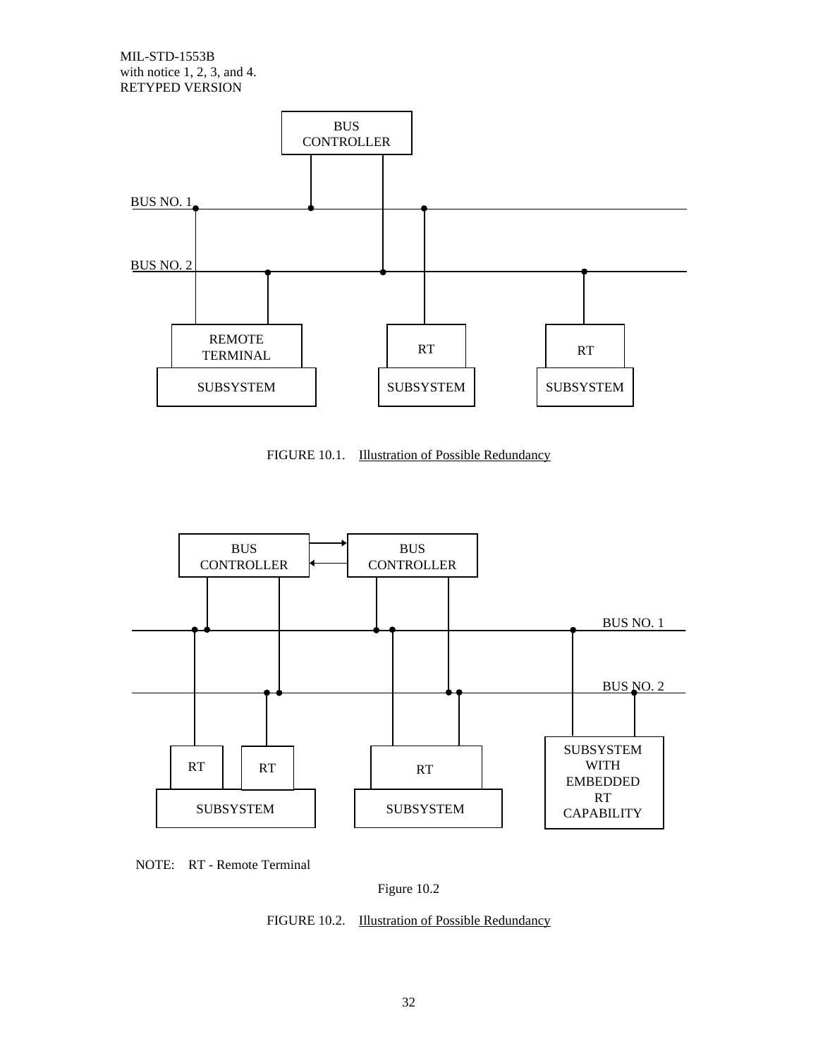FIGURE 10.1. Illustration of Possible Redundancy

NOTE: RT - Remote Terminal

Figure 10.2

FIGURE 10.2. Illustration of Possible Redundancy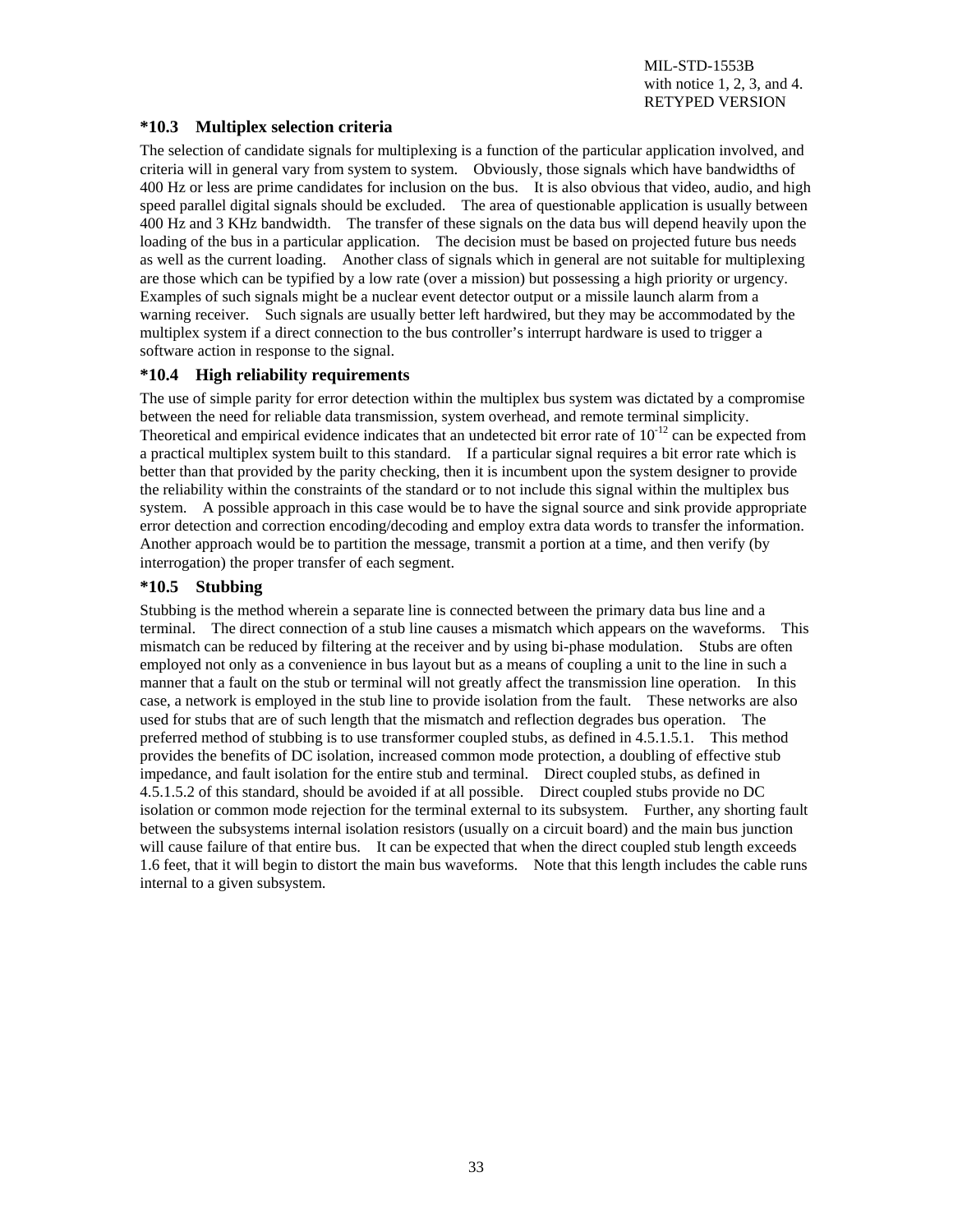### *10.3 Multiplex selection criteria

The selection of candidate signals for multiplexing is a function of the particular application involved, and criteria will in general vary from system to system. Obviously, those signals which have bandwidths of 400 Hz or less are prime candidates for inclusion on the bus. It is also obvious that video, audio, and high speed parallel digital signals should be excluded. The area of questionable application is usually between 400 Hz and 3 KHz bandwidth. The transfer of these signals on the data bus will depend heavily upon the loading of the bus in a particular application. The decision must be based on projected future bus needs as well as the current loading. Another class of signals which in general are not suitable for multiplexing are those which can be typified by a low rate (over a mission) but possessing a high priority or urgency. Examples of such signals might be a nuclear event detector output or a missile launch alarm from a warning receiver. Such signals are usually better left hardwired, but they may be accommodated by the multiplex system if a direct connection to the bus controller's interrupt hardware is used to trigger a software action in response to the signal.

### *10.4 High reliability requirements

The use of simple parity for error detection within the multiplex bus system was dictated by a compromise between the need for reliable data transmission, system overhead, and remote terminal simplicity. Theoretical and empirical evidence indicates that an undetected bit error rate of $10^{-12}$ can be expected from a practical multiplex system built to this standard. If a particular signal requires a bit error rate which is better than that provided by the parity checking, then it is incumbent upon the system designer to provide the reliability within the constraints of the standard or to not include this signal within the multiplex bus system. A possible approach in this case would be to have the signal source and sink provide appropriate error detection and correction encoding/decoding and employ extra data words to transfer the information. Another approach would be to partition the message, transmit a portion at a time, and then verify (by interrogation) the proper transfer of each segment.

### *10.5 Stubbing

Stubbing is the method wherein a separate line is connected between the primary data bus line and a terminal. The direct connection of a stub line causes a mismatch which appears on the waveforms. This mismatch can be reduced by filtering at the receiver and by using bi-phase modulation. Stubs are often employed not only as a convenience in bus layout but as a means of coupling a unit to the line in such a manner that a fault on the stub or terminal will not greatly affect the transmission line operation. In this case, a network is employed in the stub line to provide isolation from the fault. These networks are also used for stubs that are of such length that the mismatch and reflection degrades bus operation. The preferred method of stubbing is to use transformer coupled stubs, as defined in 4.5.1.5.1. This method provides the benefits of DC isolation, increased common mode protection, a doubling of effective stub impedance, and fault isolation for the entire stub and terminal. Direct coupled stubs, as defined in 4.5.1.5.2 of this standard, should be avoided if at all possible. Direct coupled stubs provide no DC isolation or common mode rejection for the terminal external to its subsystem. Further, any shorting fault between the subsystems internal isolation resistors (usually on a circuit board) and the main bus junction will cause failure of that entire bus. It can be expected that when the direct coupled stub length exceeds 1.6 feet, that it will begin to distort the main bus waveforms. Note that this length includes the cable runs internal to a given subsystem.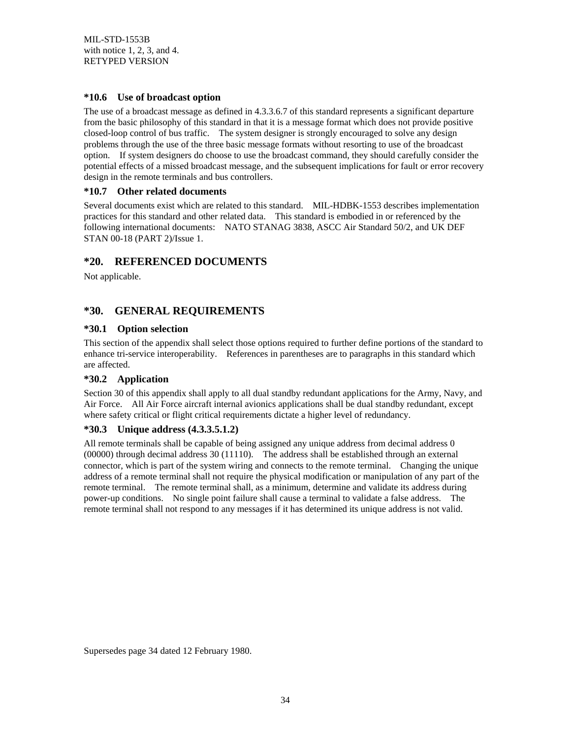### *10.6 Use of broadcast option

The use of a broadcast message as defined in 4.3.3.6.7 of this standard represents a significant departure from the basic philosophy of this standard in that it is a message format which does not provide positive closed-loop control of bus traffic. The system designer is strongly encouraged to solve any design problems through the use of the three basic message formats without resorting to use of the broadcast option. If system designers do choose to use the broadcast command, they should carefully consider the potential effects of a missed broadcast message, and the subsequent implications for fault or error recovery design in the remote terminals and bus controllers.

### *10.7 Other related documents

Several documents exist which are related to this standard. MIL-HDBK-1553 describes implementation practices for this standard and other related data. This standard is embodied in or referenced by the following international documents: NATO STANAG 3838, ASCC Air Standard 50/2, and UK DEF STAN 00-18 (PART 2)/Issue 1.

## *20. REFERENCED DOCUMENTS

Not applicable.

## *30. GENERAL REQUIREMENTS

### *30.1 Option selection

This section of the appendix shall select those options required to further define portions of the standard to enhance tri-service interoperability. References in parentheses are to paragraphs in this standard which are affected.

### *30.2 Application

Section 30 of this appendix shall apply to all dual standby redundant applications for the Army, Navy, and Air Force. All Air Force aircraft internal avionics applications shall be dual standby redundant, except where safety critical or flight critical requirements dictate a higher level of redundancy.

### *30.3 Unique address (4.3.3.5.1.2)

All remote terminals shall be capable of being assigned any unique address from decimal address 0 (00000) through decimal address 30 (11110). The address shall be established through an external connector, which is part of the system wiring and connects to the remote terminal. Changing the unique address of a remote terminal shall not require the physical modification or manipulation of any part of the remote terminal. The remote terminal shall, as a minimum, determine and validate its address during power-up conditions. No single point failure shall cause a terminal to validate a false address. The remote terminal shall not respond to any messages if it has determined its unique address is not valid.

Supersedes page 34 dated 12 February 1980.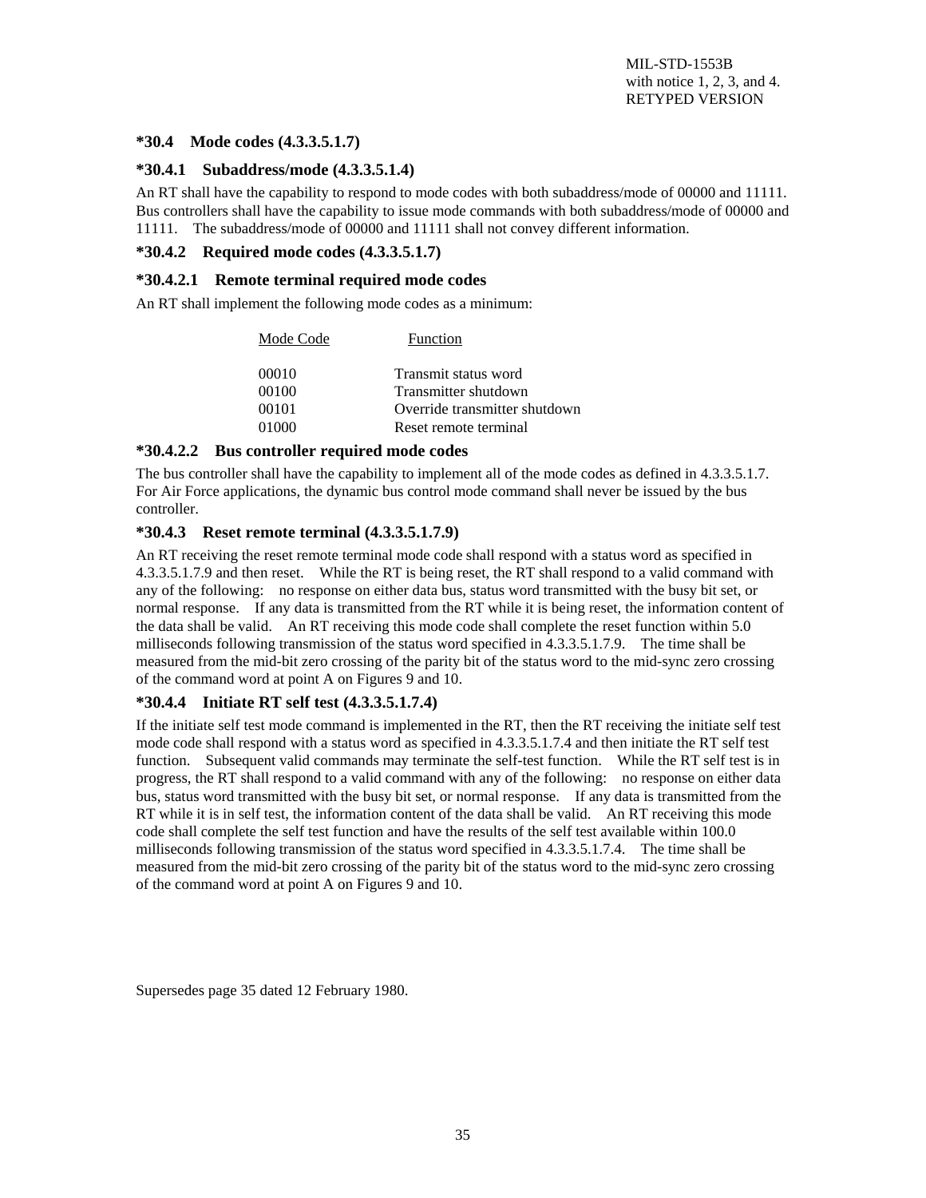### *30.4 Mode codes (4.3.3.5.1.7)

#### *30.4.1 Subaddress/mode (4.3.3.5.1.4)

An RT shall have the capability to respond to mode codes with both subaddress/mode of 00000 and 11111. Bus controllers shall have the capability to issue mode commands with both subaddress/mode of 00000 and 11111. The subaddress/mode of 00000 and 11111 shall not convey different information.

#### *30.4.2 Required mode codes (4.3.3.5.1.7)

##### *30.4.2.1 Remote terminal required mode codes

An RT shall implement the following mode codes as a minimum:

| Mode Code | Function |
|---|---|
| 00010 | Transmit status word |
| 00100 | Transmitter shutdown |
| 00101 | Override transmitter shutdown |
| 01000 | Reset remote terminal |

##### *30.4.2.2 Bus controller required mode codes

The bus controller shall have the capability to implement all of the mode codes as defined in 4.3.3.5.1.7. For Air Force applications, the dynamic bus control mode command shall never be issued by the bus controller.

#### *30.4.3 Reset remote terminal (4.3.3.5.1.7.9)

An RT receiving the reset remote terminal mode code shall respond with a status word as specified in 4.3.3.5.1.7.9 and then reset. While the RT is being reset, the RT shall respond to a valid command with any of the following: no response on either data bus, status word transmitted with the busy bit set, or normal response. If any data is transmitted from the RT while it is being reset, the information content of the data shall be valid. An RT receiving this mode code shall complete the reset function within 5.0 milliseconds following transmission of the status word specified in 4.3.3.5.1.7.9. The time shall be measured from the mid-bit zero crossing of the parity bit of the status word to the mid-sync zero crossing of the command word at point A on Figures 9 and 10.

#### *30.4.4 Initiate RT self test (4.3.3.5.1.7.4)

If the initiate self test mode command is implemented in the RT, then the RT receiving the initiate self test mode code shall respond with a status word as specified in 4.3.3.5.1.7.4 and then initiate the RT self test function. Subsequent valid commands may terminate the self-test function. While the RT self test is in progress, the RT shall respond to a valid command with any of the following: no response on either data bus, status word transmitted with the busy bit set, or normal response. If any data is transmitted from the RT while it is in self test, the information content of the data shall be valid. An RT receiving this mode code shall complete the self test function and have the results of the self test available within 100.0 milliseconds following transmission of the status word specified in 4.3.3.5.1.7.4. The time shall be measured from the mid-bit zero crossing of the parity bit of the status word to the mid-sync zero crossing of the command word at point A on Figures 9 and 10.

Supersedes page 35 dated 12 February 1980.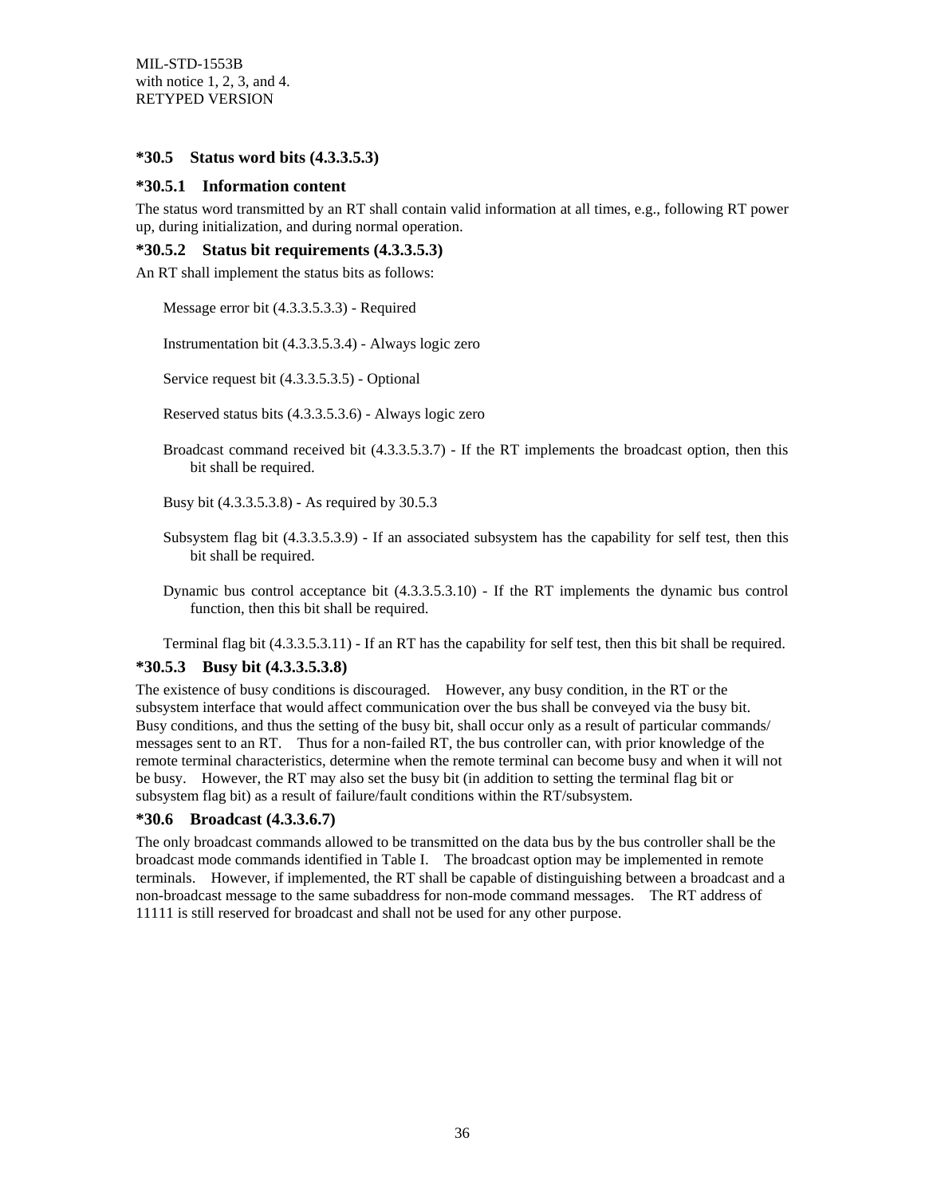### *30.5 Status word bits (4.3.3.5.3)

#### *30.5.1 Information content

The status word transmitted by an RT shall contain valid information at all times, e.g., following RT power up, during initialization, and during normal operation.

#### *30.5.2 Status bit requirements (4.3.3.5.3)

An RT shall implement the status bits as follows:

Message error bit (4.3.3.5.3.3) - Required

Instrumentation bit (4.3.3.5.3.4) - Always logic zero

Service request bit (4.3.3.5.3.5) - Optional

Reserved status bits (4.3.3.5.3.6) - Always logic zero

Broadcast command received bit (4.3.3.5.3.7) - If the RT implements the broadcast option, then this bit shall be required.

Busy bit (4.3.3.5.3.8) - As required by 30.5.3

Subsystem flag bit (4.3.3.5.3.9) - If an associated subsystem has the capability for self test, then this bit shall be required.

Dynamic bus control acceptance bit (4.3.3.5.3.10) - If the RT implements the dynamic bus control function, then this bit shall be required.

Terminal flag bit (4.3.3.5.3.11) - If an RT has the capability for self test, then this bit shall be required.

#### *30.5.3 Busy bit (4.3.3.5.3.8)

The existence of busy conditions is discouraged. However, any busy condition, in the RT or the subsystem interface that would affect communication over the bus shall be conveyed via the busy bit. Busy conditions, and thus the setting of the busy bit, shall occur only as a result of particular commands/ messages sent to an RT. Thus for a non-failed RT, the bus controller can, with prior knowledge of the remote terminal characteristics, determine when the remote terminal can become busy and when it will not be busy. However, the RT may also set the busy bit (in addition to setting the terminal flag bit or subsystem flag bit) as a result of failure/fault conditions within the RT/subsystem.

### *30.6 Broadcast (4.3.3.6.7)

The only broadcast commands allowed to be transmitted on the data bus by the bus controller shall be the broadcast mode commands identified in Table I. The broadcast option may be implemented in remote terminals. However, if implemented, the RT shall be capable of distinguishing between a broadcast and a non-broadcast message to the same subaddress for non-mode command messages. The RT address of 11111 is still reserved for broadcast and shall not be used for any other purpose.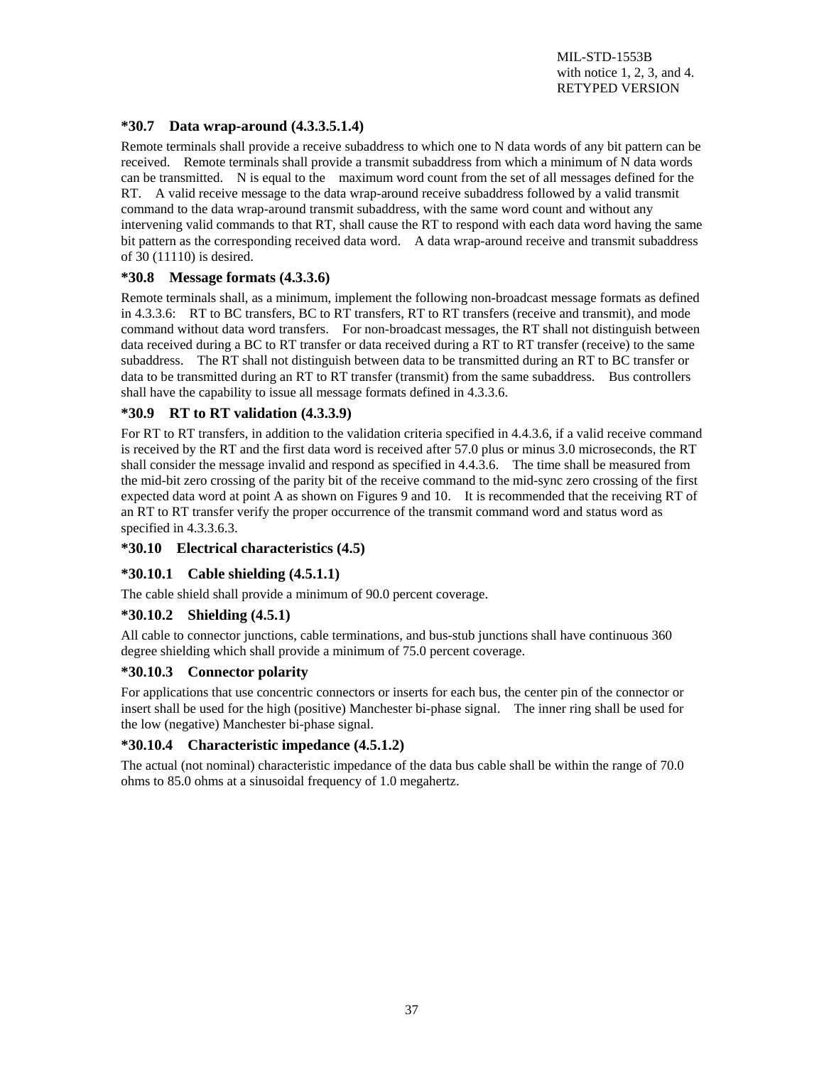### *30.7 Data wrap-around (4.3.3.5.1.4)

Remote terminals shall provide a receive subaddress to which one to N data words of any bit pattern can be received. Remote terminals shall provide a transmit subaddress from which a minimum of N data words can be transmitted. N is equal to the maximum word count from the set of all messages defined for the RT. A valid receive message to the data wrap-around receive subaddress followed by a valid transmit command to the data wrap-around transmit subaddress, with the same word count and without any intervening valid commands to that RT, shall cause the RT to respond with each data word having the same bit pattern as the corresponding received data word. A data wrap-around receive and transmit subaddress of 30 (11110) is desired.

### *30.8 Message formats (4.3.3.6)

Remote terminals shall, as a minimum, implement the following non-broadcast message formats as defined in 4.3.3.6: RT to BC transfers, BC to RT transfers, RT to RT transfers (receive and transmit), and mode command without data word transfers. For non-broadcast messages, the RT shall not distinguish between data received during a BC to RT transfer or data received during a RT to RT transfer (receive) to the same subaddress. The RT shall not distinguish between data to be transmitted during an RT to BC transfer or data to be transmitted during an RT to RT transfer (transmit) from the same subaddress. Bus controllers shall have the capability to issue all message formats defined in 4.3.3.6.

### *30.9 RT to RT validation (4.3.3.9)

For RT to RT transfers, in addition to the validation criteria specified in 4.4.3.6, if a valid receive command is received by the RT and the first data word is received after 57.0 plus or minus 3.0 microseconds, the RT shall consider the message invalid and respond as specified in 4.4.3.6. The time shall be measured from the mid-bit zero crossing of the parity bit of the receive command to the mid-sync zero crossing of the first expected data word at point A as shown on Figures 9 and 10. It is recommended that the receiving RT of an RT to RT transfer verify the proper occurrence of the transmit command word and status word as specified in 4.3.3.6.3.

### *30.10 Electrical characteristics (4.5)

#### *30.10.1 Cable shielding (4.5.1.1)

The cable shield shall provide a minimum of 90.0 percent coverage.

#### *30.10.2 Shielding (4.5.1)

All cable to connector junctions, cable terminations, and bus-stub junctions shall have continuous 360 degree shielding which shall provide a minimum of 75.0 percent coverage.

#### *30.10.3 Connector polarity

For applications that use concentric connectors or inserts for each bus, the center pin of the connector or insert shall be used for the high (positive) Manchester bi-phase signal. The inner ring shall be used for the low (negative) Manchester bi-phase signal.

#### *30.10.4 Characteristic impedance (4.5.1.2)

The actual (not nominal) characteristic impedance of the data bus cable shall be within the range of 70.0 ohms to 85.0 ohms at a sinusoidal frequency of 1.0 megahertz.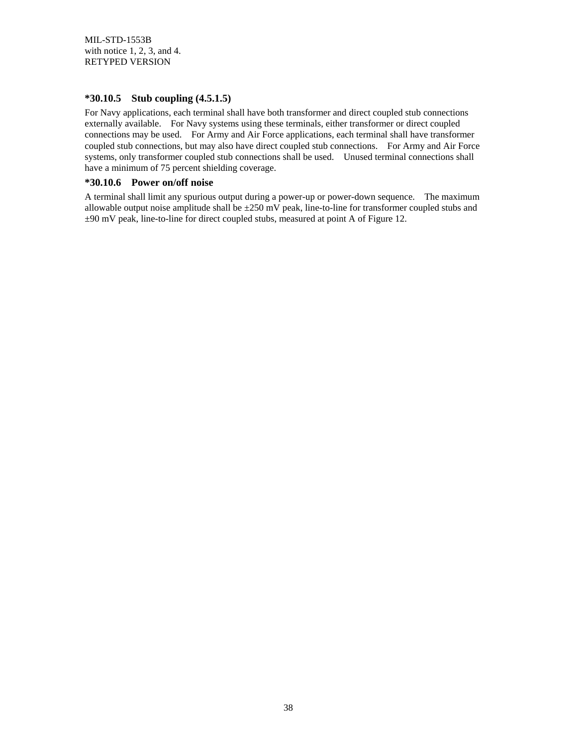### *30.10.5 Stub coupling (4.5.1.5)

For Navy applications, each terminal shall have both transformer and direct coupled stub connections externally available. For Navy systems using these terminals, either transformer or direct coupled connections may be used. For Army and Air Force applications, each terminal shall have transformer coupled stub connections, but may also have direct coupled stub connections. For Army and Air Force systems, only transformer coupled stub connections shall be used. Unused terminal connections shall have a minimum of 75 percent shielding coverage.

### *30.10.6 Power on/off noise

A terminal shall limit any spurious output during a power-up or power-down sequence. The maximum allowable output noise amplitude shall be ±250 mV peak, line-to-line for transformer coupled stubs and ±90 mV peak, line-to-line for direct coupled stubs, measured at point A of Figure 12.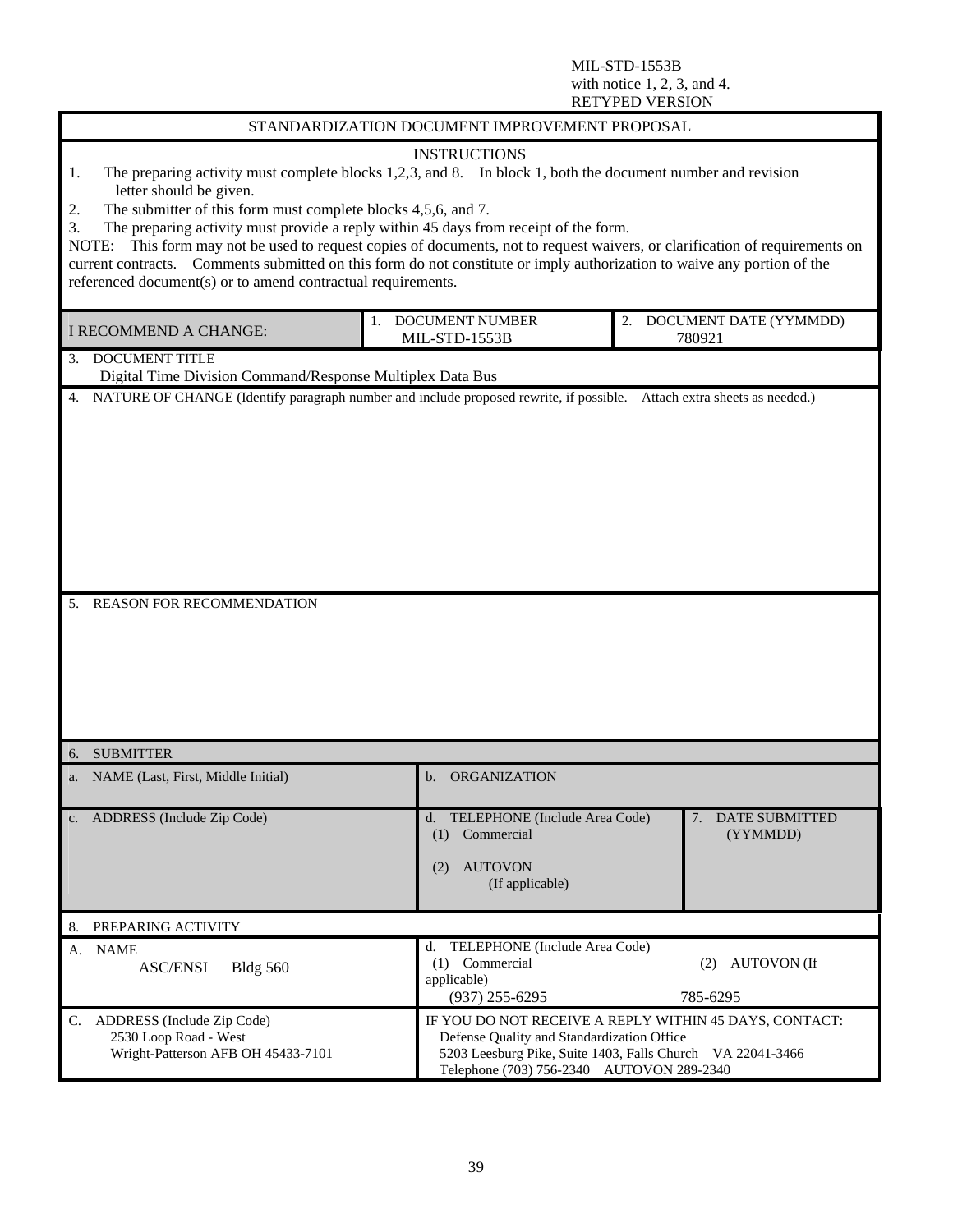MIL-STD-1553B
with notice 1, 2, 3, and 4.
RETYPED VERSION

## STANDARDIZATION DOCUMENT IMPROVEMENT PROPOSAL

### INSTRUCTIONS

1. The preparing activity must complete blocks 1,2,3, and 8. In block 1, both the document number and revision letter should be given.
2. The submitter of this form must complete blocks 4,5,6, and 7.
3. The preparing activity must provide a reply within 45 days from receipt of the form.

NOTE: This form may not be used to request copies of documents, not to request waivers, or clarification of requirements on current contracts. Comments submitted on this form do not constitute or imply authorization to waive any portion of the referenced document(s) or to amend contractual requirements.

| | | |
|---|---|---|
| I RECOMMEND A CHANGE: | 1. DOCUMENT NUMBER<br>MIL-STD-1553B | 2. DOCUMENT DATE (YYMMDD)<br>780921 |

3. DOCUMENT TITLE
Digital Time Division Command/Response Multiplex Data Bus

4. NATURE OF CHANGE (Identify paragraph number and include proposed rewrite, if possible. Attach extra sheets as needed.)

5. REASON FOR RECOMMENDATION

6. SUBMITTER

| | | |
|---|---|---|
| a. NAME (Last, First, Middle Initial) | b. ORGANIZATION | |
| c. ADDRESS (Include Zip Code) | d. TELEPHONE (Include Area Code)<br>(1) Commercial<br>(2) AUTOVON (If applicable) | 7. DATE SUBMITTED (YYMMDD) |

8. PREPARING ACTIVITY

| | |
|---|---|
| A. NAME<br>ASC/ENSI Bldg 560 | d. TELEPHONE (Include Area Code)<br>(1) Commercial (937) 255-6295<br>(2) AUTOVON (If applicable) 785-6295 |
| C. ADDRESS (Include Zip Code)<br>2530 Loop Road - West<br>Wright-Patterson AFB OH 45433-7101 | IF YOU DO NOT RECEIVE A REPLY WITHIN 45 DAYS, CONTACT:<br>Defense Quality and Standardization Office<br>5203 Leesburg Pike, Suite 1403, Falls Church VA 22041-3466<br>Telephone (703) 756-2340 AUTOVON 289-2340 |